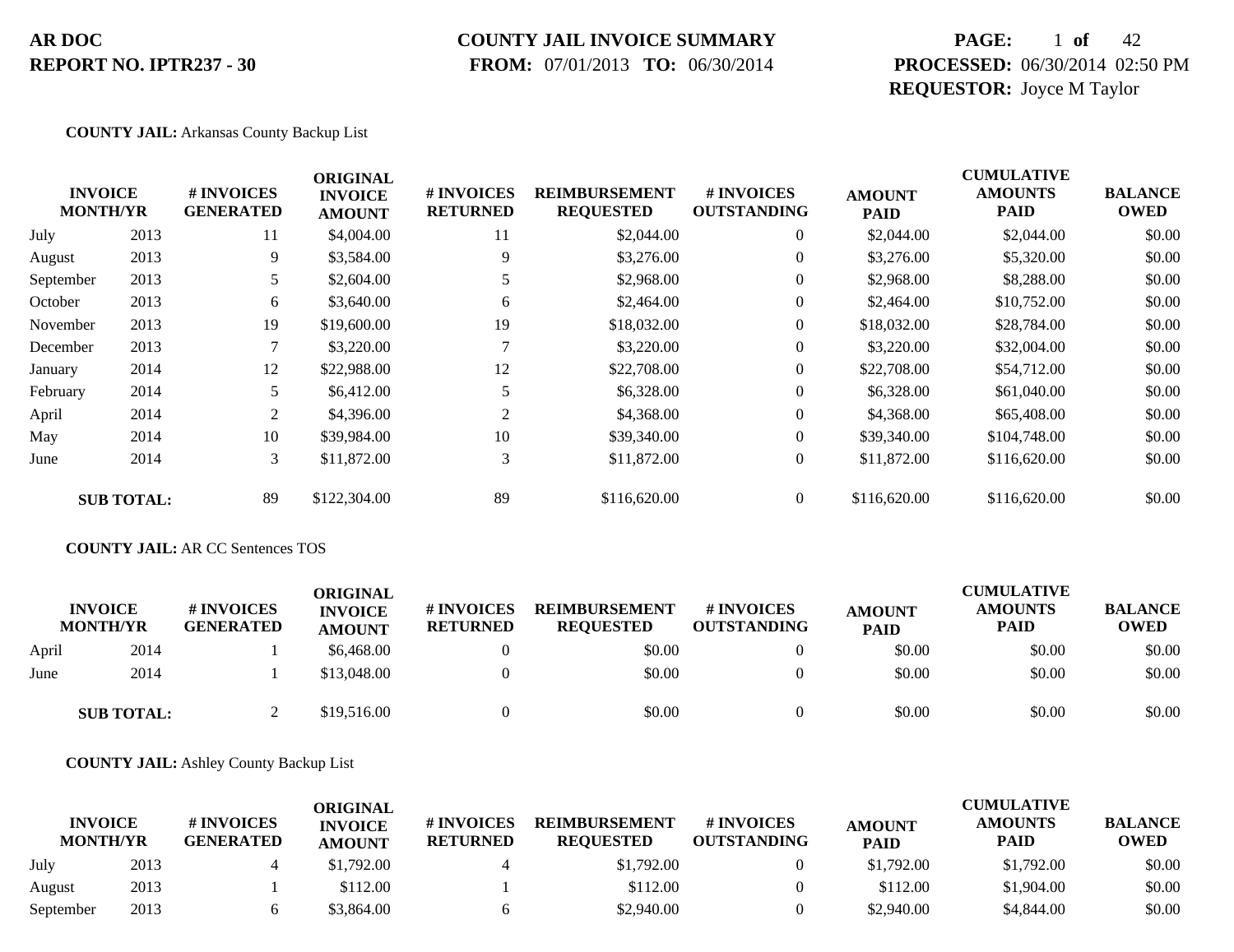**AR DOC**
**REPORT NO. IPTR237 - 30**

**COUNTY JAIL INVOICE SUMMARY**
**FROM:** 07/01/2013 **TO:** 06/30/2014

**PROCESSED:** 06/30/2014 02:50 PM
**REQUESTOR:** Joyce M Taylor

**COUNTY JAIL:** Arkansas County Backup List

| INVOICE MONTH/YR | | # INVOICES GENERATED | ORIGINAL INVOICE AMOUNT | # INVOICES RETURNED | REIMBURSEMENT REQUESTED | # INVOICES OUTSTANDING | AMOUNT PAID | CUMULATIVE AMOUNTS PAID | BALANCE OWED |
|---|---|---|---|---|---|---|---|---|---|
| July | 2013 | 11 | $4,004.00 | 11 | $2,044.00 | 0 | $2,044.00 | $2,044.00 | $0.00 |
| August | 2013 | 9 | $3,584.00 | 9 | $3,276.00 | 0 | $3,276.00 | $5,320.00 | $0.00 |
| September | 2013 | 5 | $2,604.00 | 5 | $2,968.00 | 0 | $2,968.00 | $8,288.00 | $0.00 |
| October | 2013 | 6 | $3,640.00 | 6 | $2,464.00 | 0 | $2,464.00 | $10,752.00 | $0.00 |
| November | 2013 | 19 | $19,600.00 | 19 | $18,032.00 | 0 | $18,032.00 | $28,784.00 | $0.00 |
| December | 2013 | 7 | $3,220.00 | 7 | $3,220.00 | 0 | $3,220.00 | $32,004.00 | $0.00 |
| January | 2014 | 12 | $22,988.00 | 12 | $22,708.00 | 0 | $22,708.00 | $54,712.00 | $0.00 |
| February | 2014 | 5 | $6,412.00 | 5 | $6,328.00 | 0 | $6,328.00 | $61,040.00 | $0.00 |
| April | 2014 | 2 | $4,396.00 | 2 | $4,368.00 | 0 | $4,368.00 | $65,408.00 | $0.00 |
| May | 2014 | 10 | $39,984.00 | 10 | $39,340.00 | 0 | $39,340.00 | $104,748.00 | $0.00 |
| June | 2014 | 3 | $11,872.00 | 3 | $11,872.00 | 0 | $11,872.00 | $116,620.00 | $0.00 |
| **SUB TOTAL:** | | 89 | $122,304.00 | 89 | $116,620.00 | 0 | $116,620.00 | $116,620.00 | $0.00 |

**COUNTY JAIL:** AR CC Sentences TOS

| INVOICE MONTH/YR | | # INVOICES GENERATED | ORIGINAL INVOICE AMOUNT | # INVOICES RETURNED | REIMBURSEMENT REQUESTED | # INVOICES OUTSTANDING | AMOUNT PAID | CUMULATIVE AMOUNTS PAID | BALANCE OWED |
|---|---|---|---|---|---|---|---|---|---|
| April | 2014 | 1 | $6,468.00 | 0 | $0.00 | 0 | $0.00 | $0.00 | $0.00 |
| June | 2014 | 1 | $13,048.00 | 0 | $0.00 | 0 | $0.00 | $0.00 | $0.00 |
| **SUB TOTAL:** | | 2 | $19,516.00 | 0 | $0.00 | 0 | $0.00 | $0.00 | $0.00 |

**COUNTY JAIL:** Ashley County Backup List

| INVOICE MONTH/YR | | # INVOICES GENERATED | ORIGINAL INVOICE AMOUNT | # INVOICES RETURNED | REIMBURSEMENT REQUESTED | # INVOICES OUTSTANDING | AMOUNT PAID | CUMULATIVE AMOUNTS PAID | BALANCE OWED |
|---|---|---|---|---|---|---|---|---|---|
| July | 2013 | 4 | $1,792.00 | 4 | $1,792.00 | 0 | $1,792.00 | $1,792.00 | $0.00 |
| August | 2013 | 1 | $112.00 | 1 | $112.00 | 0 | $112.00 | $1,904.00 | $0.00 |
| September | 2013 | 6 | $3,864.00 | 6 | $2,940.00 | 0 | $2,940.00 | $4,844.00 | $0.00 |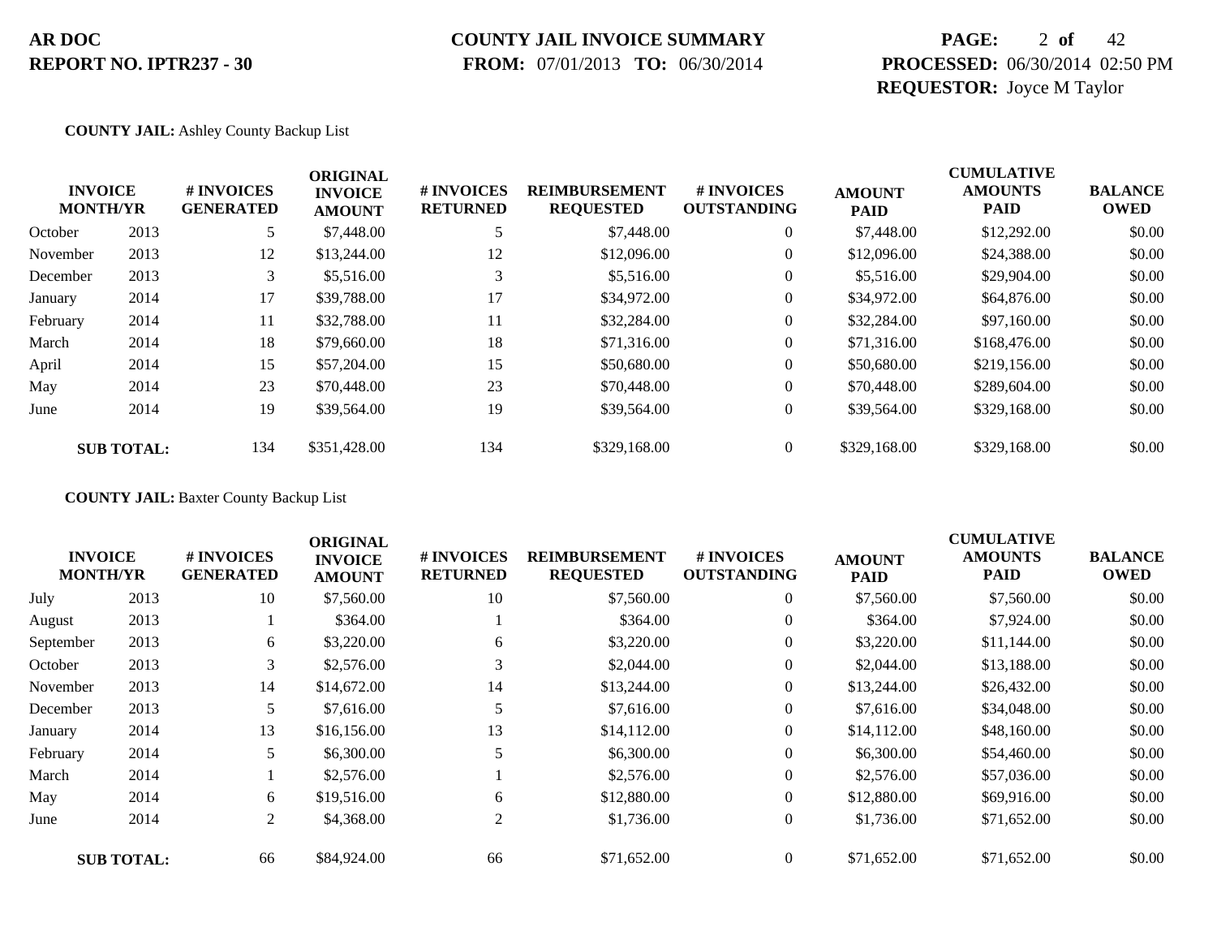**AR DOC**
**REPORT NO. IPTR237 - 30**

**COUNTY JAIL INVOICE SUMMARY**
**FROM:** 07/01/2013 **TO:** 06/30/2014

**PROCESSED:** 06/30/2014 02:50 PM
**REQUESTOR:** Joyce M Taylor

**COUNTY JAIL:** Ashley County Backup List

| INVOICE MONTH/YR | | # INVOICES GENERATED | ORIGINAL INVOICE AMOUNT | # INVOICES RETURNED | REIMBURSEMENT REQUESTED | # INVOICES OUTSTANDING | AMOUNT PAID | CUMULATIVE AMOUNTS PAID | BALANCE OWED |
|---|---|---|---|---|---|---|---|---|---|
| October | 2013 | 5 | $7,448.00 | 5 | $7,448.00 | 0 | $7,448.00 | $12,292.00 | $0.00 |
| November | 2013 | 12 | $13,244.00 | 12 | $12,096.00 | 0 | $12,096.00 | $24,388.00 | $0.00 |
| December | 2013 | 3 | $5,516.00 | 3 | $5,516.00 | 0 | $5,516.00 | $29,904.00 | $0.00 |
| January | 2014 | 17 | $39,788.00 | 17 | $34,972.00 | 0 | $34,972.00 | $64,876.00 | $0.00 |
| February | 2014 | 11 | $32,788.00 | 11 | $32,284.00 | 0 | $32,284.00 | $97,160.00 | $0.00 |
| March | 2014 | 18 | $79,660.00 | 18 | $71,316.00 | 0 | $71,316.00 | $168,476.00 | $0.00 |
| April | 2014 | 15 | $57,204.00 | 15 | $50,680.00 | 0 | $50,680.00 | $219,156.00 | $0.00 |
| May | 2014 | 23 | $70,448.00 | 23 | $70,448.00 | 0 | $70,448.00 | $289,604.00 | $0.00 |
| June | 2014 | 19 | $39,564.00 | 19 | $39,564.00 | 0 | $39,564.00 | $329,168.00 | $0.00 |
| **SUB TOTAL:** | | 134 | $351,428.00 | 134 | $329,168.00 | 0 | $329,168.00 | $329,168.00 | $0.00 |

**COUNTY JAIL:** Baxter County Backup List

| INVOICE MONTH/YR | | # INVOICES GENERATED | ORIGINAL INVOICE AMOUNT | # INVOICES RETURNED | REIMBURSEMENT REQUESTED | # INVOICES OUTSTANDING | AMOUNT PAID | CUMULATIVE AMOUNTS PAID | BALANCE OWED |
|---|---|---|---|---|---|---|---|---|---|
| July | 2013 | 10 | $7,560.00 | 10 | $7,560.00 | 0 | $7,560.00 | $7,560.00 | $0.00 |
| August | 2013 | 1 | $364.00 | 1 | $364.00 | 0 | $364.00 | $7,924.00 | $0.00 |
| September | 2013 | 6 | $3,220.00 | 6 | $3,220.00 | 0 | $3,220.00 | $11,144.00 | $0.00 |
| October | 2013 | 3 | $2,576.00 | 3 | $2,044.00 | 0 | $2,044.00 | $13,188.00 | $0.00 |
| November | 2013 | 14 | $14,672.00 | 14 | $13,244.00 | 0 | $13,244.00 | $26,432.00 | $0.00 |
| December | 2013 | 5 | $7,616.00 | 5 | $7,616.00 | 0 | $7,616.00 | $34,048.00 | $0.00 |
| January | 2014 | 13 | $16,156.00 | 13 | $14,112.00 | 0 | $14,112.00 | $48,160.00 | $0.00 |
| February | 2014 | 5 | $6,300.00 | 5 | $6,300.00 | 0 | $6,300.00 | $54,460.00 | $0.00 |
| March | 2014 | 1 | $2,576.00 | 1 | $2,576.00 | 0 | $2,576.00 | $57,036.00 | $0.00 |
| May | 2014 | 6 | $19,516.00 | 6 | $12,880.00 | 0 | $12,880.00 | $69,916.00 | $0.00 |
| June | 2014 | 2 | $4,368.00 | 2 | $1,736.00 | 0 | $1,736.00 | $71,652.00 | $0.00 |
| **SUB TOTAL:** | | 66 | $84,924.00 | 66 | $71,652.00 | 0 | $71,652.00 | $71,652.00 | $0.00 |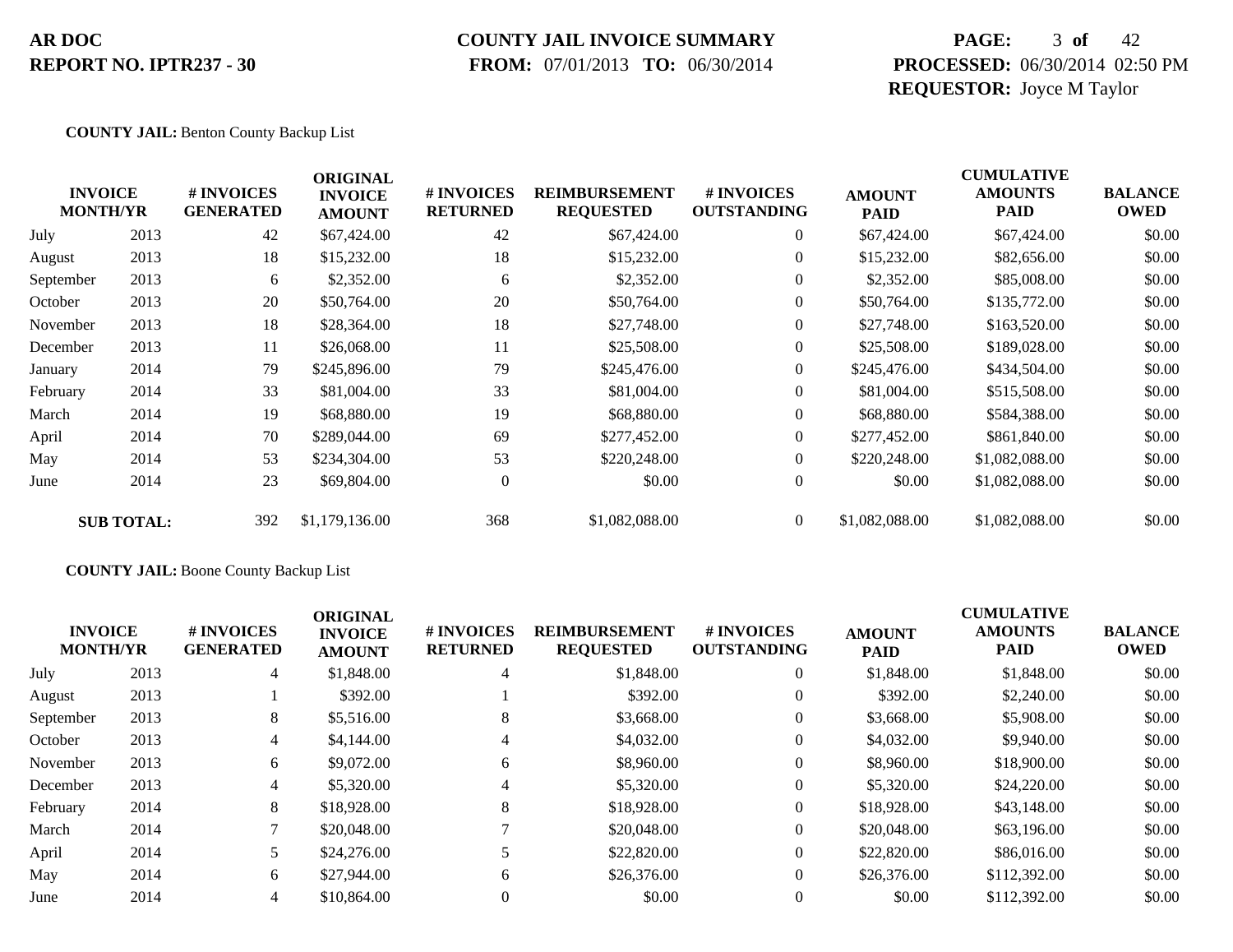**COUNTY JAIL:** Benton County Backup List

| INVOICE MONTH/YR | | # INVOICES GENERATED | ORIGINAL INVOICE AMOUNT | # INVOICES RETURNED | REIMBURSEMENT REQUESTED | # INVOICES OUTSTANDING | AMOUNT PAID | CUMULATIVE AMOUNTS PAID | BALANCE OWED |
|---|---|---|---|---|---|---|---|---|---|
| July | 2013 | 42 | $67,424.00 | 42 | $67,424.00 | 0 | $67,424.00 | $67,424.00 | $0.00 |
| August | 2013 | 18 | $15,232.00 | 18 | $15,232.00 | 0 | $15,232.00 | $82,656.00 | $0.00 |
| September | 2013 | 6 | $2,352.00 | 6 | $2,352.00 | 0 | $2,352.00 | $85,008.00 | $0.00 |
| October | 2013 | 20 | $50,764.00 | 20 | $50,764.00 | 0 | $50,764.00 | $135,772.00 | $0.00 |
| November | 2013 | 18 | $28,364.00 | 18 | $27,748.00 | 0 | $27,748.00 | $163,520.00 | $0.00 |
| December | 2013 | 11 | $26,068.00 | 11 | $25,508.00 | 0 | $25,508.00 | $189,028.00 | $0.00 |
| January | 2014 | 79 | $245,896.00 | 79 | $245,476.00 | 0 | $245,476.00 | $434,504.00 | $0.00 |
| February | 2014 | 33 | $81,004.00 | 33 | $81,004.00 | 0 | $81,004.00 | $515,508.00 | $0.00 |
| March | 2014 | 19 | $68,880.00 | 19 | $68,880.00 | 0 | $68,880.00 | $584,388.00 | $0.00 |
| April | 2014 | 70 | $289,044.00 | 69 | $277,452.00 | 0 | $277,452.00 | $861,840.00 | $0.00 |
| May | 2014 | 53 | $234,304.00 | 53 | $220,248.00 | 0 | $220,248.00 | $1,082,088.00 | $0.00 |
| June | 2014 | 23 | $69,804.00 | 0 | $0.00 | 0 | $0.00 | $1,082,088.00 | $0.00 |
| **SUB TOTAL:** | | 392 | $1,179,136.00 | 368 | $1,082,088.00 | 0 | $1,082,088.00 | $1,082,088.00 | $0.00 |

**COUNTY JAIL:** Boone County Backup List

| INVOICE MONTH/YR | | # INVOICES GENERATED | ORIGINAL INVOICE AMOUNT | # INVOICES RETURNED | REIMBURSEMENT REQUESTED | # INVOICES OUTSTANDING | AMOUNT PAID | CUMULATIVE AMOUNTS PAID | BALANCE OWED |
|---|---|---|---|---|---|---|---|---|---|
| July | 2013 | 4 | $1,848.00 | 4 | $1,848.00 | 0 | $1,848.00 | $1,848.00 | $0.00 |
| August | 2013 | 1 | $392.00 | 1 | $392.00 | 0 | $392.00 | $2,240.00 | $0.00 |
| September | 2013 | 8 | $5,516.00 | 8 | $3,668.00 | 0 | $3,668.00 | $5,908.00 | $0.00 |
| October | 2013 | 4 | $4,144.00 | 4 | $4,032.00 | 0 | $4,032.00 | $9,940.00 | $0.00 |
| November | 2013 | 6 | $9,072.00 | 6 | $8,960.00 | 0 | $8,960.00 | $18,900.00 | $0.00 |
| December | 2013 | 4 | $5,320.00 | 4 | $5,320.00 | 0 | $5,320.00 | $24,220.00 | $0.00 |
| February | 2014 | 8 | $18,928.00 | 8 | $18,928.00 | 0 | $18,928.00 | $43,148.00 | $0.00 |
| March | 2014 | 7 | $20,048.00 | 7 | $20,048.00 | 0 | $20,048.00 | $63,196.00 | $0.00 |
| April | 2014 | 5 | $24,276.00 | 5 | $22,820.00 | 0 | $22,820.00 | $86,016.00 | $0.00 |
| May | 2014 | 6 | $27,944.00 | 6 | $26,376.00 | 0 | $26,376.00 | $112,392.00 | $0.00 |
| June | 2014 | 4 | $10,864.00 | 0 | $0.00 | 0 | $0.00 | $112,392.00 | $0.00 |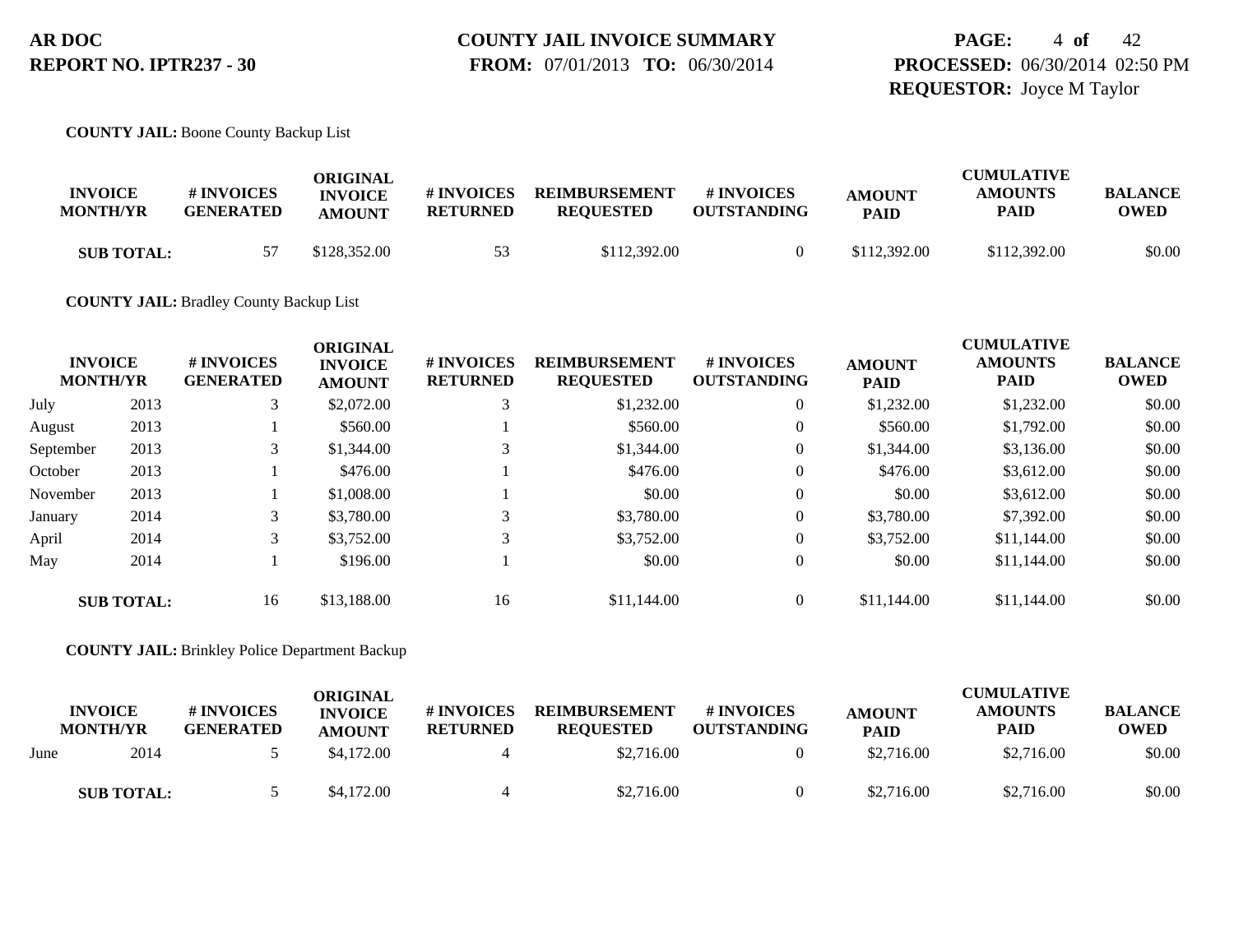**COUNTY JAIL:** Boone County Backup List

| INVOICE MONTH/YR | | # INVOICES GENERATED | ORIGINAL INVOICE AMOUNT | # INVOICES RETURNED | REIMBURSEMENT REQUESTED | # INVOICES OUTSTANDING | AMOUNT PAID | CUMULATIVE AMOUNTS PAID | BALANCE OWED |
|---|---|---|---|---|---|---|---|---|---|
| **SUB TOTAL:** | | 57 | $128,352.00 | 53 | $112,392.00 | 0 | $112,392.00 | $112,392.00 | $0.00 |

**COUNTY JAIL:** Bradley County Backup List

| INVOICE MONTH/YR | | # INVOICES GENERATED | ORIGINAL INVOICE AMOUNT | # INVOICES RETURNED | REIMBURSEMENT REQUESTED | # INVOICES OUTSTANDING | AMOUNT PAID | CUMULATIVE AMOUNTS PAID | BALANCE OWED |
|---|---|---|---|---|---|---|---|---|---|
| July | 2013 | 3 | $2,072.00 | 3 | $1,232.00 | 0 | $1,232.00 | $1,232.00 | $0.00 |
| August | 2013 | 1 | $560.00 | 1 | $560.00 | 0 | $560.00 | $1,792.00 | $0.00 |
| September | 2013 | 3 | $1,344.00 | 3 | $1,344.00 | 0 | $1,344.00 | $3,136.00 | $0.00 |
| October | 2013 | 1 | $476.00 | 1 | $476.00 | 0 | $476.00 | $3,612.00 | $0.00 |
| November | 2013 | 1 | $1,008.00 | 1 | $0.00 | 0 | $0.00 | $3,612.00 | $0.00 |
| January | 2014 | 3 | $3,780.00 | 3 | $3,780.00 | 0 | $3,780.00 | $7,392.00 | $0.00 |
| April | 2014 | 3 | $3,752.00 | 3 | $3,752.00 | 0 | $3,752.00 | $11,144.00 | $0.00 |
| May | 2014 | 1 | $196.00 | 1 | $0.00 | 0 | $0.00 | $11,144.00 | $0.00 |
| **SUB TOTAL:** | | 16 | $13,188.00 | 16 | $11,144.00 | 0 | $11,144.00 | $11,144.00 | $0.00 |

**COUNTY JAIL:** Brinkley Police Department Backup

| INVOICE MONTH/YR | | # INVOICES GENERATED | ORIGINAL INVOICE AMOUNT | # INVOICES RETURNED | REIMBURSEMENT REQUESTED | # INVOICES OUTSTANDING | AMOUNT PAID | CUMULATIVE AMOUNTS PAID | BALANCE OWED |
|---|---|---|---|---|---|---|---|---|---|
| June | 2014 | 5 | $4,172.00 | 4 | $2,716.00 | 0 | $2,716.00 | $2,716.00 | $0.00 |
| **SUB TOTAL:** | | 5 | $4,172.00 | 4 | $2,716.00 | 0 | $2,716.00 | $2,716.00 | $0.00 |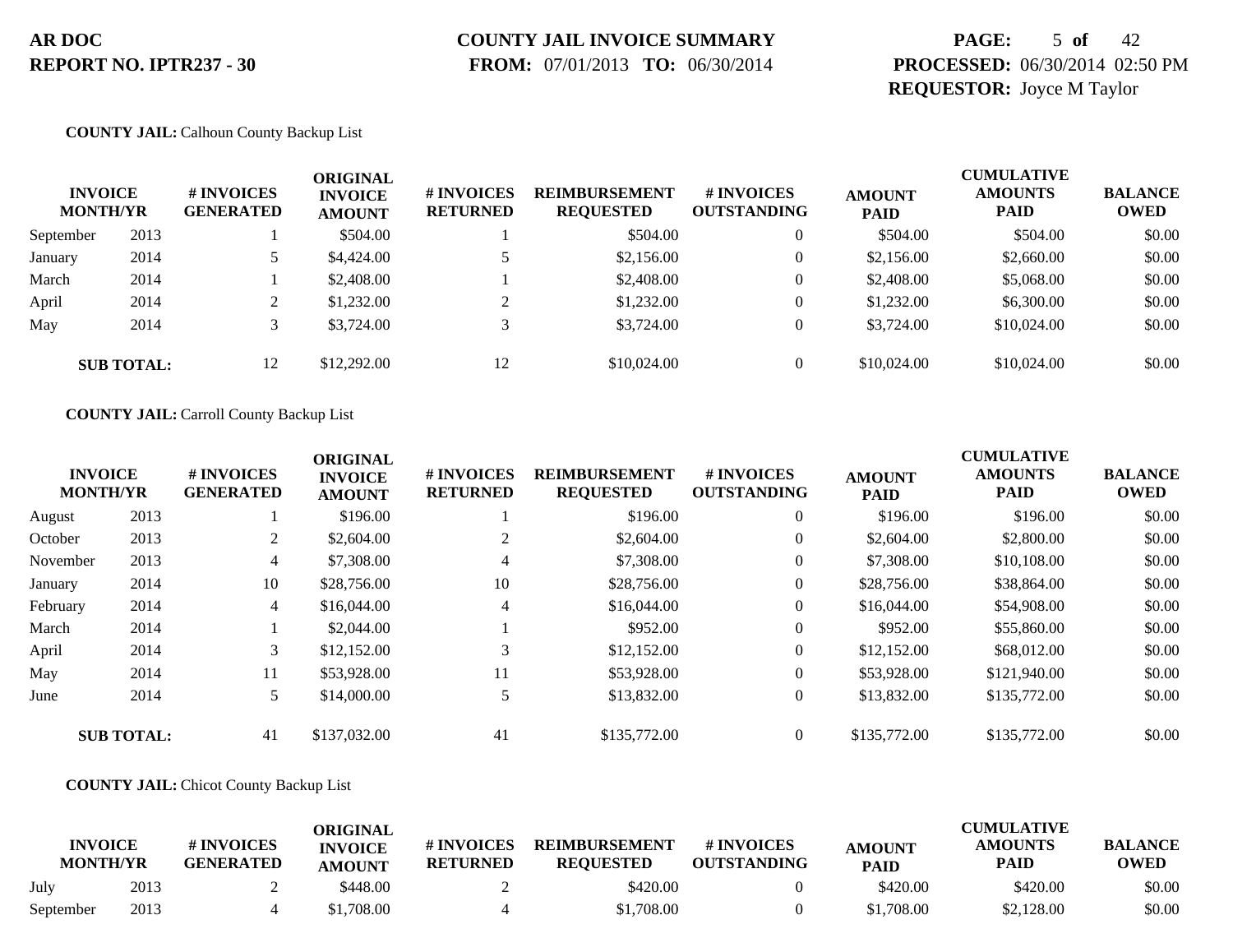**AR DOC**
**REPORT NO. IPTR237 - 30**

**COUNTY JAIL INVOICE SUMMARY**
**FROM:** 07/01/2013 **TO:** 06/30/2014

**PROCESSED:** 06/30/2014 02:50 PM
**REQUESTOR:** Joyce M Taylor

**COUNTY JAIL:** Calhoun County Backup List

| INVOICE MONTH | YR | # INVOICES GENERATED | ORIGINAL INVOICE AMOUNT | # INVOICES RETURNED | REIMBURSEMENT REQUESTED | # INVOICES OUTSTANDING | AMOUNT PAID | CUMULATIVE AMOUNTS PAID | BALANCE OWED |
|---|---|---|---|---|---|---|---|---|---|
| September | 2013 | 1 | $504.00 | 1 | $504.00 | 0 | $504.00 | $504.00 | $0.00 |
| January | 2014 | 5 | $4,424.00 | 5 | $2,156.00 | 0 | $2,156.00 | $2,660.00 | $0.00 |
| March | 2014 | 1 | $2,408.00 | 1 | $2,408.00 | 0 | $2,408.00 | $5,068.00 | $0.00 |
| April | 2014 | 2 | $1,232.00 | 2 | $1,232.00 | 0 | $1,232.00 | $6,300.00 | $0.00 |
| May | 2014 | 3 | $3,724.00 | 3 | $3,724.00 | 0 | $3,724.00 | $10,024.00 | $0.00 |
| **SUB TOTAL:** | | 12 | $12,292.00 | 12 | $10,024.00 | 0 | $10,024.00 | $10,024.00 | $0.00 |

**COUNTY JAIL:** Carroll County Backup List

| INVOICE MONTH | YR | # INVOICES GENERATED | ORIGINAL INVOICE AMOUNT | # INVOICES RETURNED | REIMBURSEMENT REQUESTED | # INVOICES OUTSTANDING | AMOUNT PAID | CUMULATIVE AMOUNTS PAID | BALANCE OWED |
|---|---|---|---|---|---|---|---|---|---|
| August | 2013 | 1 | $196.00 | 1 | $196.00 | 0 | $196.00 | $196.00 | $0.00 |
| October | 2013 | 2 | $2,604.00 | 2 | $2,604.00 | 0 | $2,604.00 | $2,800.00 | $0.00 |
| November | 2013 | 4 | $7,308.00 | 4 | $7,308.00 | 0 | $7,308.00 | $10,108.00 | $0.00 |
| January | 2014 | 10 | $28,756.00 | 10 | $28,756.00 | 0 | $28,756.00 | $38,864.00 | $0.00 |
| February | 2014 | 4 | $16,044.00 | 4 | $16,044.00 | 0 | $16,044.00 | $54,908.00 | $0.00 |
| March | 2014 | 1 | $2,044.00 | 1 | $952.00 | 0 | $952.00 | $55,860.00 | $0.00 |
| April | 2014 | 3 | $12,152.00 | 3 | $12,152.00 | 0 | $12,152.00 | $68,012.00 | $0.00 |
| May | 2014 | 11 | $53,928.00 | 11 | $53,928.00 | 0 | $53,928.00 | $121,940.00 | $0.00 |
| June | 2014 | 5 | $14,000.00 | 5 | $13,832.00 | 0 | $13,832.00 | $135,772.00 | $0.00 |
| **SUB TOTAL:** | | 41 | $137,032.00 | 41 | $135,772.00 | 0 | $135,772.00 | $135,772.00 | $0.00 |

**COUNTY JAIL:** Chicot County Backup List

| INVOICE MONTH | YR | # INVOICES GENERATED | ORIGINAL INVOICE AMOUNT | # INVOICES RETURNED | REIMBURSEMENT REQUESTED | # INVOICES OUTSTANDING | AMOUNT PAID | CUMULATIVE AMOUNTS PAID | BALANCE OWED |
|---|---|---|---|---|---|---|---|---|---|
| July | 2013 | 2 | $448.00 | 2 | $420.00 | 0 | $420.00 | $420.00 | $0.00 |
| September | 2013 | 4 | $1,708.00 | 4 | $1,708.00 | 0 | $1,708.00 | $2,128.00 | $0.00 |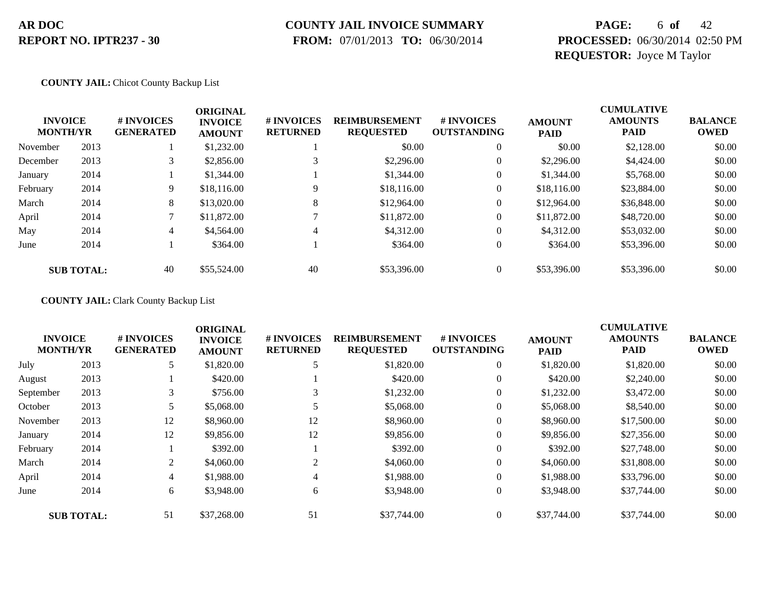**AR DOC**
**REPORT NO. IPTR237 - 30**

**COUNTY JAIL INVOICE SUMMARY**
**FROM:** 07/01/2013 **TO:** 06/30/2014

**PROCESSED:** 06/30/2014 02:50 PM
**REQUESTOR:** Joyce M Taylor

**COUNTY JAIL:** Chicot County Backup List

| INVOICE MONTH/YR | | # INVOICES GENERATED | ORIGINAL INVOICE AMOUNT | # INVOICES RETURNED | REIMBURSEMENT REQUESTED | # INVOICES OUTSTANDING | AMOUNT PAID | CUMULATIVE AMOUNTS PAID | BALANCE OWED |
|---|---|---|---|---|---|---|---|---|---|
| November | 2013 | 1 | $1,232.00 | 1 | $0.00 | 0 | $0.00 | $2,128.00 | $0.00 |
| December | 2013 | 3 | $2,856.00 | 3 | $2,296.00 | 0 | $2,296.00 | $4,424.00 | $0.00 |
| January | 2014 | 1 | $1,344.00 | 1 | $1,344.00 | 0 | $1,344.00 | $5,768.00 | $0.00 |
| February | 2014 | 9 | $18,116.00 | 9 | $18,116.00 | 0 | $18,116.00 | $23,884.00 | $0.00 |
| March | 2014 | 8 | $13,020.00 | 8 | $12,964.00 | 0 | $12,964.00 | $36,848.00 | $0.00 |
| April | 2014 | 7 | $11,872.00 | 7 | $11,872.00 | 0 | $11,872.00 | $48,720.00 | $0.00 |
| May | 2014 | 4 | $4,564.00 | 4 | $4,312.00 | 0 | $4,312.00 | $53,032.00 | $0.00 |
| June | 2014 | 1 | $364.00 | 1 | $364.00 | 0 | $364.00 | $53,396.00 | $0.00 |
| **SUB TOTAL:** | | 40 | $55,524.00 | 40 | $53,396.00 | 0 | $53,396.00 | $53,396.00 | $0.00 |

**COUNTY JAIL:** Clark County Backup List

| INVOICE MONTH/YR | | # INVOICES GENERATED | ORIGINAL INVOICE AMOUNT | # INVOICES RETURNED | REIMBURSEMENT REQUESTED | # INVOICES OUTSTANDING | AMOUNT PAID | CUMULATIVE AMOUNTS PAID | BALANCE OWED |
|---|---|---|---|---|---|---|---|---|---|
| July | 2013 | 5 | $1,820.00 | 5 | $1,820.00 | 0 | $1,820.00 | $1,820.00 | $0.00 |
| August | 2013 | 1 | $420.00 | 1 | $420.00 | 0 | $420.00 | $2,240.00 | $0.00 |
| September | 2013 | 3 | $756.00 | 3 | $1,232.00 | 0 | $1,232.00 | $3,472.00 | $0.00 |
| October | 2013 | 5 | $5,068.00 | 5 | $5,068.00 | 0 | $5,068.00 | $8,540.00 | $0.00 |
| November | 2013 | 12 | $8,960.00 | 12 | $8,960.00 | 0 | $8,960.00 | $17,500.00 | $0.00 |
| January | 2014 | 12 | $9,856.00 | 12 | $9,856.00 | 0 | $9,856.00 | $27,356.00 | $0.00 |
| February | 2014 | 1 | $392.00 | 1 | $392.00 | 0 | $392.00 | $27,748.00 | $0.00 |
| March | 2014 | 2 | $4,060.00 | 2 | $4,060.00 | 0 | $4,060.00 | $31,808.00 | $0.00 |
| April | 2014 | 4 | $1,988.00 | 4 | $1,988.00 | 0 | $1,988.00 | $33,796.00 | $0.00 |
| June | 2014 | 6 | $3,948.00 | 6 | $3,948.00 | 0 | $3,948.00 | $37,744.00 | $0.00 |
| **SUB TOTAL:** | | 51 | $37,268.00 | 51 | $37,744.00 | 0 | $37,744.00 | $37,744.00 | $0.00 |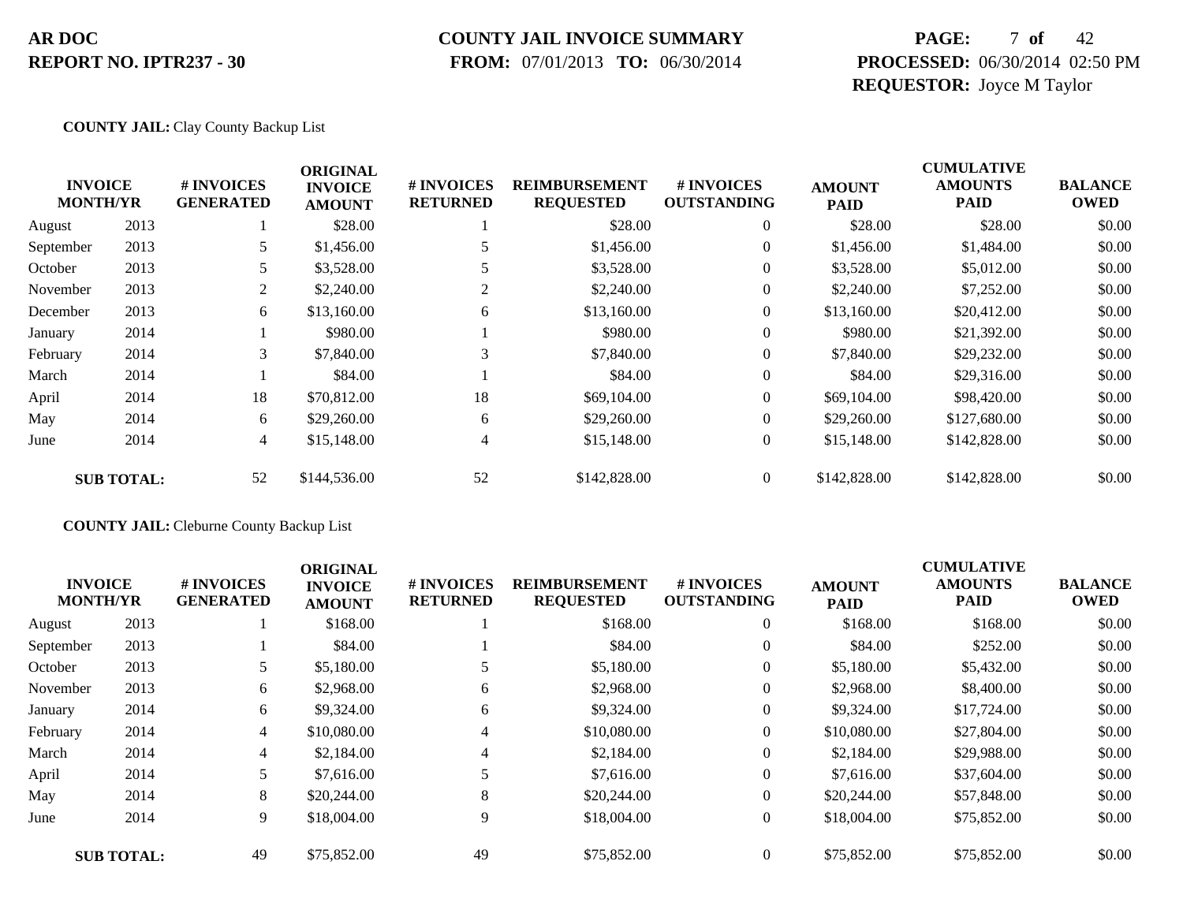**AR DOC**
**REPORT NO. IPTR237 - 30**

**COUNTY JAIL INVOICE SUMMARY**
**FROM:** 07/01/2013 **TO:** 06/30/2014

**PROCESSED:** 06/30/2014 02:50 PM
**REQUESTOR:** Joyce M Taylor

**COUNTY JAIL:** Clay County Backup List

| INVOICE MONTH/YR | | # INVOICES GENERATED | ORIGINAL INVOICE AMOUNT | # INVOICES RETURNED | REIMBURSEMENT REQUESTED | # INVOICES OUTSTANDING | AMOUNT PAID | CUMULATIVE AMOUNTS PAID | BALANCE OWED |
|---|---|---|---|---|---|---|---|---|---|
| August | 2013 | 1 | $28.00 | 1 | $28.00 | 0 | $28.00 | $28.00 | $0.00 |
| September | 2013 | 5 | $1,456.00 | 5 | $1,456.00 | 0 | $1,456.00 | $1,484.00 | $0.00 |
| October | 2013 | 5 | $3,528.00 | 5 | $3,528.00 | 0 | $3,528.00 | $5,012.00 | $0.00 |
| November | 2013 | 2 | $2,240.00 | 2 | $2,240.00 | 0 | $2,240.00 | $7,252.00 | $0.00 |
| December | 2013 | 6 | $13,160.00 | 6 | $13,160.00 | 0 | $13,160.00 | $20,412.00 | $0.00 |
| January | 2014 | 1 | $980.00 | 1 | $980.00 | 0 | $980.00 | $21,392.00 | $0.00 |
| February | 2014 | 3 | $7,840.00 | 3 | $7,840.00 | 0 | $7,840.00 | $29,232.00 | $0.00 |
| March | 2014 | 1 | $84.00 | 1 | $84.00 | 0 | $84.00 | $29,316.00 | $0.00 |
| April | 2014 | 18 | $70,812.00 | 18 | $69,104.00 | 0 | $69,104.00 | $98,420.00 | $0.00 |
| May | 2014 | 6 | $29,260.00 | 6 | $29,260.00 | 0 | $29,260.00 | $127,680.00 | $0.00 |
| June | 2014 | 4 | $15,148.00 | 4 | $15,148.00 | 0 | $15,148.00 | $142,828.00 | $0.00 |
| **SUB TOTAL:** | | 52 | $144,536.00 | 52 | $142,828.00 | 0 | $142,828.00 | $142,828.00 | $0.00 |

**COUNTY JAIL:** Cleburne County Backup List

| INVOICE MONTH/YR | | # INVOICES GENERATED | ORIGINAL INVOICE AMOUNT | # INVOICES RETURNED | REIMBURSEMENT REQUESTED | # INVOICES OUTSTANDING | AMOUNT PAID | CUMULATIVE AMOUNTS PAID | BALANCE OWED |
|---|---|---|---|---|---|---|---|---|---|
| August | 2013 | 1 | $168.00 | 1 | $168.00 | 0 | $168.00 | $168.00 | $0.00 |
| September | 2013 | 1 | $84.00 | 1 | $84.00 | 0 | $84.00 | $252.00 | $0.00 |
| October | 2013 | 5 | $5,180.00 | 5 | $5,180.00 | 0 | $5,180.00 | $5,432.00 | $0.00 |
| November | 2013 | 6 | $2,968.00 | 6 | $2,968.00 | 0 | $2,968.00 | $8,400.00 | $0.00 |
| January | 2014 | 6 | $9,324.00 | 6 | $9,324.00 | 0 | $9,324.00 | $17,724.00 | $0.00 |
| February | 2014 | 4 | $10,080.00 | 4 | $10,080.00 | 0 | $10,080.00 | $27,804.00 | $0.00 |
| March | 2014 | 4 | $2,184.00 | 4 | $2,184.00 | 0 | $2,184.00 | $29,988.00 | $0.00 |
| April | 2014 | 5 | $7,616.00 | 5 | $7,616.00 | 0 | $7,616.00 | $37,604.00 | $0.00 |
| May | 2014 | 8 | $20,244.00 | 8 | $20,244.00 | 0 | $20,244.00 | $57,848.00 | $0.00 |
| June | 2014 | 9 | $18,004.00 | 9 | $18,004.00 | 0 | $18,004.00 | $75,852.00 | $0.00 |
| **SUB TOTAL:** | | 49 | $75,852.00 | 49 | $75,852.00 | 0 | $75,852.00 | $75,852.00 | $0.00 |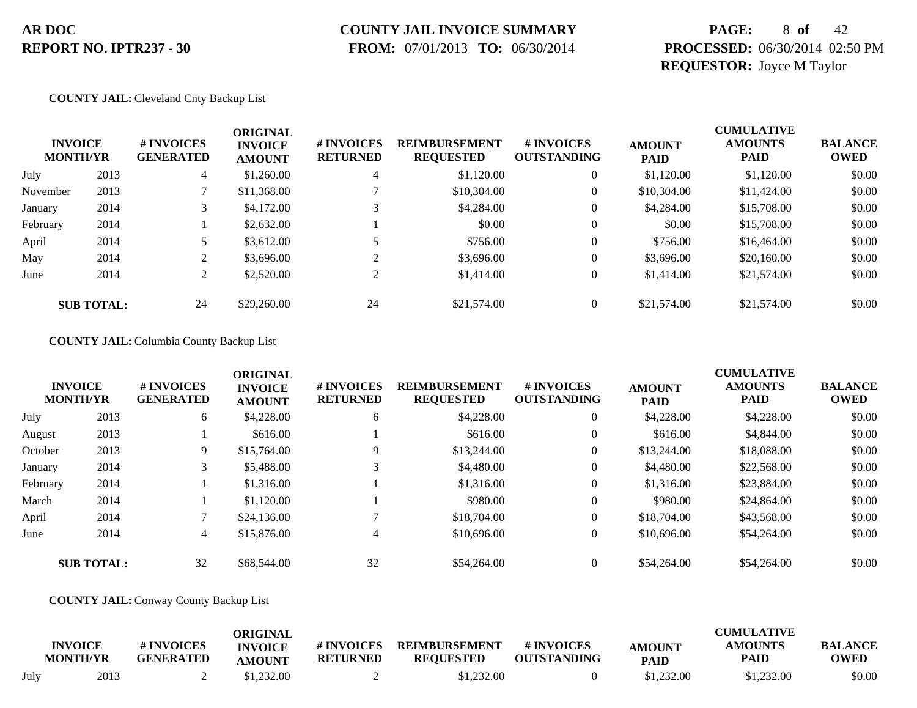**COUNTY JAIL:** Cleveland Cnty Backup List

| INVOICE MONTH/YR | | # INVOICES GENERATED | ORIGINAL INVOICE AMOUNT | # INVOICES RETURNED | REIMBURSEMENT REQUESTED | # INVOICES OUTSTANDING | AMOUNT PAID | CUMULATIVE AMOUNTS PAID | BALANCE OWED |
|---|---|---|---|---|---|---|---|---|---|
| July | 2013 | 4 | $1,260.00 | 4 | $1,120.00 | 0 | $1,120.00 | $1,120.00 | $0.00 |
| November | 2013 | 7 | $11,368.00 | 7 | $10,304.00 | 0 | $10,304.00 | $11,424.00 | $0.00 |
| January | 2014 | 3 | $4,172.00 | 3 | $4,284.00 | 0 | $4,284.00 | $15,708.00 | $0.00 |
| February | 2014 | 1 | $2,632.00 | 1 | $0.00 | 0 | $0.00 | $15,708.00 | $0.00 |
| April | 2014 | 5 | $3,612.00 | 5 | $756.00 | 0 | $756.00 | $16,464.00 | $0.00 |
| May | 2014 | 2 | $3,696.00 | 2 | $3,696.00 | 0 | $3,696.00 | $20,160.00 | $0.00 |
| June | 2014 | 2 | $2,520.00 | 2 | $1,414.00 | 0 | $1,414.00 | $21,574.00 | $0.00 |
| **SUB TOTAL:** | | 24 | $29,260.00 | 24 | $21,574.00 | 0 | $21,574.00 | $21,574.00 | $0.00 |

**COUNTY JAIL:** Columbia County Backup List

| INVOICE MONTH/YR | | # INVOICES GENERATED | ORIGINAL INVOICE AMOUNT | # INVOICES RETURNED | REIMBURSEMENT REQUESTED | # INVOICES OUTSTANDING | AMOUNT PAID | CUMULATIVE AMOUNTS PAID | BALANCE OWED |
|---|---|---|---|---|---|---|---|---|---|
| July | 2013 | 6 | $4,228.00 | 6 | $4,228.00 | 0 | $4,228.00 | $4,228.00 | $0.00 |
| August | 2013 | 1 | $616.00 | 1 | $616.00 | 0 | $616.00 | $4,844.00 | $0.00 |
| October | 2013 | 9 | $15,764.00 | 9 | $13,244.00 | 0 | $13,244.00 | $18,088.00 | $0.00 |
| January | 2014 | 3 | $5,488.00 | 3 | $4,480.00 | 0 | $4,480.00 | $22,568.00 | $0.00 |
| February | 2014 | 1 | $1,316.00 | 1 | $1,316.00 | 0 | $1,316.00 | $23,884.00 | $0.00 |
| March | 2014 | 1 | $1,120.00 | 1 | $980.00 | 0 | $980.00 | $24,864.00 | $0.00 |
| April | 2014 | 7 | $24,136.00 | 7 | $18,704.00 | 0 | $18,704.00 | $43,568.00 | $0.00 |
| June | 2014 | 4 | $15,876.00 | 4 | $10,696.00 | 0 | $10,696.00 | $54,264.00 | $0.00 |
| **SUB TOTAL:** | | 32 | $68,544.00 | 32 | $54,264.00 | 0 | $54,264.00 | $54,264.00 | $0.00 |

**COUNTY JAIL:** Conway County Backup List

| INVOICE MONTH/YR | | # INVOICES GENERATED | ORIGINAL INVOICE AMOUNT | # INVOICES RETURNED | REIMBURSEMENT REQUESTED | # INVOICES OUTSTANDING | AMOUNT PAID | CUMULATIVE AMOUNTS PAID | BALANCE OWED |
|---|---|---|---|---|---|---|---|---|---|
| July | 2013 | 2 | $1,232.00 | 2 | $1,232.00 | 0 | $1,232.00 | $1,232.00 | $0.00 |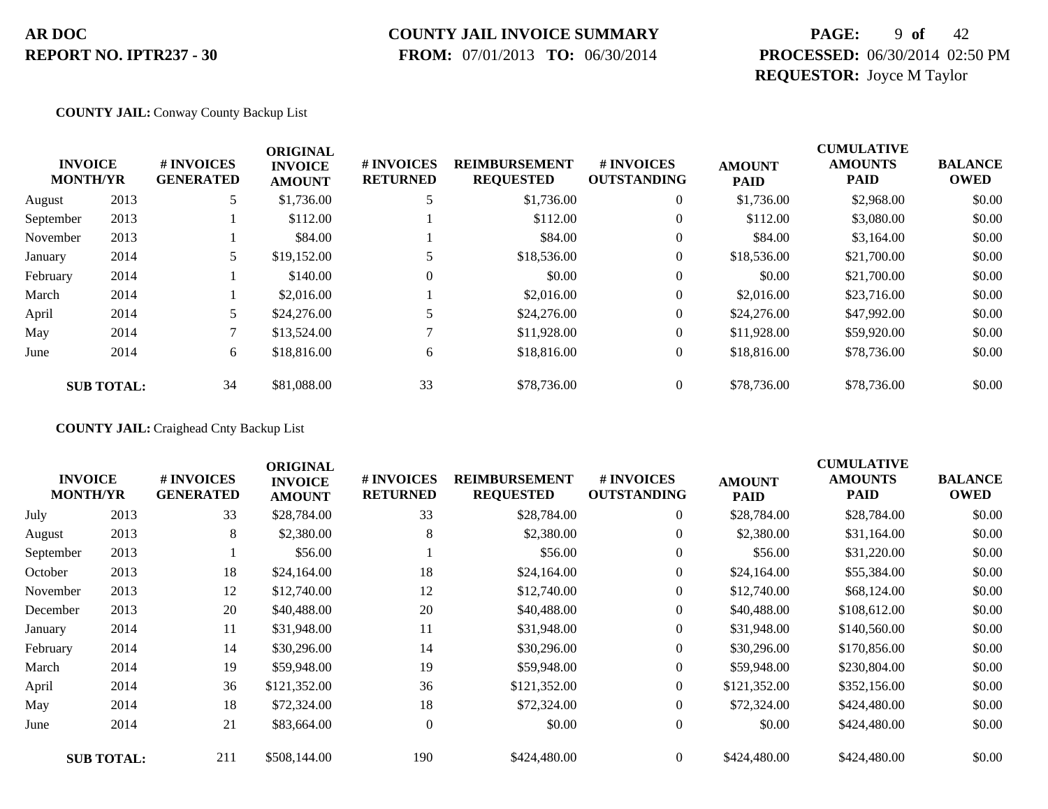**AR DOC**
**REPORT NO. IPTR237 - 30**

**COUNTY JAIL INVOICE SUMMARY**
**FROM:** 07/01/2013 **TO:** 06/30/2014

**PROCESSED:** 06/30/2014 02:50 PM
**REQUESTOR:** Joyce M Taylor

**COUNTY JAIL:** Conway County Backup List

| INVOICE MONTH/YR | | # INVOICES GENERATED | ORIGINAL INVOICE AMOUNT | # INVOICES RETURNED | REIMBURSEMENT REQUESTED | # INVOICES OUTSTANDING | AMOUNT PAID | CUMULATIVE AMOUNTS PAID | BALANCE OWED |
|---|---|---|---|---|---|---|---|---|---|
| August | 2013 | 5 | $1,736.00 | 5 | $1,736.00 | 0 | $1,736.00 | $2,968.00 | $0.00 |
| September | 2013 | 1 | $112.00 | 1 | $112.00 | 0 | $112.00 | $3,080.00 | $0.00 |
| November | 2013 | 1 | $84.00 | 1 | $84.00 | 0 | $84.00 | $3,164.00 | $0.00 |
| January | 2014 | 5 | $19,152.00 | 5 | $18,536.00 | 0 | $18,536.00 | $21,700.00 | $0.00 |
| February | 2014 | 1 | $140.00 | 0 | $0.00 | 0 | $0.00 | $21,700.00 | $0.00 |
| March | 2014 | 1 | $2,016.00 | 1 | $2,016.00 | 0 | $2,016.00 | $23,716.00 | $0.00 |
| April | 2014 | 5 | $24,276.00 | 5 | $24,276.00 | 0 | $24,276.00 | $47,992.00 | $0.00 |
| May | 2014 | 7 | $13,524.00 | 7 | $11,928.00 | 0 | $11,928.00 | $59,920.00 | $0.00 |
| June | 2014 | 6 | $18,816.00 | 6 | $18,816.00 | 0 | $18,816.00 | $78,736.00 | $0.00 |
| **SUB TOTAL:** | | 34 | $81,088.00 | 33 | $78,736.00 | 0 | $78,736.00 | $78,736.00 | $0.00 |

**COUNTY JAIL:** Craighead Cnty Backup List

| INVOICE MONTH/YR | | # INVOICES GENERATED | ORIGINAL INVOICE AMOUNT | # INVOICES RETURNED | REIMBURSEMENT REQUESTED | # INVOICES OUTSTANDING | AMOUNT PAID | CUMULATIVE AMOUNTS PAID | BALANCE OWED |
|---|---|---|---|---|---|---|---|---|---|
| July | 2013 | 33 | $28,784.00 | 33 | $28,784.00 | 0 | $28,784.00 | $28,784.00 | $0.00 |
| August | 2013 | 8 | $2,380.00 | 8 | $2,380.00 | 0 | $2,380.00 | $31,164.00 | $0.00 |
| September | 2013 | 1 | $56.00 | 1 | $56.00 | 0 | $56.00 | $31,220.00 | $0.00 |
| October | 2013 | 18 | $24,164.00 | 18 | $24,164.00 | 0 | $24,164.00 | $55,384.00 | $0.00 |
| November | 2013 | 12 | $12,740.00 | 12 | $12,740.00 | 0 | $12,740.00 | $68,124.00 | $0.00 |
| December | 2013 | 20 | $40,488.00 | 20 | $40,488.00 | 0 | $40,488.00 | $108,612.00 | $0.00 |
| January | 2014 | 11 | $31,948.00 | 11 | $31,948.00 | 0 | $31,948.00 | $140,560.00 | $0.00 |
| February | 2014 | 14 | $30,296.00 | 14 | $30,296.00 | 0 | $30,296.00 | $170,856.00 | $0.00 |
| March | 2014 | 19 | $59,948.00 | 19 | $59,948.00 | 0 | $59,948.00 | $230,804.00 | $0.00 |
| April | 2014 | 36 | $121,352.00 | 36 | $121,352.00 | 0 | $121,352.00 | $352,156.00 | $0.00 |
| May | 2014 | 18 | $72,324.00 | 18 | $72,324.00 | 0 | $72,324.00 | $424,480.00 | $0.00 |
| June | 2014 | 21 | $83,664.00 | 0 | $0.00 | 0 | $0.00 | $424,480.00 | $0.00 |
| **SUB TOTAL:** | | 211 | $508,144.00 | 190 | $424,480.00 | 0 | $424,480.00 | $424,480.00 | $0.00 |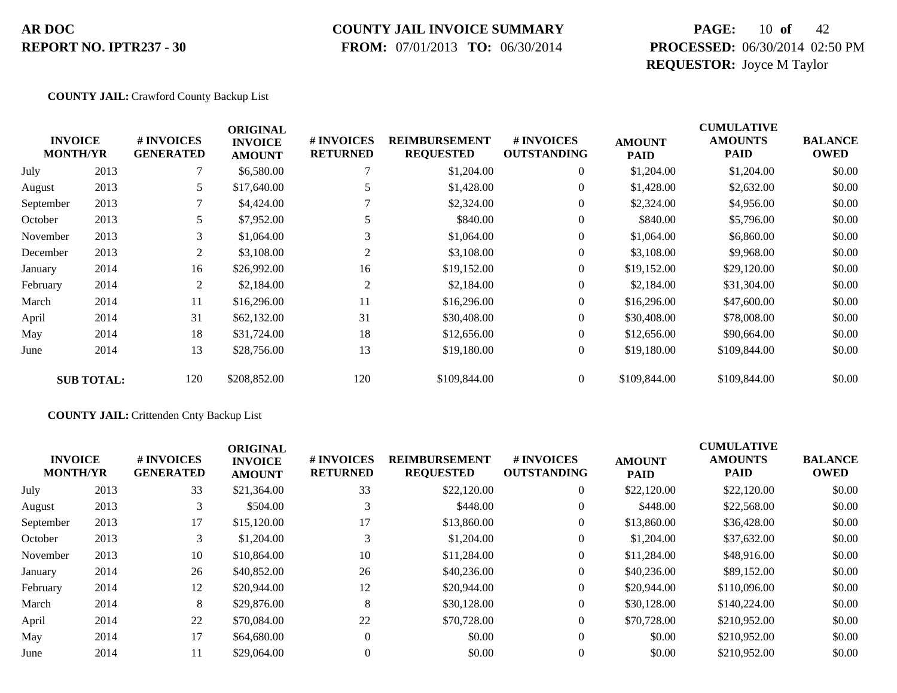**AR DOC**
**REPORT NO. IPTR237 - 30**

**COUNTY JAIL INVOICE SUMMARY**
**FROM:** 07/01/2013 **TO:** 06/30/2014

**PROCESSED:** 06/30/2014 02:50 PM
**REQUESTOR:** Joyce M Taylor

**COUNTY JAIL:** Crawford County Backup List

| INVOICE MONTH/YR | | # INVOICES GENERATED | ORIGINAL INVOICE AMOUNT | # INVOICES RETURNED | REIMBURSEMENT REQUESTED | # INVOICES OUTSTANDING | AMOUNT PAID | CUMULATIVE AMOUNTS PAID | BALANCE OWED |
|---|---|---|---|---|---|---|---|---|---|
| July | 2013 | 7 | $6,580.00 | 7 | $1,204.00 | 0 | $1,204.00 | $1,204.00 | $0.00 |
| August | 2013 | 5 | $17,640.00 | 5 | $1,428.00 | 0 | $1,428.00 | $2,632.00 | $0.00 |
| September | 2013 | 7 | $4,424.00 | 7 | $2,324.00 | 0 | $2,324.00 | $4,956.00 | $0.00 |
| October | 2013 | 5 | $7,952.00 | 5 | $840.00 | 0 | $840.00 | $5,796.00 | $0.00 |
| November | 2013 | 3 | $1,064.00 | 3 | $1,064.00 | 0 | $1,064.00 | $6,860.00 | $0.00 |
| December | 2013 | 2 | $3,108.00 | 2 | $3,108.00 | 0 | $3,108.00 | $9,968.00 | $0.00 |
| January | 2014 | 16 | $26,992.00 | 16 | $19,152.00 | 0 | $19,152.00 | $29,120.00 | $0.00 |
| February | 2014 | 2 | $2,184.00 | 2 | $2,184.00 | 0 | $2,184.00 | $31,304.00 | $0.00 |
| March | 2014 | 11 | $16,296.00 | 11 | $16,296.00 | 0 | $16,296.00 | $47,600.00 | $0.00 |
| April | 2014 | 31 | $62,132.00 | 31 | $30,408.00 | 0 | $30,408.00 | $78,008.00 | $0.00 |
| May | 2014 | 18 | $31,724.00 | 18 | $12,656.00 | 0 | $12,656.00 | $90,664.00 | $0.00 |
| June | 2014 | 13 | $28,756.00 | 13 | $19,180.00 | 0 | $19,180.00 | $109,844.00 | $0.00 |
| **SUB TOTAL:** | | 120 | $208,852.00 | 120 | $109,844.00 | 0 | $109,844.00 | $109,844.00 | $0.00 |

**COUNTY JAIL:** Crittenden Cnty Backup List

| INVOICE MONTH/YR | | # INVOICES GENERATED | ORIGINAL INVOICE AMOUNT | # INVOICES RETURNED | REIMBURSEMENT REQUESTED | # INVOICES OUTSTANDING | AMOUNT PAID | CUMULATIVE AMOUNTS PAID | BALANCE OWED |
|---|---|---|---|---|---|---|---|---|---|
| July | 2013 | 33 | $21,364.00 | 33 | $22,120.00 | 0 | $22,120.00 | $22,120.00 | $0.00 |
| August | 2013 | 3 | $504.00 | 3 | $448.00 | 0 | $448.00 | $22,568.00 | $0.00 |
| September | 2013 | 17 | $15,120.00 | 17 | $13,860.00 | 0 | $13,860.00 | $36,428.00 | $0.00 |
| October | 2013 | 3 | $1,204.00 | 3 | $1,204.00 | 0 | $1,204.00 | $37,632.00 | $0.00 |
| November | 2013 | 10 | $10,864.00 | 10 | $11,284.00 | 0 | $11,284.00 | $48,916.00 | $0.00 |
| January | 2014 | 26 | $40,852.00 | 26 | $40,236.00 | 0 | $40,236.00 | $89,152.00 | $0.00 |
| February | 2014 | 12 | $20,944.00 | 12 | $20,944.00 | 0 | $20,944.00 | $110,096.00 | $0.00 |
| March | 2014 | 8 | $29,876.00 | 8 | $30,128.00 | 0 | $30,128.00 | $140,224.00 | $0.00 |
| April | 2014 | 22 | $70,084.00 | 22 | $70,728.00 | 0 | $70,728.00 | $210,952.00 | $0.00 |
| May | 2014 | 17 | $64,680.00 | 0 | $0.00 | 0 | $0.00 | $210,952.00 | $0.00 |
| June | 2014 | 11 | $29,064.00 | 0 | $0.00 | 0 | $0.00 | $210,952.00 | $0.00 |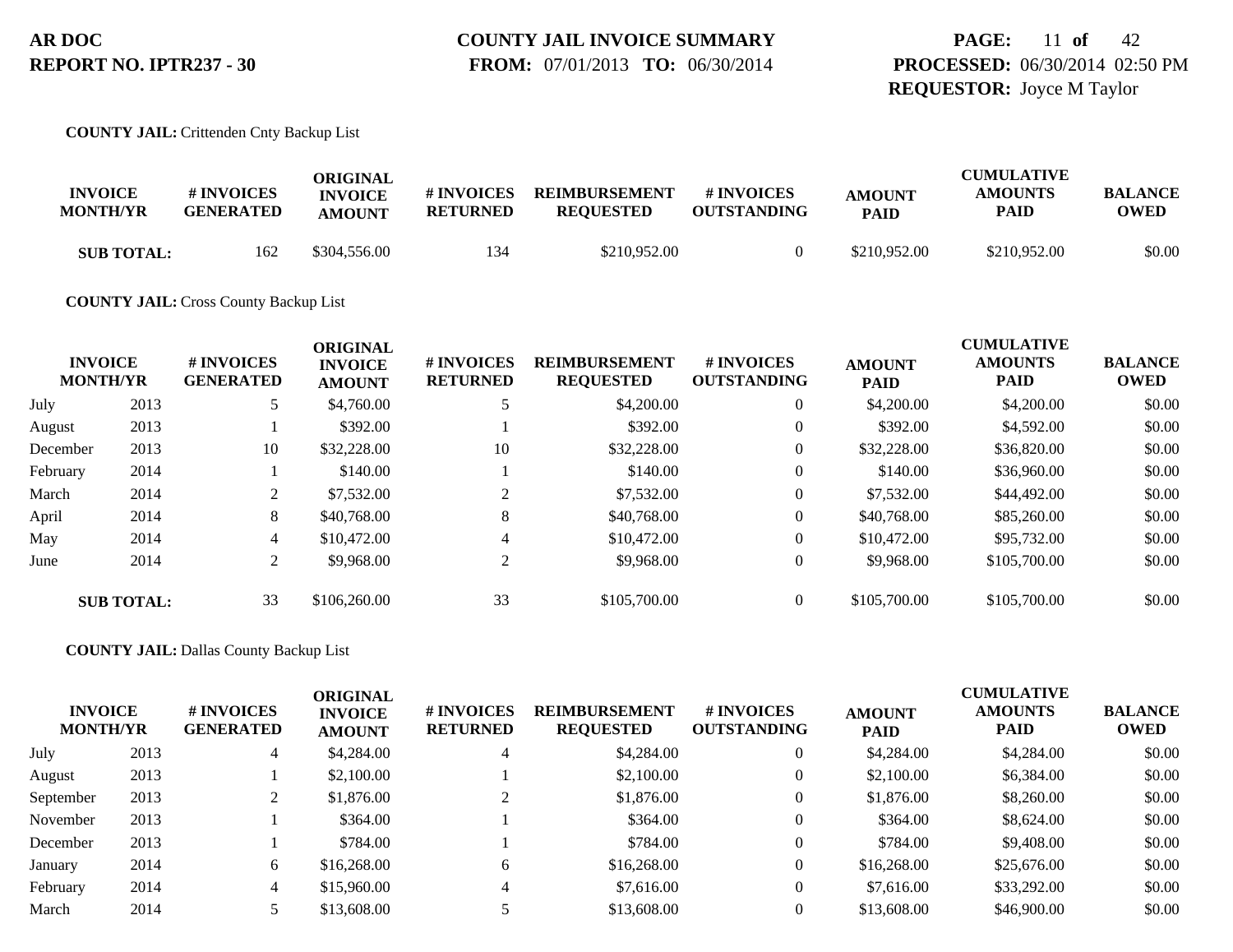**COUNTY JAIL:** Crittenden Cnty Backup List

| INVOICE MONTH/YR | | # INVOICES GENERATED | ORIGINAL INVOICE AMOUNT | # INVOICES RETURNED | REIMBURSEMENT REQUESTED | # INVOICES OUTSTANDING | AMOUNT PAID | CUMULATIVE AMOUNTS PAID | BALANCE OWED |
|---|---|---|---|---|---|---|---|---|---|
| **SUB TOTAL:** | | 162 | $304,556.00 | 134 | $210,952.00 | 0 | $210,952.00 | $210,952.00 | $0.00 |

**COUNTY JAIL:** Cross County Backup List

| INVOICE MONTH/YR | | # INVOICES GENERATED | ORIGINAL INVOICE AMOUNT | # INVOICES RETURNED | REIMBURSEMENT REQUESTED | # INVOICES OUTSTANDING | AMOUNT PAID | CUMULATIVE AMOUNTS PAID | BALANCE OWED |
|---|---|---|---|---|---|---|---|---|---|
| July | 2013 | 5 | $4,760.00 | 5 | $4,200.00 | 0 | $4,200.00 | $4,200.00 | $0.00 |
| August | 2013 | 1 | $392.00 | 1 | $392.00 | 0 | $392.00 | $4,592.00 | $0.00 |
| December | 2013 | 10 | $32,228.00 | 10 | $32,228.00 | 0 | $32,228.00 | $36,820.00 | $0.00 |
| February | 2014 | 1 | $140.00 | 1 | $140.00 | 0 | $140.00 | $36,960.00 | $0.00 |
| March | 2014 | 2 | $7,532.00 | 2 | $7,532.00 | 0 | $7,532.00 | $44,492.00 | $0.00 |
| April | 2014 | 8 | $40,768.00 | 8 | $40,768.00 | 0 | $40,768.00 | $85,260.00 | $0.00 |
| May | 2014 | 4 | $10,472.00 | 4 | $10,472.00 | 0 | $10,472.00 | $95,732.00 | $0.00 |
| June | 2014 | 2 | $9,968.00 | 2 | $9,968.00 | 0 | $9,968.00 | $105,700.00 | $0.00 |
| **SUB TOTAL:** | | 33 | $106,260.00 | 33 | $105,700.00 | 0 | $105,700.00 | $105,700.00 | $0.00 |

**COUNTY JAIL:** Dallas County Backup List

| INVOICE MONTH/YR | | # INVOICES GENERATED | ORIGINAL INVOICE AMOUNT | # INVOICES RETURNED | REIMBURSEMENT REQUESTED | # INVOICES OUTSTANDING | AMOUNT PAID | CUMULATIVE AMOUNTS PAID | BALANCE OWED |
|---|---|---|---|---|---|---|---|---|---|
| July | 2013 | 4 | $4,284.00 | 4 | $4,284.00 | 0 | $4,284.00 | $4,284.00 | $0.00 |
| August | 2013 | 1 | $2,100.00 | 1 | $2,100.00 | 0 | $2,100.00 | $6,384.00 | $0.00 |
| September | 2013 | 2 | $1,876.00 | 2 | $1,876.00 | 0 | $1,876.00 | $8,260.00 | $0.00 |
| November | 2013 | 1 | $364.00 | 1 | $364.00 | 0 | $364.00 | $8,624.00 | $0.00 |
| December | 2013 | 1 | $784.00 | 1 | $784.00 | 0 | $784.00 | $9,408.00 | $0.00 |
| January | 2014 | 6 | $16,268.00 | 6 | $16,268.00 | 0 | $16,268.00 | $25,676.00 | $0.00 |
| February | 2014 | 4 | $15,960.00 | 4 | $7,616.00 | 0 | $7,616.00 | $33,292.00 | $0.00 |
| March | 2014 | 5 | $13,608.00 | 5 | $13,608.00 | 0 | $13,608.00 | $46,900.00 | $0.00 |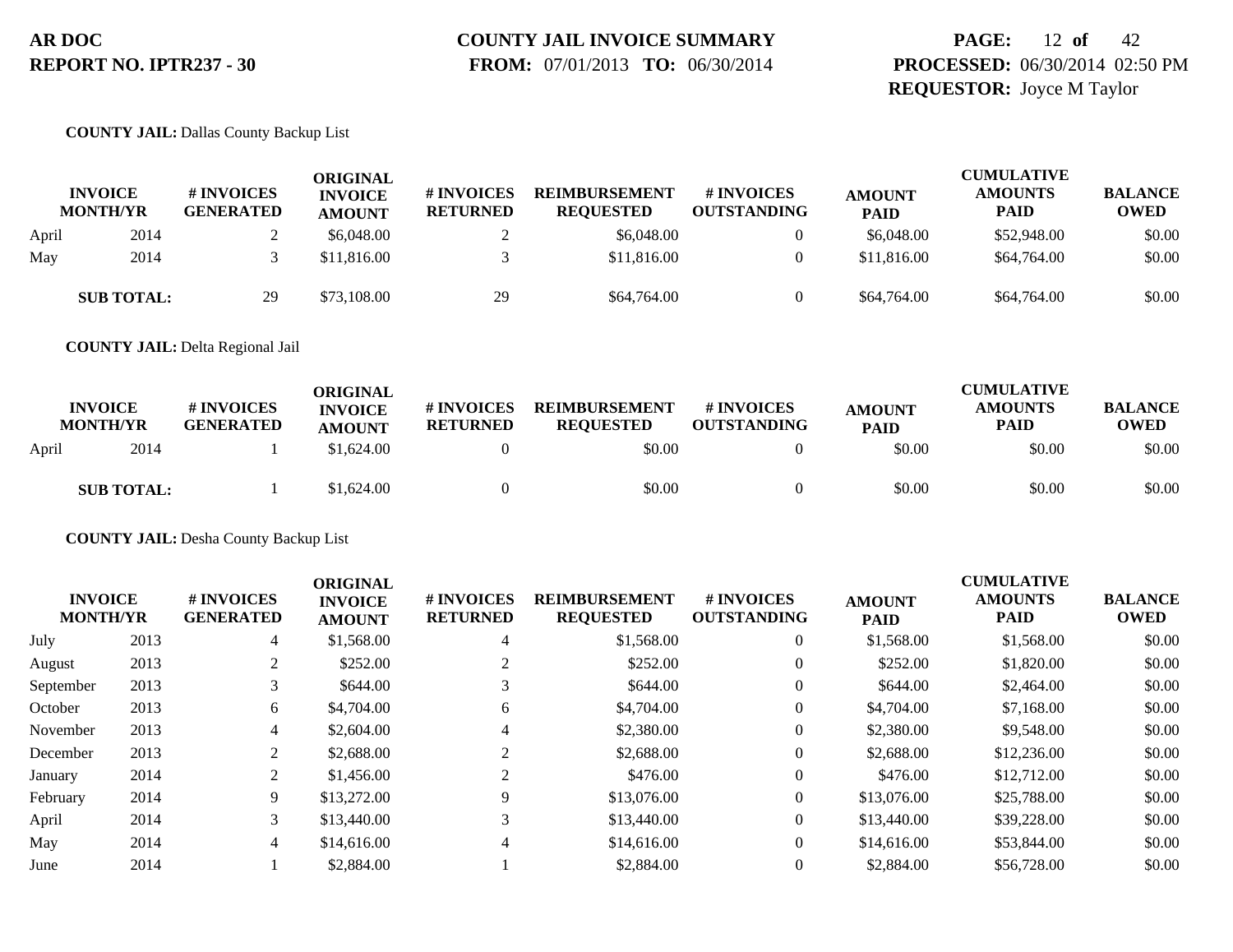**AR DOC**
**REPORT NO. IPTR237 - 30**

**COUNTY JAIL INVOICE SUMMARY**
**FROM:** 07/01/2013 **TO:** 06/30/2014

**PROCESSED:** 06/30/2014 02:50 PM
**REQUESTOR:** Joyce M Taylor

**COUNTY JAIL:** Dallas County Backup List

| INVOICE MONTH/YR | | # INVOICES GENERATED | ORIGINAL INVOICE AMOUNT | # INVOICES RETURNED | REIMBURSEMENT REQUESTED | # INVOICES OUTSTANDING | AMOUNT PAID | CUMULATIVE AMOUNTS PAID | BALANCE OWED |
|---|---|---|---|---|---|---|---|---|---|
| April | 2014 | 2 | $6,048.00 | 2 | $6,048.00 | 0 | $6,048.00 | $52,948.00 | $0.00 |
| May | 2014 | 3 | $11,816.00 | 3 | $11,816.00 | 0 | $11,816.00 | $64,764.00 | $0.00 |
| **SUB TOTAL:** | | 29 | $73,108.00 | 29 | $64,764.00 | 0 | $64,764.00 | $64,764.00 | $0.00 |

**COUNTY JAIL:** Delta Regional Jail

| INVOICE MONTH/YR | | # INVOICES GENERATED | ORIGINAL INVOICE AMOUNT | # INVOICES RETURNED | REIMBURSEMENT REQUESTED | # INVOICES OUTSTANDING | AMOUNT PAID | CUMULATIVE AMOUNTS PAID | BALANCE OWED |
|---|---|---|---|---|---|---|---|---|---|
| April | 2014 | 1 | $1,624.00 | 0 | $0.00 | 0 | $0.00 | $0.00 | $0.00 |
| **SUB TOTAL:** | | 1 | $1,624.00 | 0 | $0.00 | 0 | $0.00 | $0.00 | $0.00 |

**COUNTY JAIL:** Desha County Backup List

| INVOICE MONTH/YR | | # INVOICES GENERATED | ORIGINAL INVOICE AMOUNT | # INVOICES RETURNED | REIMBURSEMENT REQUESTED | # INVOICES OUTSTANDING | AMOUNT PAID | CUMULATIVE AMOUNTS PAID | BALANCE OWED |
|---|---|---|---|---|---|---|---|---|---|
| July | 2013 | 4 | $1,568.00 | 4 | $1,568.00 | 0 | $1,568.00 | $1,568.00 | $0.00 |
| August | 2013 | 2 | $252.00 | 2 | $252.00 | 0 | $252.00 | $1,820.00 | $0.00 |
| September | 2013 | 3 | $644.00 | 3 | $644.00 | 0 | $644.00 | $2,464.00 | $0.00 |
| October | 2013 | 6 | $4,704.00 | 6 | $4,704.00 | 0 | $4,704.00 | $7,168.00 | $0.00 |
| November | 2013 | 4 | $2,604.00 | 4 | $2,380.00 | 0 | $2,380.00 | $9,548.00 | $0.00 |
| December | 2013 | 2 | $2,688.00 | 2 | $2,688.00 | 0 | $2,688.00 | $12,236.00 | $0.00 |
| January | 2014 | 2 | $1,456.00 | 2 | $476.00 | 0 | $476.00 | $12,712.00 | $0.00 |
| February | 2014 | 9 | $13,272.00 | 9 | $13,076.00 | 0 | $13,076.00 | $25,788.00 | $0.00 |
| April | 2014 | 3 | $13,440.00 | 3 | $13,440.00 | 0 | $13,440.00 | $39,228.00 | $0.00 |
| May | 2014 | 4 | $14,616.00 | 4 | $14,616.00 | 0 | $14,616.00 | $53,844.00 | $0.00 |
| June | 2014 | 1 | $2,884.00 | 1 | $2,884.00 | 0 | $2,884.00 | $56,728.00 | $0.00 |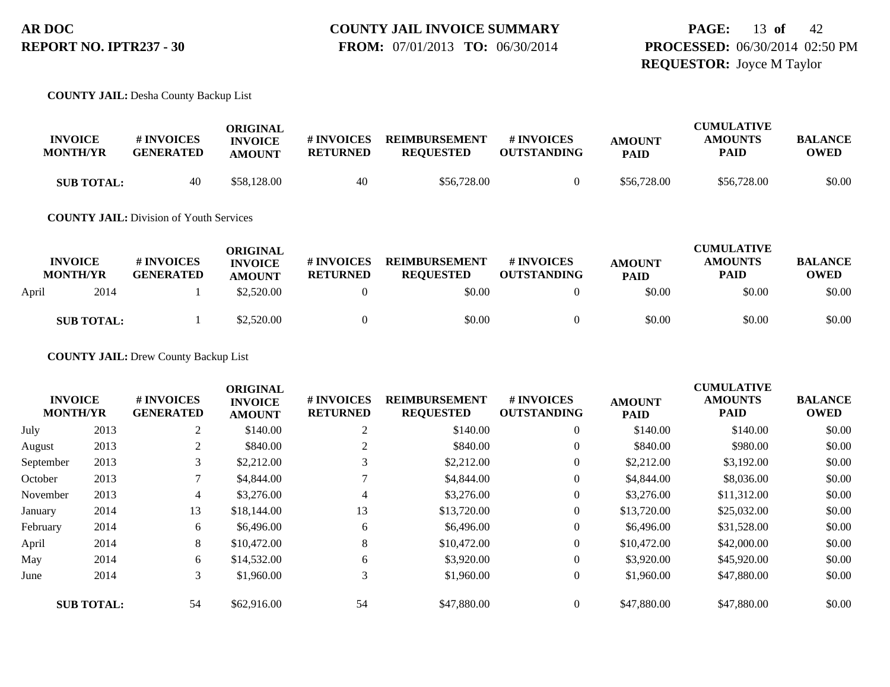**COUNTY JAIL:** Desha County Backup List

| INVOICE MONTH/YR | | # INVOICES GENERATED | ORIGINAL INVOICE AMOUNT | # INVOICES RETURNED | REIMBURSEMENT REQUESTED | # INVOICES OUTSTANDING | AMOUNT PAID | CUMULATIVE AMOUNTS PAID | BALANCE OWED |
|---|---|---|---|---|---|---|---|---|---|
| **SUB TOTAL:** | | 40 | $58,128.00 | 40 | $56,728.00 | 0 | $56,728.00 | $56,728.00 | $0.00 |

**COUNTY JAIL:** Division of Youth Services

| INVOICE MONTH/YR | | # INVOICES GENERATED | ORIGINAL INVOICE AMOUNT | # INVOICES RETURNED | REIMBURSEMENT REQUESTED | # INVOICES OUTSTANDING | AMOUNT PAID | CUMULATIVE AMOUNTS PAID | BALANCE OWED |
|---|---|---|---|---|---|---|---|---|---|
| April | 2014 | 1 | $2,520.00 | 0 | $0.00 | 0 | $0.00 | $0.00 | $0.00 |
| **SUB TOTAL:** | | 1 | $2,520.00 | 0 | $0.00 | 0 | $0.00 | $0.00 | $0.00 |

**COUNTY JAIL:** Drew County Backup List

| INVOICE MONTH/YR | | # INVOICES GENERATED | ORIGINAL INVOICE AMOUNT | # INVOICES RETURNED | REIMBURSEMENT REQUESTED | # INVOICES OUTSTANDING | AMOUNT PAID | CUMULATIVE AMOUNTS PAID | BALANCE OWED |
|---|---|---|---|---|---|---|---|---|---|
| July | 2013 | 2 | $140.00 | 2 | $140.00 | 0 | $140.00 | $140.00 | $0.00 |
| August | 2013 | 2 | $840.00 | 2 | $840.00 | 0 | $840.00 | $980.00 | $0.00 |
| September | 2013 | 3 | $2,212.00 | 3 | $2,212.00 | 0 | $2,212.00 | $3,192.00 | $0.00 |
| October | 2013 | 7 | $4,844.00 | 7 | $4,844.00 | 0 | $4,844.00 | $8,036.00 | $0.00 |
| November | 2013 | 4 | $3,276.00 | 4 | $3,276.00 | 0 | $3,276.00 | $11,312.00 | $0.00 |
| January | 2014 | 13 | $18,144.00 | 13 | $13,720.00 | 0 | $13,720.00 | $25,032.00 | $0.00 |
| February | 2014 | 6 | $6,496.00 | 6 | $6,496.00 | 0 | $6,496.00 | $31,528.00 | $0.00 |
| April | 2014 | 8 | $10,472.00 | 8 | $10,472.00 | 0 | $10,472.00 | $42,000.00 | $0.00 |
| May | 2014 | 6 | $14,532.00 | 6 | $3,920.00 | 0 | $3,920.00 | $45,920.00 | $0.00 |
| June | 2014 | 3 | $1,960.00 | 3 | $1,960.00 | 0 | $1,960.00 | $47,880.00 | $0.00 |
| **SUB TOTAL:** | | 54 | $62,916.00 | 54 | $47,880.00 | 0 | $47,880.00 | $47,880.00 | $0.00 |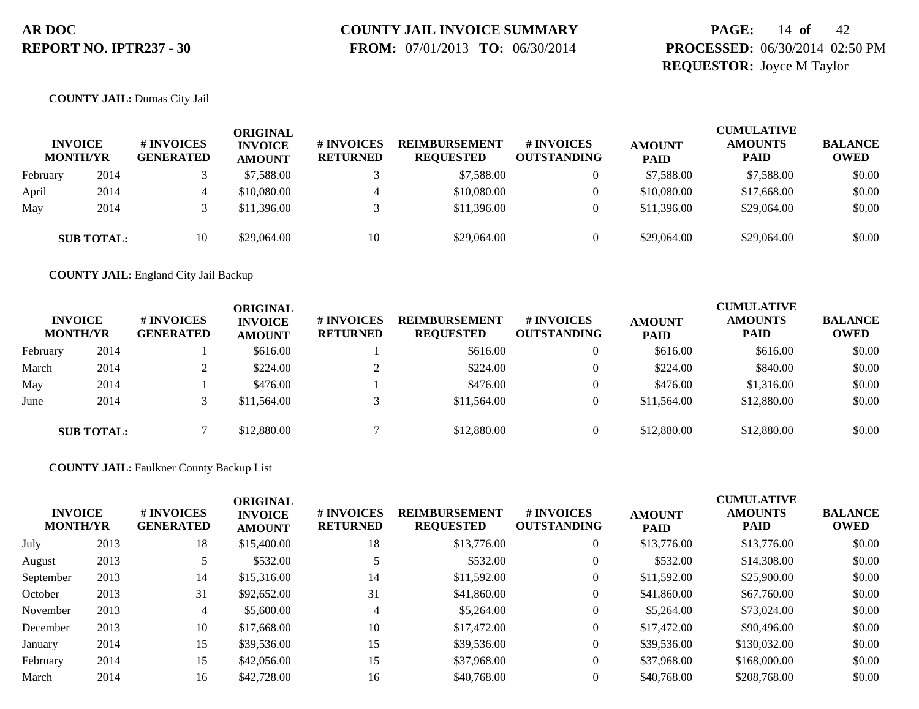**AR DOC**
**REPORT NO. IPTR237 - 30**

**COUNTY JAIL INVOICE SUMMARY**
**FROM:** 07/01/2013 **TO:** 06/30/2014

**PROCESSED:** 06/30/2014 02:50 PM
**REQUESTOR:** Joyce M Taylor

**COUNTY JAIL:** Dumas City Jail

| INVOICE MONTH/YR | | # INVOICES GENERATED | ORIGINAL INVOICE AMOUNT | # INVOICES RETURNED | REIMBURSEMENT REQUESTED | # INVOICES OUTSTANDING | AMOUNT PAID | CUMULATIVE AMOUNTS PAID | BALANCE OWED |
|---|---|---|---|---|---|---|---|---|---|
| February | 2014 | 3 | $7,588.00 | 3 | $7,588.00 | 0 | $7,588.00 | $7,588.00 | $0.00 |
| April | 2014 | 4 | $10,080.00 | 4 | $10,080.00 | 0 | $10,080.00 | $17,668.00 | $0.00 |
| May | 2014 | 3 | $11,396.00 | 3 | $11,396.00 | 0 | $11,396.00 | $29,064.00 | $0.00 |
| **SUB TOTAL:** | | 10 | $29,064.00 | 10 | $29,064.00 | 0 | $29,064.00 | $29,064.00 | $0.00 |

**COUNTY JAIL:** England City Jail Backup

| INVOICE MONTH/YR | | # INVOICES GENERATED | ORIGINAL INVOICE AMOUNT | # INVOICES RETURNED | REIMBURSEMENT REQUESTED | # INVOICES OUTSTANDING | AMOUNT PAID | CUMULATIVE AMOUNTS PAID | BALANCE OWED |
|---|---|---|---|---|---|---|---|---|---|
| February | 2014 | 1 | $616.00 | 1 | $616.00 | 0 | $616.00 | $616.00 | $0.00 |
| March | 2014 | 2 | $224.00 | 2 | $224.00 | 0 | $224.00 | $840.00 | $0.00 |
| May | 2014 | 1 | $476.00 | 1 | $476.00 | 0 | $476.00 | $1,316.00 | $0.00 |
| June | 2014 | 3 | $11,564.00 | 3 | $11,564.00 | 0 | $11,564.00 | $12,880.00 | $0.00 |
| **SUB TOTAL:** | | 7 | $12,880.00 | 7 | $12,880.00 | 0 | $12,880.00 | $12,880.00 | $0.00 |

**COUNTY JAIL:** Faulkner County Backup List

| INVOICE MONTH/YR | | # INVOICES GENERATED | ORIGINAL INVOICE AMOUNT | # INVOICES RETURNED | REIMBURSEMENT REQUESTED | # INVOICES OUTSTANDING | AMOUNT PAID | CUMULATIVE AMOUNTS PAID | BALANCE OWED |
|---|---|---|---|---|---|---|---|---|---|
| July | 2013 | 18 | $15,400.00 | 18 | $13,776.00 | 0 | $13,776.00 | $13,776.00 | $0.00 |
| August | 2013 | 5 | $532.00 | 5 | $532.00 | 0 | $532.00 | $14,308.00 | $0.00 |
| September | 2013 | 14 | $15,316.00 | 14 | $11,592.00 | 0 | $11,592.00 | $25,900.00 | $0.00 |
| October | 2013 | 31 | $92,652.00 | 31 | $41,860.00 | 0 | $41,860.00 | $67,760.00 | $0.00 |
| November | 2013 | 4 | $5,600.00 | 4 | $5,264.00 | 0 | $5,264.00 | $73,024.00 | $0.00 |
| December | 2013 | 10 | $17,668.00 | 10 | $17,472.00 | 0 | $17,472.00 | $90,496.00 | $0.00 |
| January | 2014 | 15 | $39,536.00 | 15 | $39,536.00 | 0 | $39,536.00 | $130,032.00 | $0.00 |
| February | 2014 | 15 | $42,056.00 | 15 | $37,968.00 | 0 | $37,968.00 | $168,000.00 | $0.00 |
| March | 2014 | 16 | $42,728.00 | 16 | $40,768.00 | 0 | $40,768.00 | $208,768.00 | $0.00 |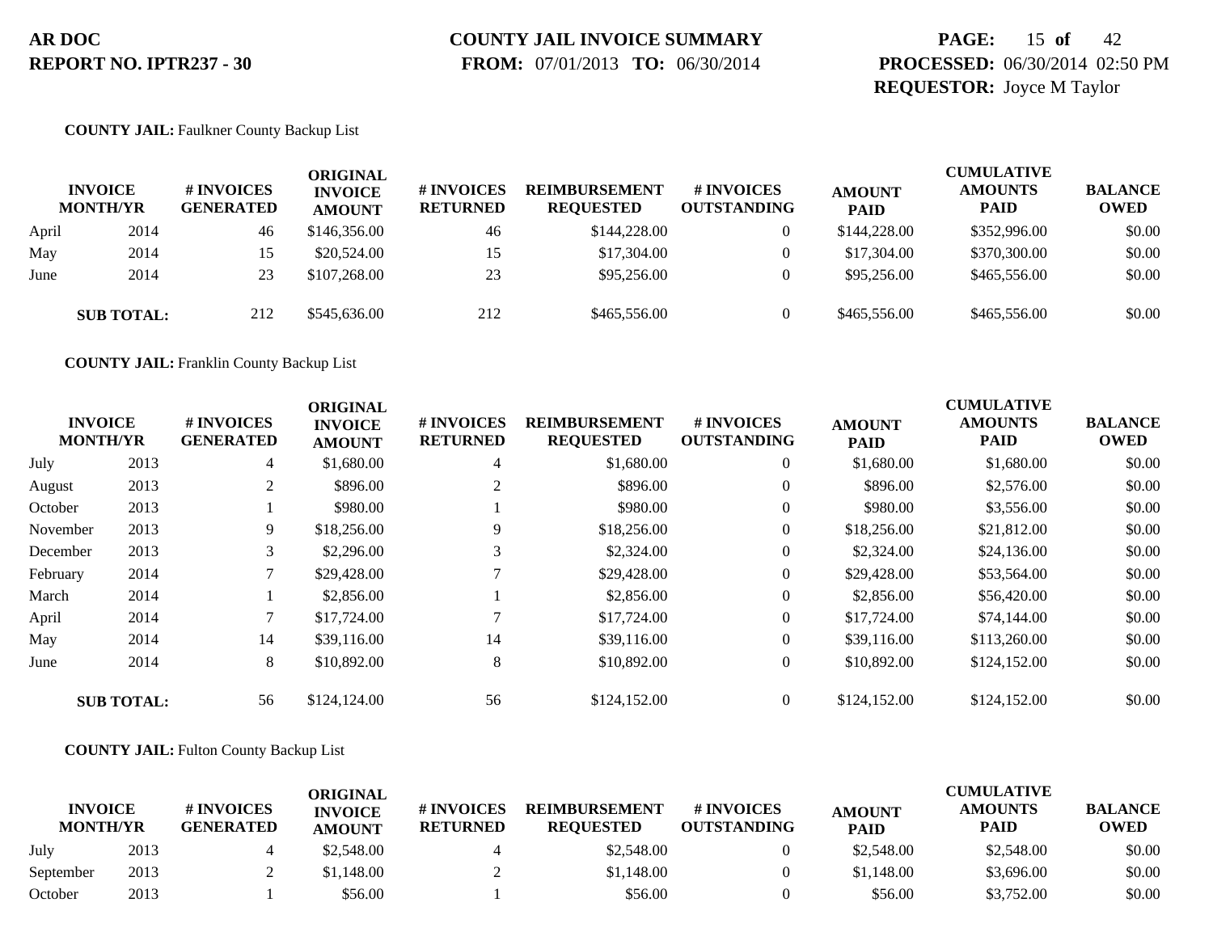**COUNTY JAIL:** Faulkner County Backup List

| INVOICE MONTH/YR | | # INVOICES GENERATED | ORIGINAL INVOICE AMOUNT | # INVOICES RETURNED | REIMBURSEMENT REQUESTED | # INVOICES OUTSTANDING | AMOUNT PAID | CUMULATIVE AMOUNTS PAID | BALANCE OWED |
|---|---|---|---|---|---|---|---|---|---|
| April | 2014 | 46 | $146,356.00 | 46 | $144,228.00 | 0 | $144,228.00 | $352,996.00 | $0.00 |
| May | 2014 | 15 | $20,524.00 | 15 | $17,304.00 | 0 | $17,304.00 | $370,300.00 | $0.00 |
| June | 2014 | 23 | $107,268.00 | 23 | $95,256.00 | 0 | $95,256.00 | $465,556.00 | $0.00 |
| **SUB TOTAL:** | | 212 | $545,636.00 | 212 | $465,556.00 | 0 | $465,556.00 | $465,556.00 | $0.00 |

**COUNTY JAIL:** Franklin County Backup List

| INVOICE MONTH/YR | | # INVOICES GENERATED | ORIGINAL INVOICE AMOUNT | # INVOICES RETURNED | REIMBURSEMENT REQUESTED | # INVOICES OUTSTANDING | AMOUNT PAID | CUMULATIVE AMOUNTS PAID | BALANCE OWED |
|---|---|---|---|---|---|---|---|---|---|
| July | 2013 | 4 | $1,680.00 | 4 | $1,680.00 | 0 | $1,680.00 | $1,680.00 | $0.00 |
| August | 2013 | 2 | $896.00 | 2 | $896.00 | 0 | $896.00 | $2,576.00 | $0.00 |
| October | 2013 | 1 | $980.00 | 1 | $980.00 | 0 | $980.00 | $3,556.00 | $0.00 |
| November | 2013 | 9 | $18,256.00 | 9 | $18,256.00 | 0 | $18,256.00 | $21,812.00 | $0.00 |
| December | 2013 | 3 | $2,296.00 | 3 | $2,324.00 | 0 | $2,324.00 | $24,136.00 | $0.00 |
| February | 2014 | 7 | $29,428.00 | 7 | $29,428.00 | 0 | $29,428.00 | $53,564.00 | $0.00 |
| March | 2014 | 1 | $2,856.00 | 1 | $2,856.00 | 0 | $2,856.00 | $56,420.00 | $0.00 |
| April | 2014 | 7 | $17,724.00 | 7 | $17,724.00 | 0 | $17,724.00 | $74,144.00 | $0.00 |
| May | 2014 | 14 | $39,116.00 | 14 | $39,116.00 | 0 | $39,116.00 | $113,260.00 | $0.00 |
| June | 2014 | 8 | $10,892.00 | 8 | $10,892.00 | 0 | $10,892.00 | $124,152.00 | $0.00 |
| **SUB TOTAL:** | | 56 | $124,124.00 | 56 | $124,152.00 | 0 | $124,152.00 | $124,152.00 | $0.00 |

**COUNTY JAIL:** Fulton County Backup List

| INVOICE MONTH/YR | | # INVOICES GENERATED | ORIGINAL INVOICE AMOUNT | # INVOICES RETURNED | REIMBURSEMENT REQUESTED | # INVOICES OUTSTANDING | AMOUNT PAID | CUMULATIVE AMOUNTS PAID | BALANCE OWED |
|---|---|---|---|---|---|---|---|---|---|
| July | 2013 | 4 | $2,548.00 | 4 | $2,548.00 | 0 | $2,548.00 | $2,548.00 | $0.00 |
| September | 2013 | 2 | $1,148.00 | 2 | $1,148.00 | 0 | $1,148.00 | $3,696.00 | $0.00 |
| October | 2013 | 1 | $56.00 | 1 | $56.00 | 0 | $56.00 | $3,752.00 | $0.00 |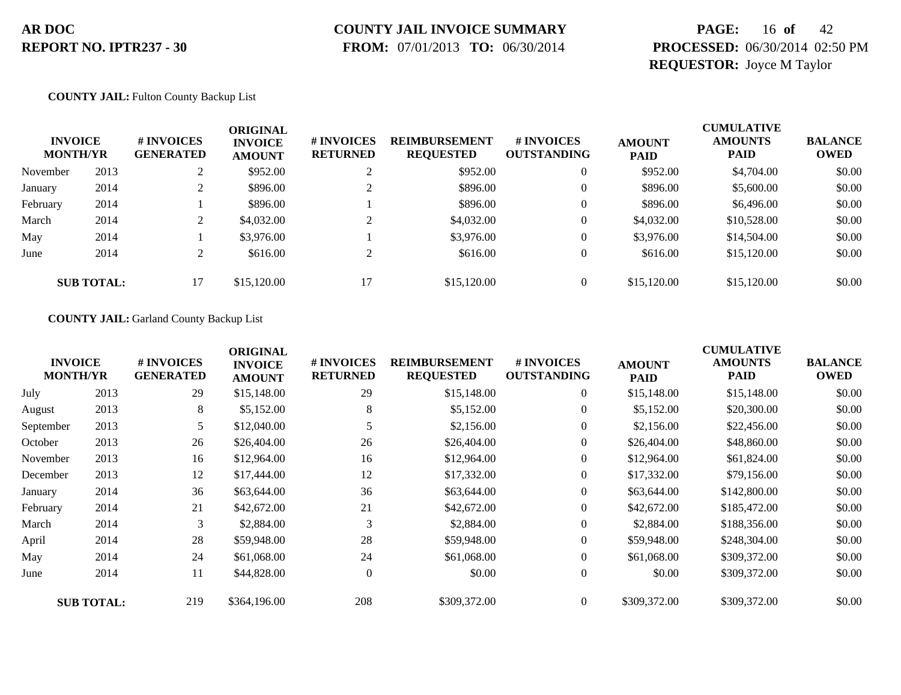**AR DOC**
**REPORT NO. IPTR237 - 30**

**COUNTY JAIL INVOICE SUMMARY**
**FROM:** 07/01/2013 **TO:** 06/30/2014

**PAGE:** 16 **of** 42
**PROCESSED:** 06/30/2014 02:50 PM
**REQUESTOR:** Joyce M Taylor

**COUNTY JAIL:** Fulton County Backup List

| INVOICE MONTH/YR | | # INVOICES GENERATED | ORIGINAL INVOICE AMOUNT | # INVOICES RETURNED | REIMBURSEMENT REQUESTED | # INVOICES OUTSTANDING | AMOUNT PAID | CUMULATIVE AMOUNTS PAID | BALANCE OWED |
|---|---|---|---|---|---|---|---|---|---|
| November | 2013 | 2 | $952.00 | 2 | $952.00 | 0 | $952.00 | $4,704.00 | $0.00 |
| January | 2014 | 2 | $896.00 | 2 | $896.00 | 0 | $896.00 | $5,600.00 | $0.00 |
| February | 2014 | 1 | $896.00 | 1 | $896.00 | 0 | $896.00 | $6,496.00 | $0.00 |
| March | 2014 | 2 | $4,032.00 | 2 | $4,032.00 | 0 | $4,032.00 | $10,528.00 | $0.00 |
| May | 2014 | 1 | $3,976.00 | 1 | $3,976.00 | 0 | $3,976.00 | $14,504.00 | $0.00 |
| June | 2014 | 2 | $616.00 | 2 | $616.00 | 0 | $616.00 | $15,120.00 | $0.00 |
| **SUB TOTAL:** | | 17 | $15,120.00 | 17 | $15,120.00 | 0 | $15,120.00 | $15,120.00 | $0.00 |

**COUNTY JAIL:** Garland County Backup List

| INVOICE MONTH/YR | | # INVOICES GENERATED | ORIGINAL INVOICE AMOUNT | # INVOICES RETURNED | REIMBURSEMENT REQUESTED | # INVOICES OUTSTANDING | AMOUNT PAID | CUMULATIVE AMOUNTS PAID | BALANCE OWED |
|---|---|---|---|---|---|---|---|---|---|
| July | 2013 | 29 | $15,148.00 | 29 | $15,148.00 | 0 | $15,148.00 | $15,148.00 | $0.00 |
| August | 2013 | 8 | $5,152.00 | 8 | $5,152.00 | 0 | $5,152.00 | $20,300.00 | $0.00 |
| September | 2013 | 5 | $12,040.00 | 5 | $2,156.00 | 0 | $2,156.00 | $22,456.00 | $0.00 |
| October | 2013 | 26 | $26,404.00 | 26 | $26,404.00 | 0 | $26,404.00 | $48,860.00 | $0.00 |
| November | 2013 | 16 | $12,964.00 | 16 | $12,964.00 | 0 | $12,964.00 | $61,824.00 | $0.00 |
| December | 2013 | 12 | $17,444.00 | 12 | $17,332.00 | 0 | $17,332.00 | $79,156.00 | $0.00 |
| January | 2014 | 36 | $63,644.00 | 36 | $63,644.00 | 0 | $63,644.00 | $142,800.00 | $0.00 |
| February | 2014 | 21 | $42,672.00 | 21 | $42,672.00 | 0 | $42,672.00 | $185,472.00 | $0.00 |
| March | 2014 | 3 | $2,884.00 | 3 | $2,884.00 | 0 | $2,884.00 | $188,356.00 | $0.00 |
| April | 2014 | 28 | $59,948.00 | 28 | $59,948.00 | 0 | $59,948.00 | $248,304.00 | $0.00 |
| May | 2014 | 24 | $61,068.00 | 24 | $61,068.00 | 0 | $61,068.00 | $309,372.00 | $0.00 |
| June | 2014 | 11 | $44,828.00 | 0 | $0.00 | 0 | $0.00 | $309,372.00 | $0.00 |
| **SUB TOTAL:** | | 219 | $364,196.00 | 208 | $309,372.00 | 0 | $309,372.00 | $309,372.00 | $0.00 |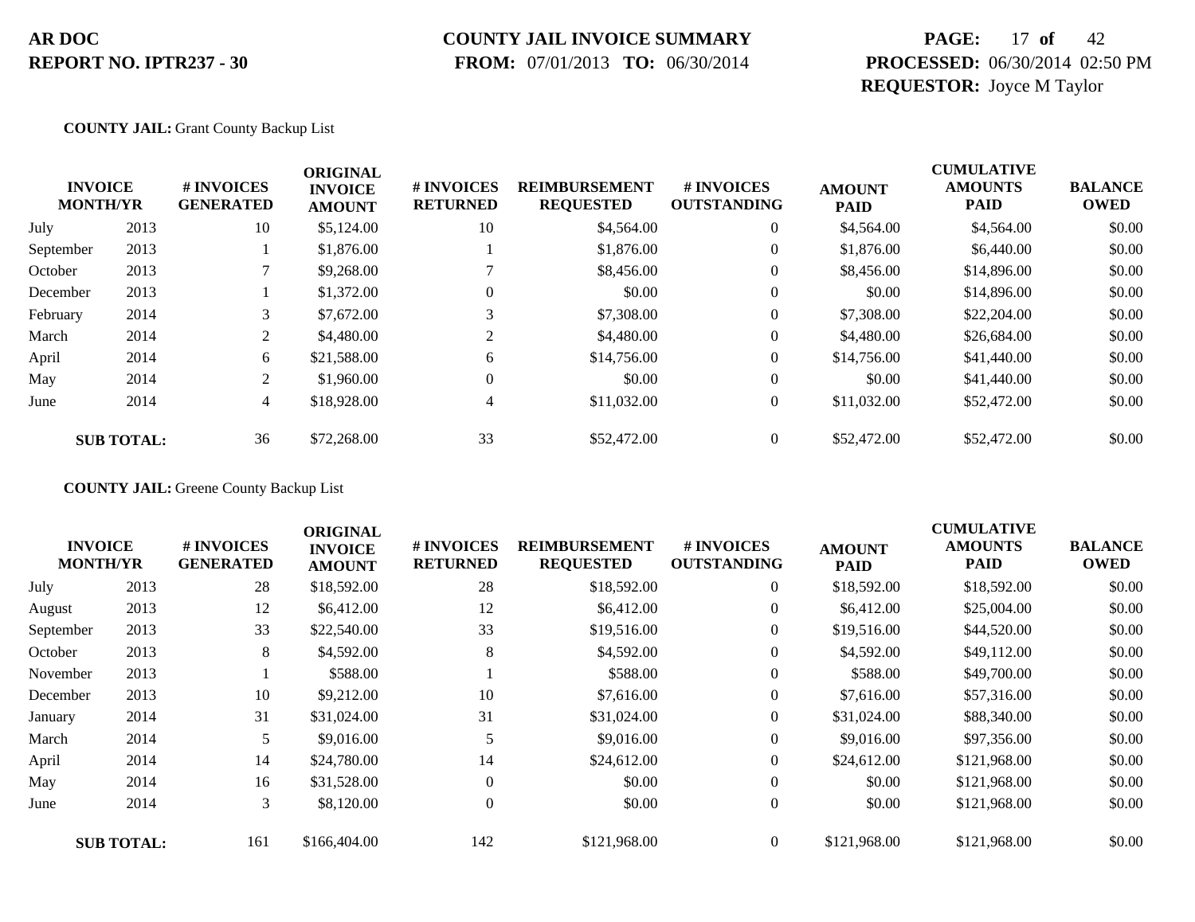**AR DOC**
**REPORT NO. IPTR237 - 30**

**COUNTY JAIL INVOICE SUMMARY**
**FROM:** 07/01/2013 **TO:** 06/30/2014

**PAGE:** 17 **of** 42
**PROCESSED:** 06/30/2014 02:50 PM
**REQUESTOR:** Joyce M Taylor

**COUNTY JAIL:** Grant County Backup List

| INVOICE MONTH/YR | | # INVOICES GENERATED | ORIGINAL INVOICE AMOUNT | # INVOICES RETURNED | REIMBURSEMENT REQUESTED | # INVOICES OUTSTANDING | AMOUNT PAID | CUMULATIVE AMOUNTS PAID | BALANCE OWED |
|---|---|---|---|---|---|---|---|---|---|
| July | 2013 | 10 | $5,124.00 | 10 | $4,564.00 | 0 | $4,564.00 | $4,564.00 | $0.00 |
| September | 2013 | 1 | $1,876.00 | 1 | $1,876.00 | 0 | $1,876.00 | $6,440.00 | $0.00 |
| October | 2013 | 7 | $9,268.00 | 7 | $8,456.00 | 0 | $8,456.00 | $14,896.00 | $0.00 |
| December | 2013 | 1 | $1,372.00 | 0 | $0.00 | 0 | $0.00 | $14,896.00 | $0.00 |
| February | 2014 | 3 | $7,672.00 | 3 | $7,308.00 | 0 | $7,308.00 | $22,204.00 | $0.00 |
| March | 2014 | 2 | $4,480.00 | 2 | $4,480.00 | 0 | $4,480.00 | $26,684.00 | $0.00 |
| April | 2014 | 6 | $21,588.00 | 6 | $14,756.00 | 0 | $14,756.00 | $41,440.00 | $0.00 |
| May | 2014 | 2 | $1,960.00 | 0 | $0.00 | 0 | $0.00 | $41,440.00 | $0.00 |
| June | 2014 | 4 | $18,928.00 | 4 | $11,032.00 | 0 | $11,032.00 | $52,472.00 | $0.00 |
| **SUB TOTAL:** | | 36 | $72,268.00 | 33 | $52,472.00 | 0 | $52,472.00 | $52,472.00 | $0.00 |

**COUNTY JAIL:** Greene County Backup List

| INVOICE MONTH/YR | | # INVOICES GENERATED | ORIGINAL INVOICE AMOUNT | # INVOICES RETURNED | REIMBURSEMENT REQUESTED | # INVOICES OUTSTANDING | AMOUNT PAID | CUMULATIVE AMOUNTS PAID | BALANCE OWED |
|---|---|---|---|---|---|---|---|---|---|
| July | 2013 | 28 | $18,592.00 | 28 | $18,592.00 | 0 | $18,592.00 | $18,592.00 | $0.00 |
| August | 2013 | 12 | $6,412.00 | 12 | $6,412.00 | 0 | $6,412.00 | $25,004.00 | $0.00 |
| September | 2013 | 33 | $22,540.00 | 33 | $19,516.00 | 0 | $19,516.00 | $44,520.00 | $0.00 |
| October | 2013 | 8 | $4,592.00 | 8 | $4,592.00 | 0 | $4,592.00 | $49,112.00 | $0.00 |
| November | 2013 | 1 | $588.00 | 1 | $588.00 | 0 | $588.00 | $49,700.00 | $0.00 |
| December | 2013 | 10 | $9,212.00 | 10 | $7,616.00 | 0 | $7,616.00 | $57,316.00 | $0.00 |
| January | 2014 | 31 | $31,024.00 | 31 | $31,024.00 | 0 | $31,024.00 | $88,340.00 | $0.00 |
| March | 2014 | 5 | $9,016.00 | 5 | $9,016.00 | 0 | $9,016.00 | $97,356.00 | $0.00 |
| April | 2014 | 14 | $24,780.00 | 14 | $24,612.00 | 0 | $24,612.00 | $121,968.00 | $0.00 |
| May | 2014 | 16 | $31,528.00 | 0 | $0.00 | 0 | $0.00 | $121,968.00 | $0.00 |
| June | 2014 | 3 | $8,120.00 | 0 | $0.00 | 0 | $0.00 | $121,968.00 | $0.00 |
| **SUB TOTAL:** | | 161 | $166,404.00 | 142 | $121,968.00 | 0 | $121,968.00 | $121,968.00 | $0.00 |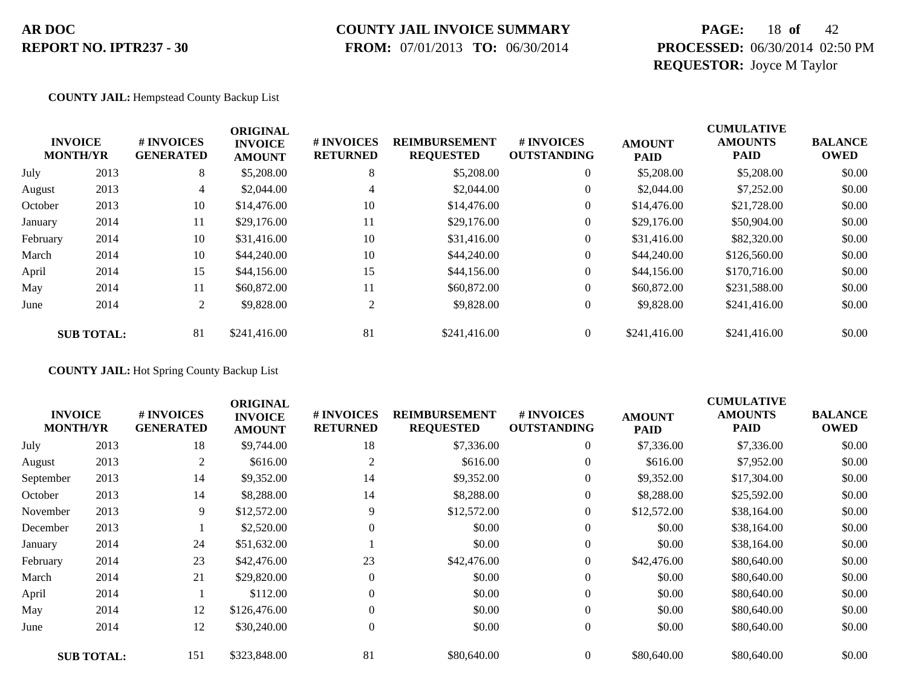**AR DOC**
**REPORT NO. IPTR237 - 30**

**COUNTY JAIL INVOICE SUMMARY**
**FROM:** 07/01/2013 **TO:** 06/30/2014

**PROCESSED:** 06/30/2014 02:50 PM
**REQUESTOR:** Joyce M Taylor

**COUNTY JAIL:** Hempstead County Backup List

| INVOICE MONTH/YR | | # INVOICES GENERATED | ORIGINAL INVOICE AMOUNT | # INVOICES RETURNED | REIMBURSEMENT REQUESTED | # INVOICES OUTSTANDING | AMOUNT PAID | CUMULATIVE AMOUNTS PAID | BALANCE OWED |
|---|---|---|---|---|---|---|---|---|---|
| July | 2013 | 8 | $5,208.00 | 8 | $5,208.00 | 0 | $5,208.00 | $5,208.00 | $0.00 |
| August | 2013 | 4 | $2,044.00 | 4 | $2,044.00 | 0 | $2,044.00 | $7,252.00 | $0.00 |
| October | 2013 | 10 | $14,476.00 | 10 | $14,476.00 | 0 | $14,476.00 | $21,728.00 | $0.00 |
| January | 2014 | 11 | $29,176.00 | 11 | $29,176.00 | 0 | $29,176.00 | $50,904.00 | $0.00 |
| February | 2014 | 10 | $31,416.00 | 10 | $31,416.00 | 0 | $31,416.00 | $82,320.00 | $0.00 |
| March | 2014 | 10 | $44,240.00 | 10 | $44,240.00 | 0 | $44,240.00 | $126,560.00 | $0.00 |
| April | 2014 | 15 | $44,156.00 | 15 | $44,156.00 | 0 | $44,156.00 | $170,716.00 | $0.00 |
| May | 2014 | 11 | $60,872.00 | 11 | $60,872.00 | 0 | $60,872.00 | $231,588.00 | $0.00 |
| June | 2014 | 2 | $9,828.00 | 2 | $9,828.00 | 0 | $9,828.00 | $241,416.00 | $0.00 |
| **SUB TOTAL:** | | 81 | $241,416.00 | 81 | $241,416.00 | 0 | $241,416.00 | $241,416.00 | $0.00 |

**COUNTY JAIL:** Hot Spring County Backup List

| INVOICE MONTH/YR | | # INVOICES GENERATED | ORIGINAL INVOICE AMOUNT | # INVOICES RETURNED | REIMBURSEMENT REQUESTED | # INVOICES OUTSTANDING | AMOUNT PAID | CUMULATIVE AMOUNTS PAID | BALANCE OWED |
|---|---|---|---|---|---|---|---|---|---|
| July | 2013 | 18 | $9,744.00 | 18 | $7,336.00 | 0 | $7,336.00 | $7,336.00 | $0.00 |
| August | 2013 | 2 | $616.00 | 2 | $616.00 | 0 | $616.00 | $7,952.00 | $0.00 |
| September | 2013 | 14 | $9,352.00 | 14 | $9,352.00 | 0 | $9,352.00 | $17,304.00 | $0.00 |
| October | 2013 | 14 | $8,288.00 | 14 | $8,288.00 | 0 | $8,288.00 | $25,592.00 | $0.00 |
| November | 2013 | 9 | $12,572.00 | 9 | $12,572.00 | 0 | $12,572.00 | $38,164.00 | $0.00 |
| December | 2013 | 1 | $2,520.00 | 0 | $0.00 | 0 | $0.00 | $38,164.00 | $0.00 |
| January | 2014 | 24 | $51,632.00 | 1 | $0.00 | 0 | $0.00 | $38,164.00 | $0.00 |
| February | 2014 | 23 | $42,476.00 | 23 | $42,476.00 | 0 | $42,476.00 | $80,640.00 | $0.00 |
| March | 2014 | 21 | $29,820.00 | 0 | $0.00 | 0 | $0.00 | $80,640.00 | $0.00 |
| April | 2014 | 1 | $112.00 | 0 | $0.00 | 0 | $0.00 | $80,640.00 | $0.00 |
| May | 2014 | 12 | $126,476.00 | 0 | $0.00 | 0 | $0.00 | $80,640.00 | $0.00 |
| June | 2014 | 12 | $30,240.00 | 0 | $0.00 | 0 | $0.00 | $80,640.00 | $0.00 |
| **SUB TOTAL:** | | 151 | $323,848.00 | 81 | $80,640.00 | 0 | $80,640.00 | $80,640.00 | $0.00 |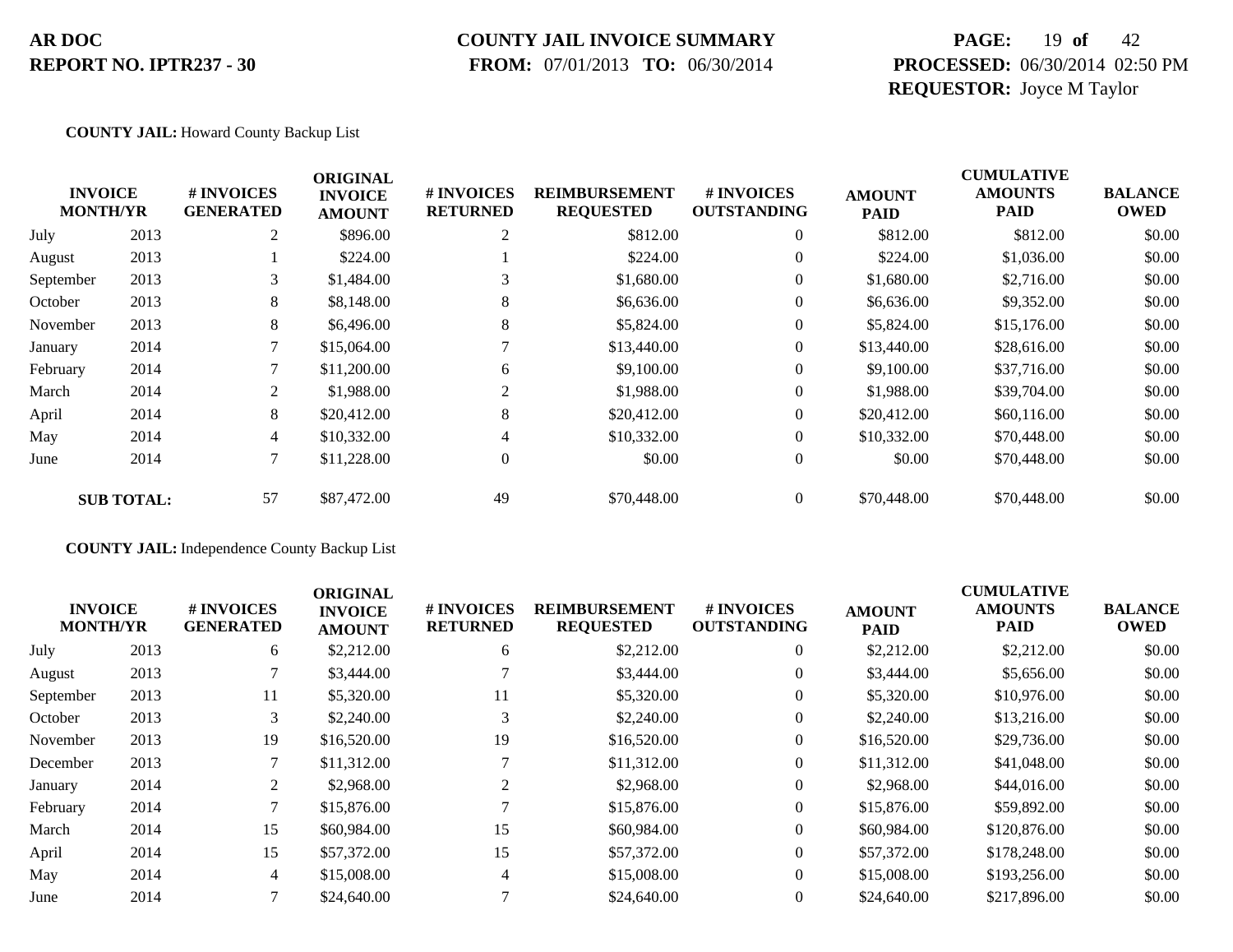**AR DOC**
**REPORT NO. IPTR237 - 30**

**COUNTY JAIL INVOICE SUMMARY**
**FROM:** 07/01/2013 **TO:** 06/30/2014

**PROCESSED:** 06/30/2014 02:50 PM
**REQUESTOR:** Joyce M Taylor

**COUNTY JAIL:** Howard County Backup List

| INVOICE MONTH/YR | | # INVOICES GENERATED | ORIGINAL INVOICE AMOUNT | # INVOICES RETURNED | REIMBURSEMENT REQUESTED | # INVOICES OUTSTANDING | AMOUNT PAID | CUMULATIVE AMOUNTS PAID | BALANCE OWED |
|---|---|---|---|---|---|---|---|---|---|
| July | 2013 | 2 | $896.00 | 2 | $812.00 | 0 | $812.00 | $812.00 | $0.00 |
| August | 2013 | 1 | $224.00 | 1 | $224.00 | 0 | $224.00 | $1,036.00 | $0.00 |
| September | 2013 | 3 | $1,484.00 | 3 | $1,680.00 | 0 | $1,680.00 | $2,716.00 | $0.00 |
| October | 2013 | 8 | $8,148.00 | 8 | $6,636.00 | 0 | $6,636.00 | $9,352.00 | $0.00 |
| November | 2013 | 8 | $6,496.00 | 8 | $5,824.00 | 0 | $5,824.00 | $15,176.00 | $0.00 |
| January | 2014 | 7 | $15,064.00 | 7 | $13,440.00 | 0 | $13,440.00 | $28,616.00 | $0.00 |
| February | 2014 | 7 | $11,200.00 | 6 | $9,100.00 | 0 | $9,100.00 | $37,716.00 | $0.00 |
| March | 2014 | 2 | $1,988.00 | 2 | $1,988.00 | 0 | $1,988.00 | $39,704.00 | $0.00 |
| April | 2014 | 8 | $20,412.00 | 8 | $20,412.00 | 0 | $20,412.00 | $60,116.00 | $0.00 |
| May | 2014 | 4 | $10,332.00 | 4 | $10,332.00 | 0 | $10,332.00 | $70,448.00 | $0.00 |
| June | 2014 | 7 | $11,228.00 | 0 | $0.00 | 0 | $0.00 | $70,448.00 | $0.00 |
| **SUB TOTAL:** | | 57 | $87,472.00 | 49 | $70,448.00 | 0 | $70,448.00 | $70,448.00 | $0.00 |

**COUNTY JAIL:** Independence County Backup List

| INVOICE MONTH/YR | | # INVOICES GENERATED | ORIGINAL INVOICE AMOUNT | # INVOICES RETURNED | REIMBURSEMENT REQUESTED | # INVOICES OUTSTANDING | AMOUNT PAID | CUMULATIVE AMOUNTS PAID | BALANCE OWED |
|---|---|---|---|---|---|---|---|---|---|
| July | 2013 | 6 | $2,212.00 | 6 | $2,212.00 | 0 | $2,212.00 | $2,212.00 | $0.00 |
| August | 2013 | 7 | $3,444.00 | 7 | $3,444.00 | 0 | $3,444.00 | $5,656.00 | $0.00 |
| September | 2013 | 11 | $5,320.00 | 11 | $5,320.00 | 0 | $5,320.00 | $10,976.00 | $0.00 |
| October | 2013 | 3 | $2,240.00 | 3 | $2,240.00 | 0 | $2,240.00 | $13,216.00 | $0.00 |
| November | 2013 | 19 | $16,520.00 | 19 | $16,520.00 | 0 | $16,520.00 | $29,736.00 | $0.00 |
| December | 2013 | 7 | $11,312.00 | 7 | $11,312.00 | 0 | $11,312.00 | $41,048.00 | $0.00 |
| January | 2014 | 2 | $2,968.00 | 2 | $2,968.00 | 0 | $2,968.00 | $44,016.00 | $0.00 |
| February | 2014 | 7 | $15,876.00 | 7 | $15,876.00 | 0 | $15,876.00 | $59,892.00 | $0.00 |
| March | 2014 | 15 | $60,984.00 | 15 | $60,984.00 | 0 | $60,984.00 | $120,876.00 | $0.00 |
| April | 2014 | 15 | $57,372.00 | 15 | $57,372.00 | 0 | $57,372.00 | $178,248.00 | $0.00 |
| May | 2014 | 4 | $15,008.00 | 4 | $15,008.00 | 0 | $15,008.00 | $193,256.00 | $0.00 |
| June | 2014 | 7 | $24,640.00 | 7 | $24,640.00 | 0 | $24,640.00 | $217,896.00 | $0.00 |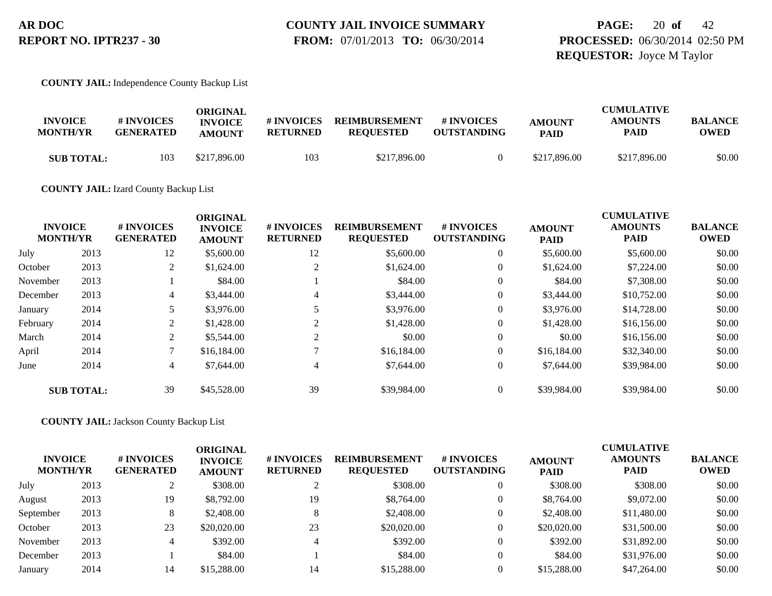**COUNTY JAIL:** Independence County Backup List

| INVOICE MONTH/YR | | # INVOICES GENERATED | ORIGINAL INVOICE AMOUNT | # INVOICES RETURNED | REIMBURSEMENT REQUESTED | # INVOICES OUTSTANDING | AMOUNT PAID | CUMULATIVE AMOUNTS PAID | BALANCE OWED |
|---|---|---|---|---|---|---|---|---|---|
| **SUB TOTAL:** | | 103 | $217,896.00 | 103 | $217,896.00 | 0 | $217,896.00 | $217,896.00 | $0.00 |

**COUNTY JAIL:** Izard County Backup List

| INVOICE MONTH/YR | | # INVOICES GENERATED | ORIGINAL INVOICE AMOUNT | # INVOICES RETURNED | REIMBURSEMENT REQUESTED | # INVOICES OUTSTANDING | AMOUNT PAID | CUMULATIVE AMOUNTS PAID | BALANCE OWED |
|---|---|---|---|---|---|---|---|---|---|
| July | 2013 | 12 | $5,600.00 | 12 | $5,600.00 | 0 | $5,600.00 | $5,600.00 | $0.00 |
| October | 2013 | 2 | $1,624.00 | 2 | $1,624.00 | 0 | $1,624.00 | $7,224.00 | $0.00 |
| November | 2013 | 1 | $84.00 | 1 | $84.00 | 0 | $84.00 | $7,308.00 | $0.00 |
| December | 2013 | 4 | $3,444.00 | 4 | $3,444.00 | 0 | $3,444.00 | $10,752.00 | $0.00 |
| January | 2014 | 5 | $3,976.00 | 5 | $3,976.00 | 0 | $3,976.00 | $14,728.00 | $0.00 |
| February | 2014 | 2 | $1,428.00 | 2 | $1,428.00 | 0 | $1,428.00 | $16,156.00 | $0.00 |
| March | 2014 | 2 | $5,544.00 | 2 | $0.00 | 0 | $0.00 | $16,156.00 | $0.00 |
| April | 2014 | 7 | $16,184.00 | 7 | $16,184.00 | 0 | $16,184.00 | $32,340.00 | $0.00 |
| June | 2014 | 4 | $7,644.00 | 4 | $7,644.00 | 0 | $7,644.00 | $39,984.00 | $0.00 |
| **SUB TOTAL:** | | 39 | $45,528.00 | 39 | $39,984.00 | 0 | $39,984.00 | $39,984.00 | $0.00 |

**COUNTY JAIL:** Jackson County Backup List

| INVOICE MONTH/YR | | # INVOICES GENERATED | ORIGINAL INVOICE AMOUNT | # INVOICES RETURNED | REIMBURSEMENT REQUESTED | # INVOICES OUTSTANDING | AMOUNT PAID | CUMULATIVE AMOUNTS PAID | BALANCE OWED |
|---|---|---|---|---|---|---|---|---|---|
| July | 2013 | 2 | $308.00 | 2 | $308.00 | 0 | $308.00 | $308.00 | $0.00 |
| August | 2013 | 19 | $8,792.00 | 19 | $8,764.00 | 0 | $8,764.00 | $9,072.00 | $0.00 |
| September | 2013 | 8 | $2,408.00 | 8 | $2,408.00 | 0 | $2,408.00 | $11,480.00 | $0.00 |
| October | 2013 | 23 | $20,020.00 | 23 | $20,020.00 | 0 | $20,020.00 | $31,500.00 | $0.00 |
| November | 2013 | 4 | $392.00 | 4 | $392.00 | 0 | $392.00 | $31,892.00 | $0.00 |
| December | 2013 | 1 | $84.00 | 1 | $84.00 | 0 | $84.00 | $31,976.00 | $0.00 |
| January | 2014 | 14 | $15,288.00 | 14 | $15,288.00 | 0 | $15,288.00 | $47,264.00 | $0.00 |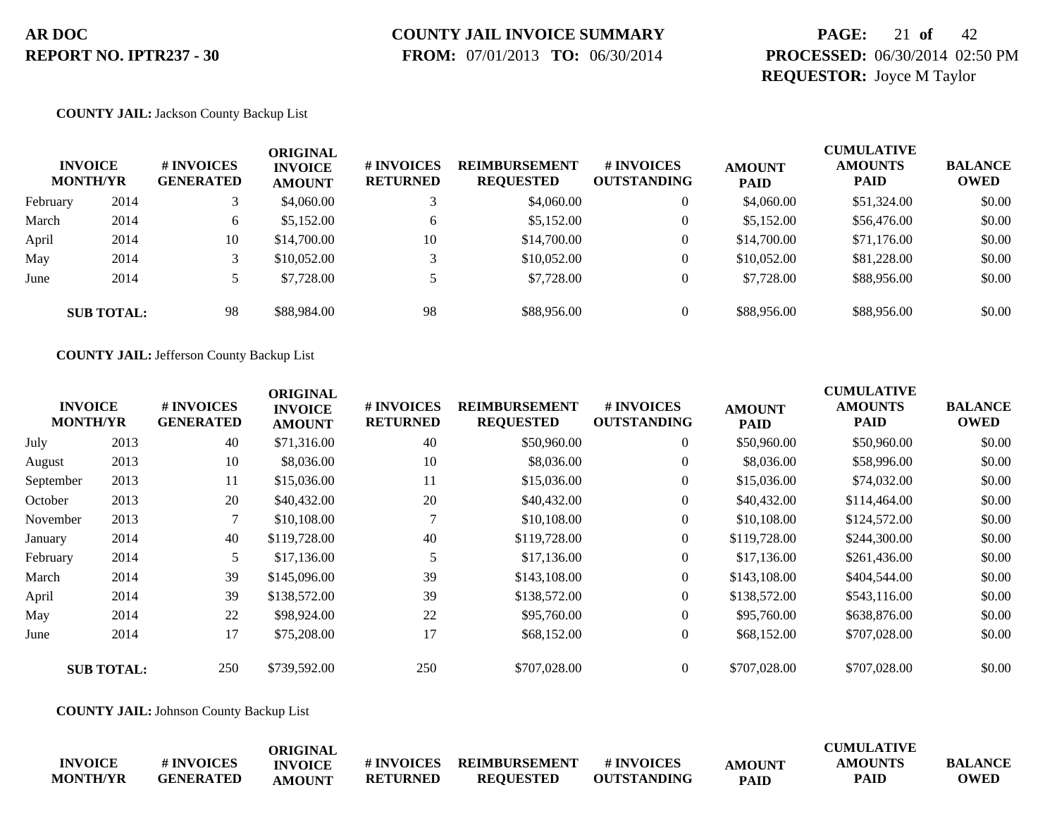**COUNTY JAIL:** Jackson County Backup List

| INVOICE MONTH/YR | | # INVOICES GENERATED | ORIGINAL INVOICE AMOUNT | # INVOICES RETURNED | REIMBURSEMENT REQUESTED | # INVOICES OUTSTANDING | AMOUNT PAID | CUMULATIVE AMOUNTS PAID | BALANCE OWED |
|---|---|---|---|---|---|---|---|---|---|
| February | 2014 | 3 | $4,060.00 | 3 | $4,060.00 | 0 | $4,060.00 | $51,324.00 | $0.00 |
| March | 2014 | 6 | $5,152.00 | 6 | $5,152.00 | 0 | $5,152.00 | $56,476.00 | $0.00 |
| April | 2014 | 10 | $14,700.00 | 10 | $14,700.00 | 0 | $14,700.00 | $71,176.00 | $0.00 |
| May | 2014 | 3 | $10,052.00 | 3 | $10,052.00 | 0 | $10,052.00 | $81,228.00 | $0.00 |
| June | 2014 | 5 | $7,728.00 | 5 | $7,728.00 | 0 | $7,728.00 | $88,956.00 | $0.00 |
| **SUB TOTAL:** | | 98 | $88,984.00 | 98 | $88,956.00 | 0 | $88,956.00 | $88,956.00 | $0.00 |

**COUNTY JAIL:** Jefferson County Backup List

| INVOICE MONTH/YR | | # INVOICES GENERATED | ORIGINAL INVOICE AMOUNT | # INVOICES RETURNED | REIMBURSEMENT REQUESTED | # INVOICES OUTSTANDING | AMOUNT PAID | CUMULATIVE AMOUNTS PAID | BALANCE OWED |
|---|---|---|---|---|---|---|---|---|---|
| July | 2013 | 40 | $71,316.00 | 40 | $50,960.00 | 0 | $50,960.00 | $50,960.00 | $0.00 |
| August | 2013 | 10 | $8,036.00 | 10 | $8,036.00 | 0 | $8,036.00 | $58,996.00 | $0.00 |
| September | 2013 | 11 | $15,036.00 | 11 | $15,036.00 | 0 | $15,036.00 | $74,032.00 | $0.00 |
| October | 2013 | 20 | $40,432.00 | 20 | $40,432.00 | 0 | $40,432.00 | $114,464.00 | $0.00 |
| November | 2013 | 7 | $10,108.00 | 7 | $10,108.00 | 0 | $10,108.00 | $124,572.00 | $0.00 |
| January | 2014 | 40 | $119,728.00 | 40 | $119,728.00 | 0 | $119,728.00 | $244,300.00 | $0.00 |
| February | 2014 | 5 | $17,136.00 | 5 | $17,136.00 | 0 | $17,136.00 | $261,436.00 | $0.00 |
| March | 2014 | 39 | $145,096.00 | 39 | $143,108.00 | 0 | $143,108.00 | $404,544.00 | $0.00 |
| April | 2014 | 39 | $138,572.00 | 39 | $138,572.00 | 0 | $138,572.00 | $543,116.00 | $0.00 |
| May | 2014 | 22 | $98,924.00 | 22 | $95,760.00 | 0 | $95,760.00 | $638,876.00 | $0.00 |
| June | 2014 | 17 | $75,208.00 | 17 | $68,152.00 | 0 | $68,152.00 | $707,028.00 | $0.00 |
| **SUB TOTAL:** | | 250 | $739,592.00 | 250 | $707,028.00 | 0 | $707,028.00 | $707,028.00 | $0.00 |

**COUNTY JAIL:** Johnson County Backup List

| INVOICE MONTH/YR | # INVOICES GENERATED | ORIGINAL INVOICE AMOUNT | # INVOICES RETURNED | REIMBURSEMENT REQUESTED | # INVOICES OUTSTANDING | AMOUNT PAID | CUMULATIVE AMOUNTS PAID | BALANCE OWED |
|---|---|---|---|---|---|---|---|---|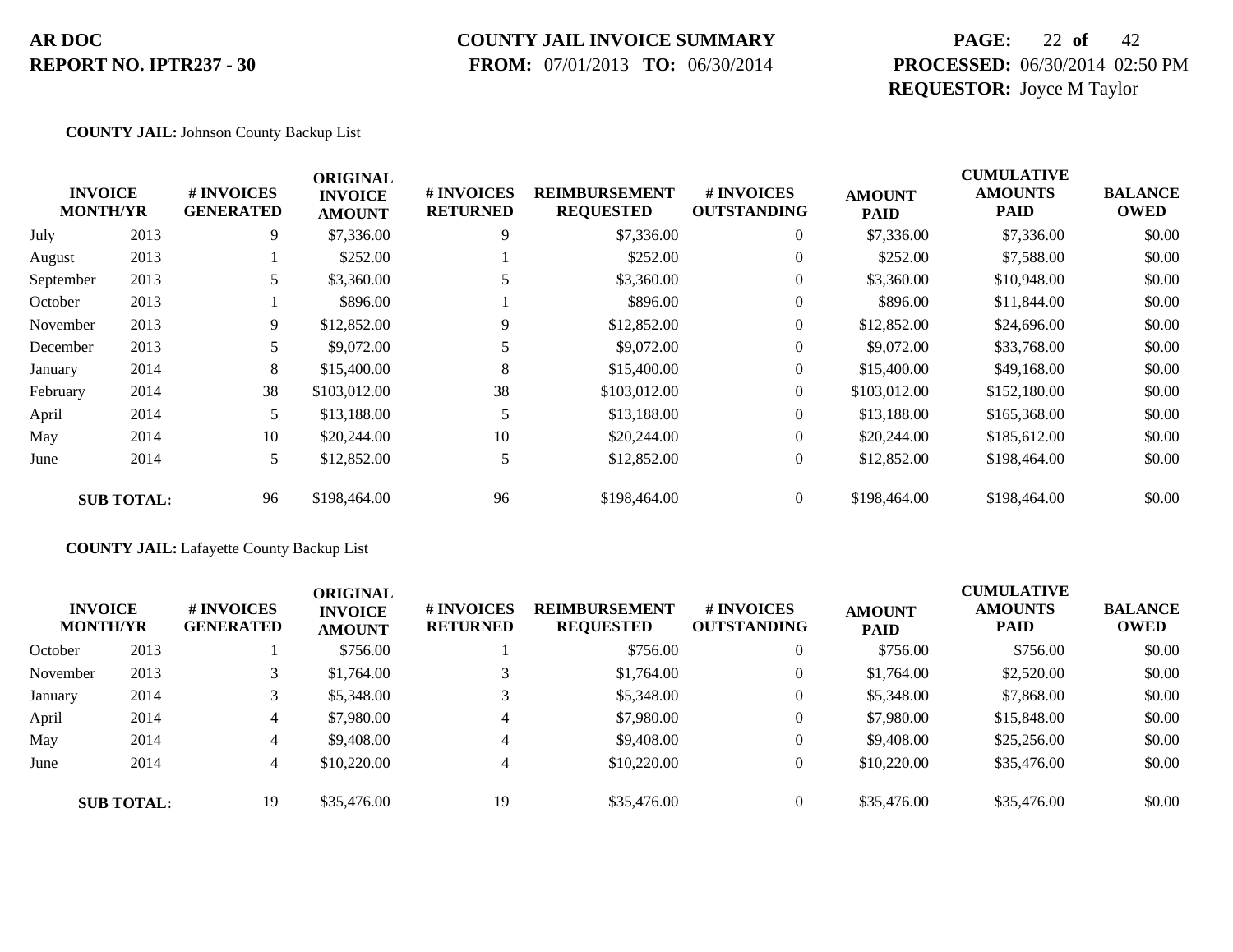**AR DOC**
**REPORT NO. IPTR237 - 30**

**COUNTY JAIL INVOICE SUMMARY**
**FROM:** 07/01/2013 **TO:** 06/30/2014

**PROCESSED:** 06/30/2014 02:50 PM
**REQUESTOR:** Joyce M Taylor

**COUNTY JAIL:** Johnson County Backup List

| INVOICE MONTH/YR | | # INVOICES GENERATED | ORIGINAL INVOICE AMOUNT | # INVOICES RETURNED | REIMBURSEMENT REQUESTED | # INVOICES OUTSTANDING | AMOUNT PAID | CUMULATIVE AMOUNTS PAID | BALANCE OWED |
|---|---|---|---|---|---|---|---|---|---|
| July | 2013 | 9 | $7,336.00 | 9 | $7,336.00 | 0 | $7,336.00 | $7,336.00 | $0.00 |
| August | 2013 | 1 | $252.00 | 1 | $252.00 | 0 | $252.00 | $7,588.00 | $0.00 |
| September | 2013 | 5 | $3,360.00 | 5 | $3,360.00 | 0 | $3,360.00 | $10,948.00 | $0.00 |
| October | 2013 | 1 | $896.00 | 1 | $896.00 | 0 | $896.00 | $11,844.00 | $0.00 |
| November | 2013 | 9 | $12,852.00 | 9 | $12,852.00 | 0 | $12,852.00 | $24,696.00 | $0.00 |
| December | 2013 | 5 | $9,072.00 | 5 | $9,072.00 | 0 | $9,072.00 | $33,768.00 | $0.00 |
| January | 2014 | 8 | $15,400.00 | 8 | $15,400.00 | 0 | $15,400.00 | $49,168.00 | $0.00 |
| February | 2014 | 38 | $103,012.00 | 38 | $103,012.00 | 0 | $103,012.00 | $152,180.00 | $0.00 |
| April | 2014 | 5 | $13,188.00 | 5 | $13,188.00 | 0 | $13,188.00 | $165,368.00 | $0.00 |
| May | 2014 | 10 | $20,244.00 | 10 | $20,244.00 | 0 | $20,244.00 | $185,612.00 | $0.00 |
| June | 2014 | 5 | $12,852.00 | 5 | $12,852.00 | 0 | $12,852.00 | $198,464.00 | $0.00 |
| **SUB TOTAL:** | | 96 | $198,464.00 | 96 | $198,464.00 | 0 | $198,464.00 | $198,464.00 | $0.00 |

**COUNTY JAIL:** Lafayette County Backup List

| INVOICE MONTH/YR | | # INVOICES GENERATED | ORIGINAL INVOICE AMOUNT | # INVOICES RETURNED | REIMBURSEMENT REQUESTED | # INVOICES OUTSTANDING | AMOUNT PAID | CUMULATIVE AMOUNTS PAID | BALANCE OWED |
|---|---|---|---|---|---|---|---|---|---|
| October | 2013 | 1 | $756.00 | 1 | $756.00 | 0 | $756.00 | $756.00 | $0.00 |
| November | 2013 | 3 | $1,764.00 | 3 | $1,764.00 | 0 | $1,764.00 | $2,520.00 | $0.00 |
| January | 2014 | 3 | $5,348.00 | 3 | $5,348.00 | 0 | $5,348.00 | $7,868.00 | $0.00 |
| April | 2014 | 4 | $7,980.00 | 4 | $7,980.00 | 0 | $7,980.00 | $15,848.00 | $0.00 |
| May | 2014 | 4 | $9,408.00 | 4 | $9,408.00 | 0 | $9,408.00 | $25,256.00 | $0.00 |
| June | 2014 | 4 | $10,220.00 | 4 | $10,220.00 | 0 | $10,220.00 | $35,476.00 | $0.00 |
| **SUB TOTAL:** | | 19 | $35,476.00 | 19 | $35,476.00 | 0 | $35,476.00 | $35,476.00 | $0.00 |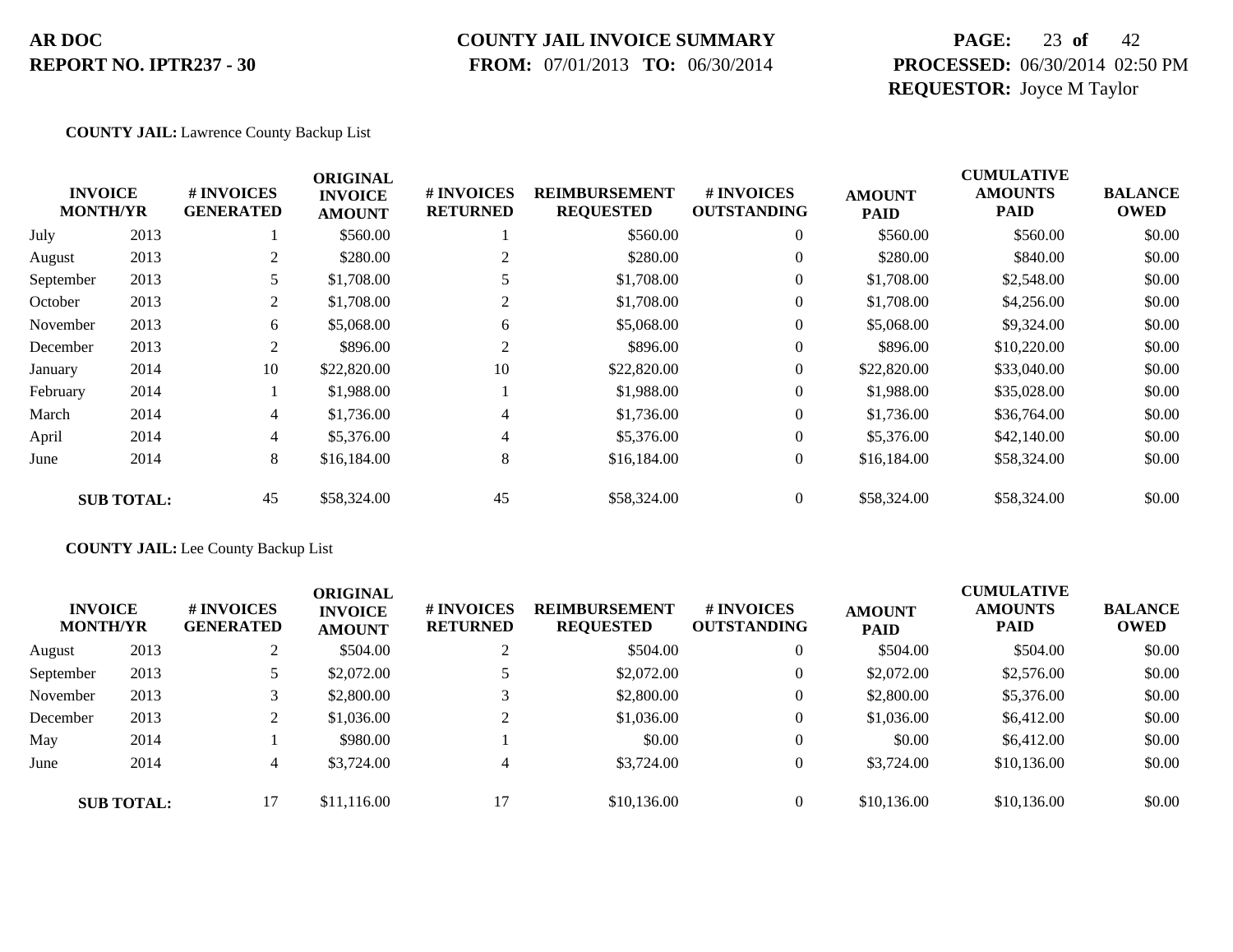**AR DOC**
**REPORT NO. IPTR237 - 30**

**COUNTY JAIL INVOICE SUMMARY**
**FROM:** 07/01/2013 **TO:** 06/30/2014

**PROCESSED:** 06/30/2014 02:50 PM
**REQUESTOR:** Joyce M Taylor

**COUNTY JAIL:** Lawrence County Backup List

| INVOICE MONTH/YR | | # INVOICES GENERATED | ORIGINAL INVOICE AMOUNT | # INVOICES RETURNED | REIMBURSEMENT REQUESTED | # INVOICES OUTSTANDING | AMOUNT PAID | CUMULATIVE AMOUNTS PAID | BALANCE OWED |
|---|---|---|---|---|---|---|---|---|---|
| July | 2013 | 1 | $560.00 | 1 | $560.00 | 0 | $560.00 | $560.00 | $0.00 |
| August | 2013 | 2 | $280.00 | 2 | $280.00 | 0 | $280.00 | $840.00 | $0.00 |
| September | 2013 | 5 | $1,708.00 | 5 | $1,708.00 | 0 | $1,708.00 | $2,548.00 | $0.00 |
| October | 2013 | 2 | $1,708.00 | 2 | $1,708.00 | 0 | $1,708.00 | $4,256.00 | $0.00 |
| November | 2013 | 6 | $5,068.00 | 6 | $5,068.00 | 0 | $5,068.00 | $9,324.00 | $0.00 |
| December | 2013 | 2 | $896.00 | 2 | $896.00 | 0 | $896.00 | $10,220.00 | $0.00 |
| January | 2014 | 10 | $22,820.00 | 10 | $22,820.00 | 0 | $22,820.00 | $33,040.00 | $0.00 |
| February | 2014 | 1 | $1,988.00 | 1 | $1,988.00 | 0 | $1,988.00 | $35,028.00 | $0.00 |
| March | 2014 | 4 | $1,736.00 | 4 | $1,736.00 | 0 | $1,736.00 | $36,764.00 | $0.00 |
| April | 2014 | 4 | $5,376.00 | 4 | $5,376.00 | 0 | $5,376.00 | $42,140.00 | $0.00 |
| June | 2014 | 8 | $16,184.00 | 8 | $16,184.00 | 0 | $16,184.00 | $58,324.00 | $0.00 |
| **SUB TOTAL:** | | 45 | $58,324.00 | 45 | $58,324.00 | 0 | $58,324.00 | $58,324.00 | $0.00 |

**COUNTY JAIL:** Lee County Backup List

| INVOICE MONTH/YR | | # INVOICES GENERATED | ORIGINAL INVOICE AMOUNT | # INVOICES RETURNED | REIMBURSEMENT REQUESTED | # INVOICES OUTSTANDING | AMOUNT PAID | CUMULATIVE AMOUNTS PAID | BALANCE OWED |
|---|---|---|---|---|---|---|---|---|---|
| August | 2013 | 2 | $504.00 | 2 | $504.00 | 0 | $504.00 | $504.00 | $0.00 |
| September | 2013 | 5 | $2,072.00 | 5 | $2,072.00 | 0 | $2,072.00 | $2,576.00 | $0.00 |
| November | 2013 | 3 | $2,800.00 | 3 | $2,800.00 | 0 | $2,800.00 | $5,376.00 | $0.00 |
| December | 2013 | 2 | $1,036.00 | 2 | $1,036.00 | 0 | $1,036.00 | $6,412.00 | $0.00 |
| May | 2014 | 1 | $980.00 | 1 | $0.00 | 0 | $0.00 | $6,412.00 | $0.00 |
| June | 2014 | 4 | $3,724.00 | 4 | $3,724.00 | 0 | $3,724.00 | $10,136.00 | $0.00 |
| **SUB TOTAL:** | | 17 | $11,116.00 | 17 | $10,136.00 | 0 | $10,136.00 | $10,136.00 | $0.00 |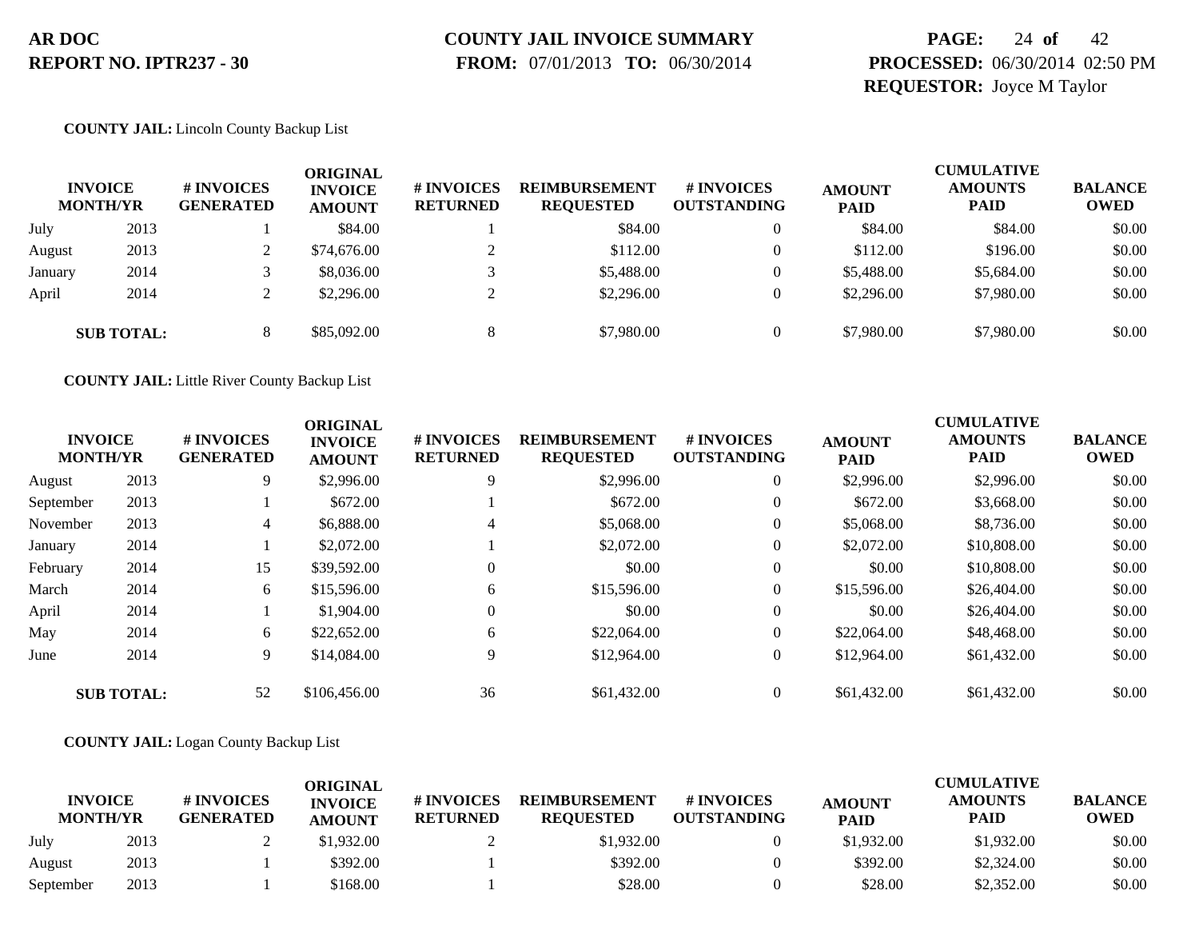**AR DOC**
**REPORT NO. IPTR237 - 30**

**COUNTY JAIL INVOICE SUMMARY**
**FROM:** 07/01/2013 **TO:** 06/30/2014

**PROCESSED:** 06/30/2014 02:50 PM
**REQUESTOR:** Joyce M Taylor

**COUNTY JAIL:** Lincoln County Backup List

| INVOICE MONTH/YR | | # INVOICES GENERATED | ORIGINAL INVOICE AMOUNT | # INVOICES RETURNED | REIMBURSEMENT REQUESTED | # INVOICES OUTSTANDING | AMOUNT PAID | CUMULATIVE AMOUNTS PAID | BALANCE OWED |
|---|---|---|---|---|---|---|---|---|---|
| July | 2013 | 1 | $84.00 | 1 | $84.00 | 0 | $84.00 | $84.00 | $0.00 |
| August | 2013 | 2 | $74,676.00 | 2 | $112.00 | 0 | $112.00 | $196.00 | $0.00 |
| January | 2014 | 3 | $8,036.00 | 3 | $5,488.00 | 0 | $5,488.00 | $5,684.00 | $0.00 |
| April | 2014 | 2 | $2,296.00 | 2 | $2,296.00 | 0 | $2,296.00 | $7,980.00 | $0.00 |
| **SUB TOTAL:** | | 8 | $85,092.00 | 8 | $7,980.00 | 0 | $7,980.00 | $7,980.00 | $0.00 |

**COUNTY JAIL:** Little River County Backup List

| INVOICE MONTH/YR | | # INVOICES GENERATED | ORIGINAL INVOICE AMOUNT | # INVOICES RETURNED | REIMBURSEMENT REQUESTED | # INVOICES OUTSTANDING | AMOUNT PAID | CUMULATIVE AMOUNTS PAID | BALANCE OWED |
|---|---|---|---|---|---|---|---|---|---|
| August | 2013 | 9 | $2,996.00 | 9 | $2,996.00 | 0 | $2,996.00 | $2,996.00 | $0.00 |
| September | 2013 | 1 | $672.00 | 1 | $672.00 | 0 | $672.00 | $3,668.00 | $0.00 |
| November | 2013 | 4 | $6,888.00 | 4 | $5,068.00 | 0 | $5,068.00 | $8,736.00 | $0.00 |
| January | 2014 | 1 | $2,072.00 | 1 | $2,072.00 | 0 | $2,072.00 | $10,808.00 | $0.00 |
| February | 2014 | 15 | $39,592.00 | 0 | $0.00 | 0 | $0.00 | $10,808.00 | $0.00 |
| March | 2014 | 6 | $15,596.00 | 6 | $15,596.00 | 0 | $15,596.00 | $26,404.00 | $0.00 |
| April | 2014 | 1 | $1,904.00 | 0 | $0.00 | 0 | $0.00 | $26,404.00 | $0.00 |
| May | 2014 | 6 | $22,652.00 | 6 | $22,064.00 | 0 | $22,064.00 | $48,468.00 | $0.00 |
| June | 2014 | 9 | $14,084.00 | 9 | $12,964.00 | 0 | $12,964.00 | $61,432.00 | $0.00 |
| **SUB TOTAL:** | | 52 | $106,456.00 | 36 | $61,432.00 | 0 | $61,432.00 | $61,432.00 | $0.00 |

**COUNTY JAIL:** Logan County Backup List

| INVOICE MONTH/YR | | # INVOICES GENERATED | ORIGINAL INVOICE AMOUNT | # INVOICES RETURNED | REIMBURSEMENT REQUESTED | # INVOICES OUTSTANDING | AMOUNT PAID | CUMULATIVE AMOUNTS PAID | BALANCE OWED |
|---|---|---|---|---|---|---|---|---|---|
| July | 2013 | 2 | $1,932.00 | 2 | $1,932.00 | 0 | $1,932.00 | $1,932.00 | $0.00 |
| August | 2013 | 1 | $392.00 | 1 | $392.00 | 0 | $392.00 | $2,324.00 | $0.00 |
| September | 2013 | 1 | $168.00 | 1 | $28.00 | 0 | $28.00 | $2,352.00 | $0.00 |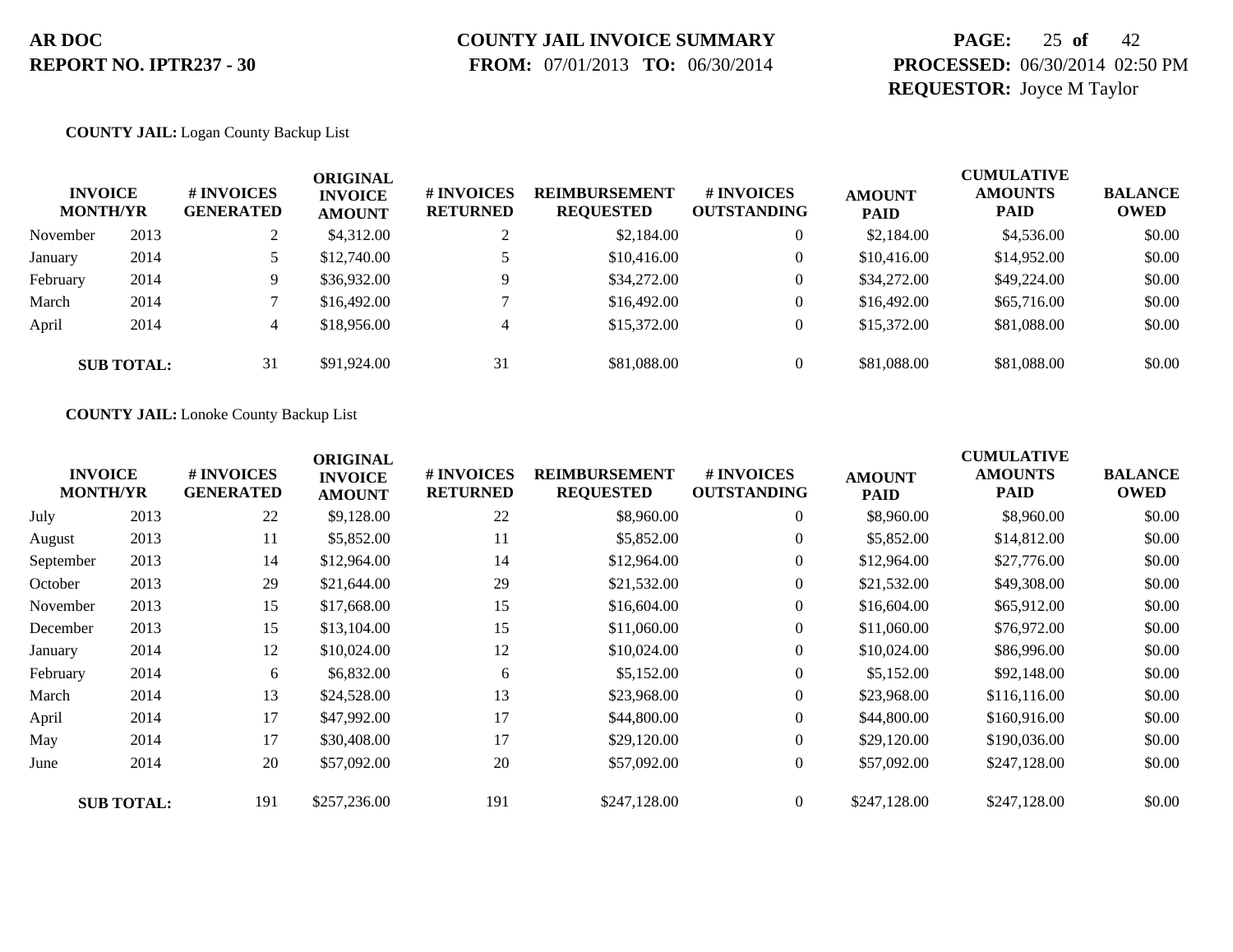**AR DOC**
**REPORT NO. IPTR237 - 30**

**COUNTY JAIL INVOICE SUMMARY**
**FROM:** 07/01/2013 **TO:** 06/30/2014

**PROCESSED:** 06/30/2014 02:50 PM
**REQUESTOR:** Joyce M Taylor

**COUNTY JAIL:** Logan County Backup List

| INVOICE MONTH/YR | | # INVOICES GENERATED | ORIGINAL INVOICE AMOUNT | # INVOICES RETURNED | REIMBURSEMENT REQUESTED | # INVOICES OUTSTANDING | AMOUNT PAID | CUMULATIVE AMOUNTS PAID | BALANCE OWED |
|---|---|---|---|---|---|---|---|---|---|
| November | 2013 | 2 | $4,312.00 | 2 | $2,184.00 | 0 | $2,184.00 | $4,536.00 | $0.00 |
| January | 2014 | 5 | $12,740.00 | 5 | $10,416.00 | 0 | $10,416.00 | $14,952.00 | $0.00 |
| February | 2014 | 9 | $36,932.00 | 9 | $34,272.00 | 0 | $34,272.00 | $49,224.00 | $0.00 |
| March | 2014 | 7 | $16,492.00 | 7 | $16,492.00 | 0 | $16,492.00 | $65,716.00 | $0.00 |
| April | 2014 | 4 | $18,956.00 | 4 | $15,372.00 | 0 | $15,372.00 | $81,088.00 | $0.00 |
| **SUB TOTAL:** | | 31 | $91,924.00 | 31 | $81,088.00 | 0 | $81,088.00 | $81,088.00 | $0.00 |

**COUNTY JAIL:** Lonoke County Backup List

| INVOICE MONTH/YR | | # INVOICES GENERATED | ORIGINAL INVOICE AMOUNT | # INVOICES RETURNED | REIMBURSEMENT REQUESTED | # INVOICES OUTSTANDING | AMOUNT PAID | CUMULATIVE AMOUNTS PAID | BALANCE OWED |
|---|---|---|---|---|---|---|---|---|---|
| July | 2013 | 22 | $9,128.00 | 22 | $8,960.00 | 0 | $8,960.00 | $8,960.00 | $0.00 |
| August | 2013 | 11 | $5,852.00 | 11 | $5,852.00 | 0 | $5,852.00 | $14,812.00 | $0.00 |
| September | 2013 | 14 | $12,964.00 | 14 | $12,964.00 | 0 | $12,964.00 | $27,776.00 | $0.00 |
| October | 2013 | 29 | $21,644.00 | 29 | $21,532.00 | 0 | $21,532.00 | $49,308.00 | $0.00 |
| November | 2013 | 15 | $17,668.00 | 15 | $16,604.00 | 0 | $16,604.00 | $65,912.00 | $0.00 |
| December | 2013 | 15 | $13,104.00 | 15 | $11,060.00 | 0 | $11,060.00 | $76,972.00 | $0.00 |
| January | 2014 | 12 | $10,024.00 | 12 | $10,024.00 | 0 | $10,024.00 | $86,996.00 | $0.00 |
| February | 2014 | 6 | $6,832.00 | 6 | $5,152.00 | 0 | $5,152.00 | $92,148.00 | $0.00 |
| March | 2014 | 13 | $24,528.00 | 13 | $23,968.00 | 0 | $23,968.00 | $116,116.00 | $0.00 |
| April | 2014 | 17 | $47,992.00 | 17 | $44,800.00 | 0 | $44,800.00 | $160,916.00 | $0.00 |
| May | 2014 | 17 | $30,408.00 | 17 | $29,120.00 | 0 | $29,120.00 | $190,036.00 | $0.00 |
| June | 2014 | 20 | $57,092.00 | 20 | $57,092.00 | 0 | $57,092.00 | $247,128.00 | $0.00 |
| **SUB TOTAL:** | | 191 | $257,236.00 | 191 | $247,128.00 | 0 | $247,128.00 | $247,128.00 | $0.00 |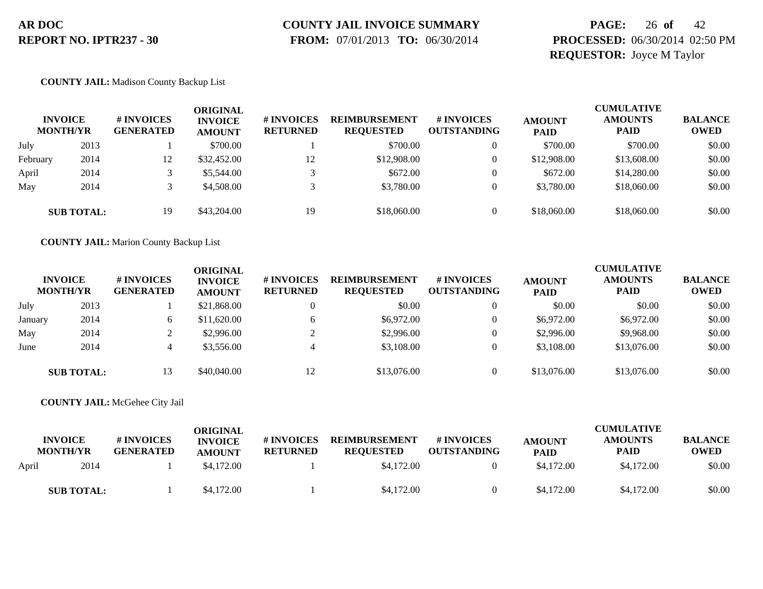**AR DOC**
**REPORT NO. IPTR237 - 30**

**COUNTY JAIL INVOICE SUMMARY**
**FROM:** 07/01/2013 **TO:** 06/30/2014

**PROCESSED:** 06/30/2014 02:50 PM
**REQUESTOR:** Joyce M Taylor

**COUNTY JAIL:** Madison County Backup List

| INVOICE MONTH/YR | | # INVOICES GENERATED | ORIGINAL INVOICE AMOUNT | # INVOICES RETURNED | REIMBURSEMENT REQUESTED | # INVOICES OUTSTANDING | AMOUNT PAID | CUMULATIVE AMOUNTS PAID | BALANCE OWED |
|---|---|---|---|---|---|---|---|---|---|
| July | 2013 | 1 | $700.00 | 1 | $700.00 | 0 | $700.00 | $700.00 | $0.00 |
| February | 2014 | 12 | $32,452.00 | 12 | $12,908.00 | 0 | $12,908.00 | $13,608.00 | $0.00 |
| April | 2014 | 3 | $5,544.00 | 3 | $672.00 | 0 | $672.00 | $14,280.00 | $0.00 |
| May | 2014 | 3 | $4,508.00 | 3 | $3,780.00 | 0 | $3,780.00 | $18,060.00 | $0.00 |
| **SUB TOTAL:** | | 19 | $43,204.00 | 19 | $18,060.00 | 0 | $18,060.00 | $18,060.00 | $0.00 |

**COUNTY JAIL:** Marion County Backup List

| INVOICE MONTH/YR | | # INVOICES GENERATED | ORIGINAL INVOICE AMOUNT | # INVOICES RETURNED | REIMBURSEMENT REQUESTED | # INVOICES OUTSTANDING | AMOUNT PAID | CUMULATIVE AMOUNTS PAID | BALANCE OWED |
|---|---|---|---|---|---|---|---|---|---|
| July | 2013 | 1 | $21,868.00 | 0 | $0.00 | 0 | $0.00 | $0.00 | $0.00 |
| January | 2014 | 6 | $11,620.00 | 6 | $6,972.00 | 0 | $6,972.00 | $6,972.00 | $0.00 |
| May | 2014 | 2 | $2,996.00 | 2 | $2,996.00 | 0 | $2,996.00 | $9,968.00 | $0.00 |
| June | 2014 | 4 | $3,556.00 | 4 | $3,108.00 | 0 | $3,108.00 | $13,076.00 | $0.00 |
| **SUB TOTAL:** | | 13 | $40,040.00 | 12 | $13,076.00 | 0 | $13,076.00 | $13,076.00 | $0.00 |

**COUNTY JAIL:** McGehee City Jail

| INVOICE MONTH/YR | | # INVOICES GENERATED | ORIGINAL INVOICE AMOUNT | # INVOICES RETURNED | REIMBURSEMENT REQUESTED | # INVOICES OUTSTANDING | AMOUNT PAID | CUMULATIVE AMOUNTS PAID | BALANCE OWED |
|---|---|---|---|---|---|---|---|---|---|
| April | 2014 | 1 | $4,172.00 | 1 | $4,172.00 | 0 | $4,172.00 | $4,172.00 | $0.00 |
| **SUB TOTAL:** | | 1 | $4,172.00 | 1 | $4,172.00 | 0 | $4,172.00 | $4,172.00 | $0.00 |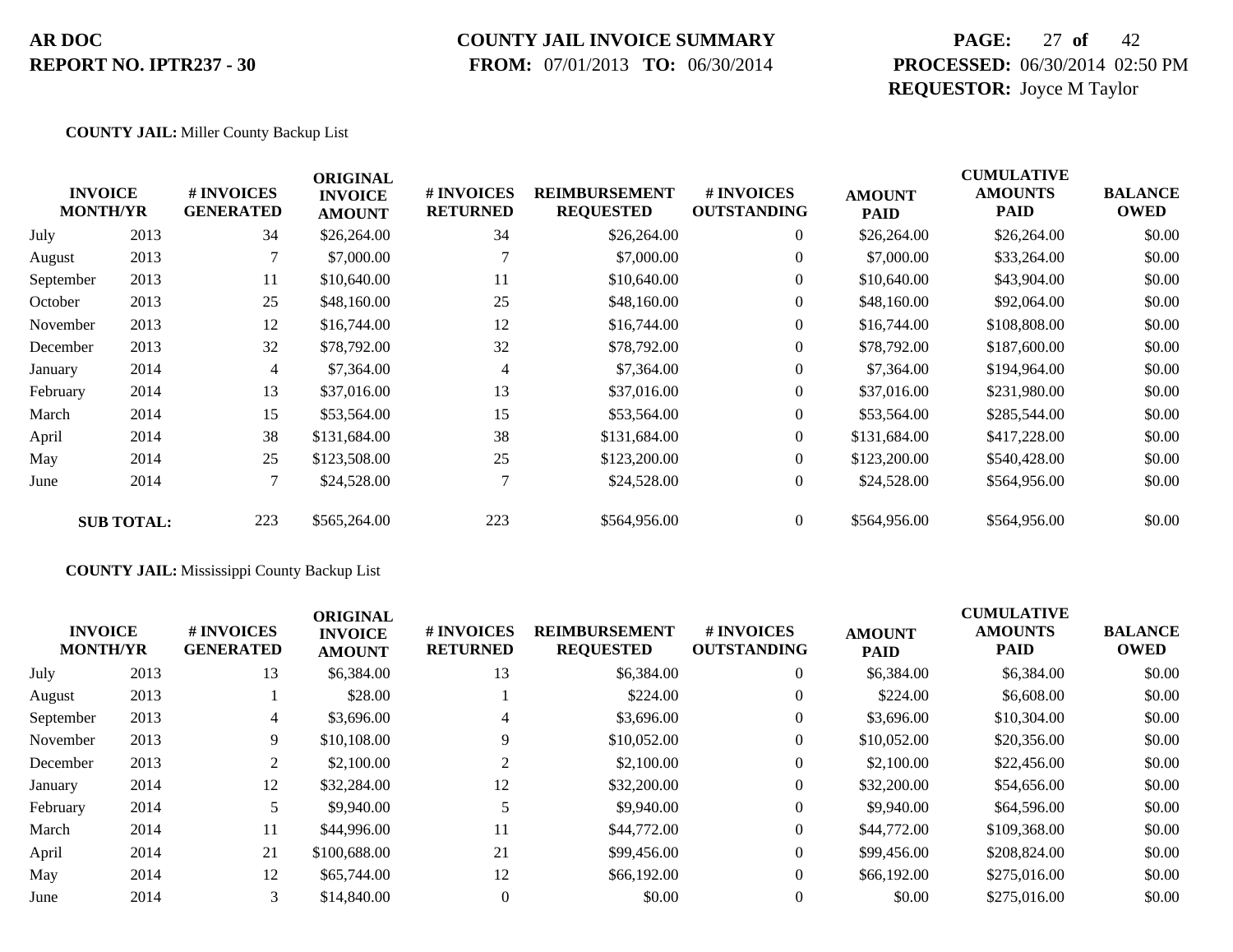**AR DOC**
**REPORT NO. IPTR237 - 30**

**COUNTY JAIL INVOICE SUMMARY**
**FROM:** 07/01/2013 **TO:** 06/30/2014

**PROCESSED:** 06/30/2014 02:50 PM
**REQUESTOR:** Joyce M Taylor

**COUNTY JAIL:** Miller County Backup List

| INVOICE MONTH/YR | | # INVOICES GENERATED | ORIGINAL INVOICE AMOUNT | # INVOICES RETURNED | REIMBURSEMENT REQUESTED | # INVOICES OUTSTANDING | AMOUNT PAID | CUMULATIVE AMOUNTS PAID | BALANCE OWED |
|---|---|---|---|---|---|---|---|---|---|
| July | 2013 | 34 | $26,264.00 | 34 | $26,264.00 | 0 | $26,264.00 | $26,264.00 | $0.00 |
| August | 2013 | 7 | $7,000.00 | 7 | $7,000.00 | 0 | $7,000.00 | $33,264.00 | $0.00 |
| September | 2013 | 11 | $10,640.00 | 11 | $10,640.00 | 0 | $10,640.00 | $43,904.00 | $0.00 |
| October | 2013 | 25 | $48,160.00 | 25 | $48,160.00 | 0 | $48,160.00 | $92,064.00 | $0.00 |
| November | 2013 | 12 | $16,744.00 | 12 | $16,744.00 | 0 | $16,744.00 | $108,808.00 | $0.00 |
| December | 2013 | 32 | $78,792.00 | 32 | $78,792.00 | 0 | $78,792.00 | $187,600.00 | $0.00 |
| January | 2014 | 4 | $7,364.00 | 4 | $7,364.00 | 0 | $7,364.00 | $194,964.00 | $0.00 |
| February | 2014 | 13 | $37,016.00 | 13 | $37,016.00 | 0 | $37,016.00 | $231,980.00 | $0.00 |
| March | 2014 | 15 | $53,564.00 | 15 | $53,564.00 | 0 | $53,564.00 | $285,544.00 | $0.00 |
| April | 2014 | 38 | $131,684.00 | 38 | $131,684.00 | 0 | $131,684.00 | $417,228.00 | $0.00 |
| May | 2014 | 25 | $123,508.00 | 25 | $123,200.00 | 0 | $123,200.00 | $540,428.00 | $0.00 |
| June | 2014 | 7 | $24,528.00 | 7 | $24,528.00 | 0 | $24,528.00 | $564,956.00 | $0.00 |
| **SUB TOTAL:** | | 223 | $565,264.00 | 223 | $564,956.00 | 0 | $564,956.00 | $564,956.00 | $0.00 |

**COUNTY JAIL:** Mississippi County Backup List

| INVOICE MONTH/YR | | # INVOICES GENERATED | ORIGINAL INVOICE AMOUNT | # INVOICES RETURNED | REIMBURSEMENT REQUESTED | # INVOICES OUTSTANDING | AMOUNT PAID | CUMULATIVE AMOUNTS PAID | BALANCE OWED |
|---|---|---|---|---|---|---|---|---|---|
| July | 2013 | 13 | $6,384.00 | 13 | $6,384.00 | 0 | $6,384.00 | $6,384.00 | $0.00 |
| August | 2013 | 1 | $28.00 | 1 | $224.00 | 0 | $224.00 | $6,608.00 | $0.00 |
| September | 2013 | 4 | $3,696.00 | 4 | $3,696.00 | 0 | $3,696.00 | $10,304.00 | $0.00 |
| November | 2013 | 9 | $10,108.00 | 9 | $10,052.00 | 0 | $10,052.00 | $20,356.00 | $0.00 |
| December | 2013 | 2 | $2,100.00 | 2 | $2,100.00 | 0 | $2,100.00 | $22,456.00 | $0.00 |
| January | 2014 | 12 | $32,284.00 | 12 | $32,200.00 | 0 | $32,200.00 | $54,656.00 | $0.00 |
| February | 2014 | 5 | $9,940.00 | 5 | $9,940.00 | 0 | $9,940.00 | $64,596.00 | $0.00 |
| March | 2014 | 11 | $44,996.00 | 11 | $44,772.00 | 0 | $44,772.00 | $109,368.00 | $0.00 |
| April | 2014 | 21 | $100,688.00 | 21 | $99,456.00 | 0 | $99,456.00 | $208,824.00 | $0.00 |
| May | 2014 | 12 | $65,744.00 | 12 | $66,192.00 | 0 | $66,192.00 | $275,016.00 | $0.00 |
| June | 2014 | 3 | $14,840.00 | 0 | $0.00 | 0 | $0.00 | $275,016.00 | $0.00 |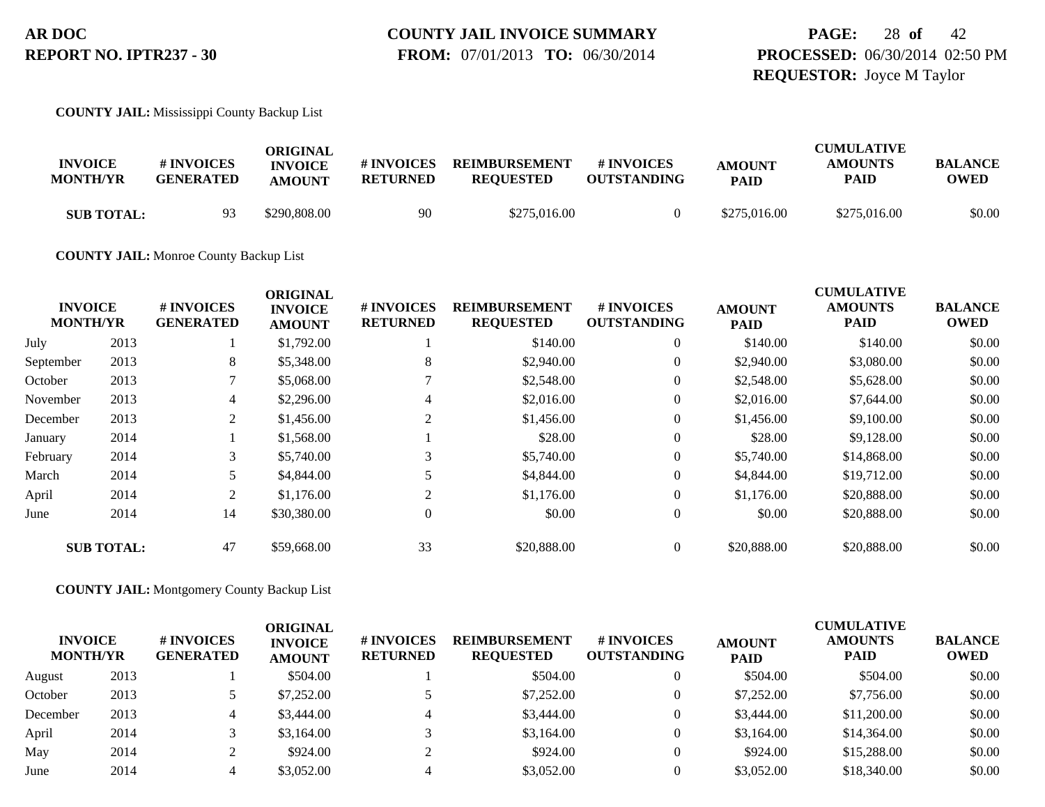**COUNTY JAIL:** Mississippi County Backup List

| INVOICE MONTH/YR | | # INVOICES GENERATED | ORIGINAL INVOICE AMOUNT | # INVOICES RETURNED | REIMBURSEMENT REQUESTED | # INVOICES OUTSTANDING | AMOUNT PAID | CUMULATIVE AMOUNTS PAID | BALANCE OWED |
|---|---|---|---|---|---|---|---|---|---|
| **SUB TOTAL:** | | 93 | $290,808.00 | 90 | $275,016.00 | 0 | $275,016.00 | $275,016.00 | $0.00 |

**COUNTY JAIL:** Monroe County Backup List

| INVOICE MONTH/YR | | # INVOICES GENERATED | ORIGINAL INVOICE AMOUNT | # INVOICES RETURNED | REIMBURSEMENT REQUESTED | # INVOICES OUTSTANDING | AMOUNT PAID | CUMULATIVE AMOUNTS PAID | BALANCE OWED |
|---|---|---|---|---|---|---|---|---|---|
| July | 2013 | 1 | $1,792.00 | 1 | $140.00 | 0 | $140.00 | $140.00 | $0.00 |
| September | 2013 | 8 | $5,348.00 | 8 | $2,940.00 | 0 | $2,940.00 | $3,080.00 | $0.00 |
| October | 2013 | 7 | $5,068.00 | 7 | $2,548.00 | 0 | $2,548.00 | $5,628.00 | $0.00 |
| November | 2013 | 4 | $2,296.00 | 4 | $2,016.00 | 0 | $2,016.00 | $7,644.00 | $0.00 |
| December | 2013 | 2 | $1,456.00 | 2 | $1,456.00 | 0 | $1,456.00 | $9,100.00 | $0.00 |
| January | 2014 | 1 | $1,568.00 | 1 | $28.00 | 0 | $28.00 | $9,128.00 | $0.00 |
| February | 2014 | 3 | $5,740.00 | 3 | $5,740.00 | 0 | $5,740.00 | $14,868.00 | $0.00 |
| March | 2014 | 5 | $4,844.00 | 5 | $4,844.00 | 0 | $4,844.00 | $19,712.00 | $0.00 |
| April | 2014 | 2 | $1,176.00 | 2 | $1,176.00 | 0 | $1,176.00 | $20,888.00 | $0.00 |
| June | 2014 | 14 | $30,380.00 | 0 | $0.00 | 0 | $0.00 | $20,888.00 | $0.00 |
| **SUB TOTAL:** | | 47 | $59,668.00 | 33 | $20,888.00 | 0 | $20,888.00 | $20,888.00 | $0.00 |

**COUNTY JAIL:** Montgomery County Backup List

| INVOICE MONTH/YR | | # INVOICES GENERATED | ORIGINAL INVOICE AMOUNT | # INVOICES RETURNED | REIMBURSEMENT REQUESTED | # INVOICES OUTSTANDING | AMOUNT PAID | CUMULATIVE AMOUNTS PAID | BALANCE OWED |
|---|---|---|---|---|---|---|---|---|---|
| August | 2013 | 1 | $504.00 | 1 | $504.00 | 0 | $504.00 | $504.00 | $0.00 |
| October | 2013 | 5 | $7,252.00 | 5 | $7,252.00 | 0 | $7,252.00 | $7,756.00 | $0.00 |
| December | 2013 | 4 | $3,444.00 | 4 | $3,444.00 | 0 | $3,444.00 | $11,200.00 | $0.00 |
| April | 2014 | 3 | $3,164.00 | 3 | $3,164.00 | 0 | $3,164.00 | $14,364.00 | $0.00 |
| May | 2014 | 2 | $924.00 | 2 | $924.00 | 0 | $924.00 | $15,288.00 | $0.00 |
| June | 2014 | 4 | $3,052.00 | 4 | $3,052.00 | 0 | $3,052.00 | $18,340.00 | $0.00 |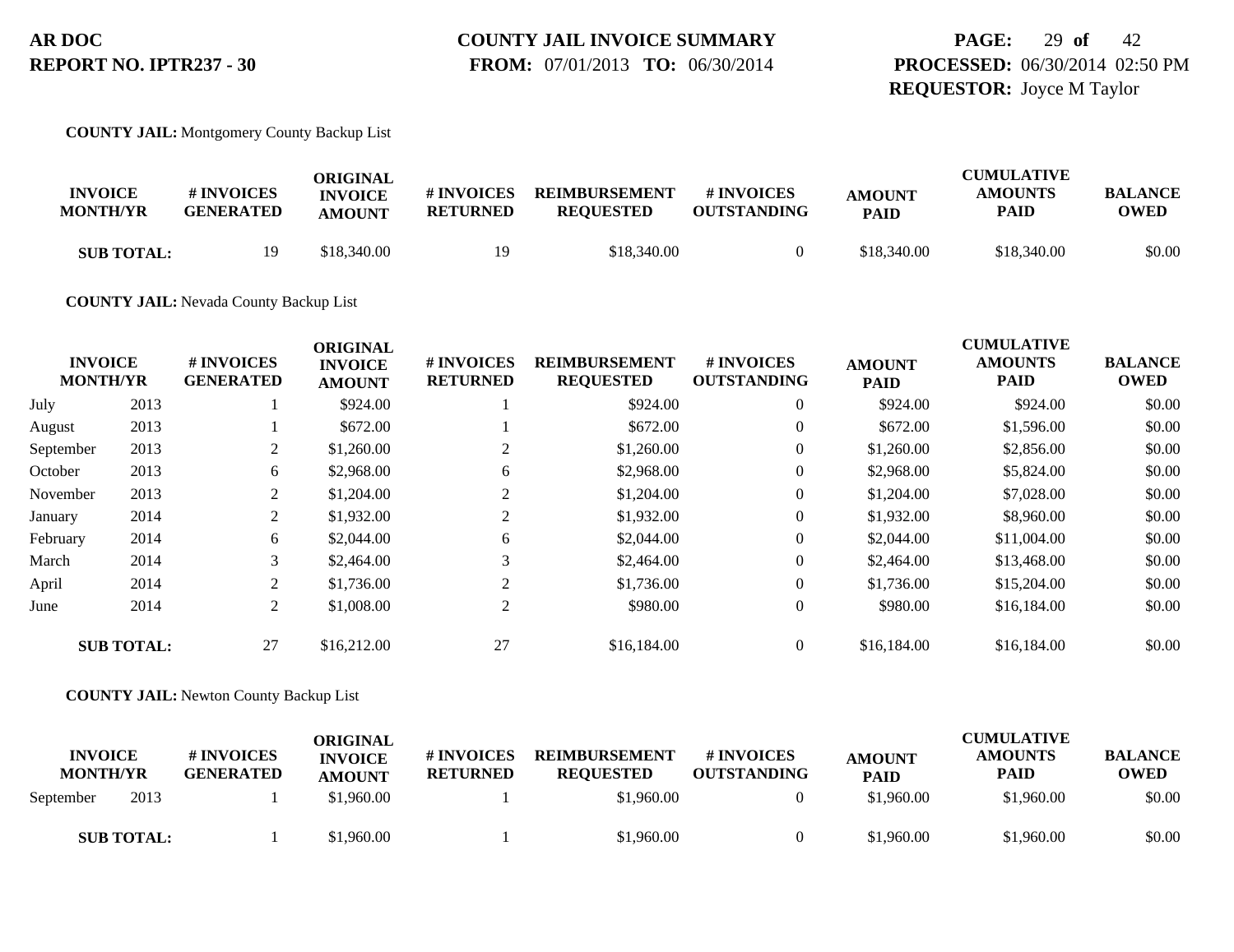**COUNTY JAIL:** Montgomery County Backup List

| INVOICE MONTH/YR | | # INVOICES GENERATED | ORIGINAL INVOICE AMOUNT | # INVOICES RETURNED | REIMBURSEMENT REQUESTED | # INVOICES OUTSTANDING | AMOUNT PAID | CUMULATIVE AMOUNTS PAID | BALANCE OWED |
|---|---|---|---|---|---|---|---|---|---|
| **SUB TOTAL:** | | 19 | $18,340.00 | 19 | $18,340.00 | 0 | $18,340.00 | $18,340.00 | $0.00 |

**COUNTY JAIL:** Nevada County Backup List

| INVOICE MONTH/YR | | # INVOICES GENERATED | ORIGINAL INVOICE AMOUNT | # INVOICES RETURNED | REIMBURSEMENT REQUESTED | # INVOICES OUTSTANDING | AMOUNT PAID | CUMULATIVE AMOUNTS PAID | BALANCE OWED |
|---|---|---|---|---|---|---|---|---|---|
| July | 2013 | 1 | $924.00 | 1 | $924.00 | 0 | $924.00 | $924.00 | $0.00 |
| August | 2013 | 1 | $672.00 | 1 | $672.00 | 0 | $672.00 | $1,596.00 | $0.00 |
| September | 2013 | 2 | $1,260.00 | 2 | $1,260.00 | 0 | $1,260.00 | $2,856.00 | $0.00 |
| October | 2013 | 6 | $2,968.00 | 6 | $2,968.00 | 0 | $2,968.00 | $5,824.00 | $0.00 |
| November | 2013 | 2 | $1,204.00 | 2 | $1,204.00 | 0 | $1,204.00 | $7,028.00 | $0.00 |
| January | 2014 | 2 | $1,932.00 | 2 | $1,932.00 | 0 | $1,932.00 | $8,960.00 | $0.00 |
| February | 2014 | 6 | $2,044.00 | 6 | $2,044.00 | 0 | $2,044.00 | $11,004.00 | $0.00 |
| March | 2014 | 3 | $2,464.00 | 3 | $2,464.00 | 0 | $2,464.00 | $13,468.00 | $0.00 |
| April | 2014 | 2 | $1,736.00 | 2 | $1,736.00 | 0 | $1,736.00 | $15,204.00 | $0.00 |
| June | 2014 | 2 | $1,008.00 | 2 | $980.00 | 0 | $980.00 | $16,184.00 | $0.00 |
| **SUB TOTAL:** | | 27 | $16,212.00 | 27 | $16,184.00 | 0 | $16,184.00 | $16,184.00 | $0.00 |

**COUNTY JAIL:** Newton County Backup List

| INVOICE MONTH/YR | | # INVOICES GENERATED | ORIGINAL INVOICE AMOUNT | # INVOICES RETURNED | REIMBURSEMENT REQUESTED | # INVOICES OUTSTANDING | AMOUNT PAID | CUMULATIVE AMOUNTS PAID | BALANCE OWED |
|---|---|---|---|---|---|---|---|---|---|
| September | 2013 | 1 | $1,960.00 | 1 | $1,960.00 | 0 | $1,960.00 | $1,960.00 | $0.00 |
| **SUB TOTAL:** | | 1 | $1,960.00 | 1 | $1,960.00 | 0 | $1,960.00 | $1,960.00 | $0.00 |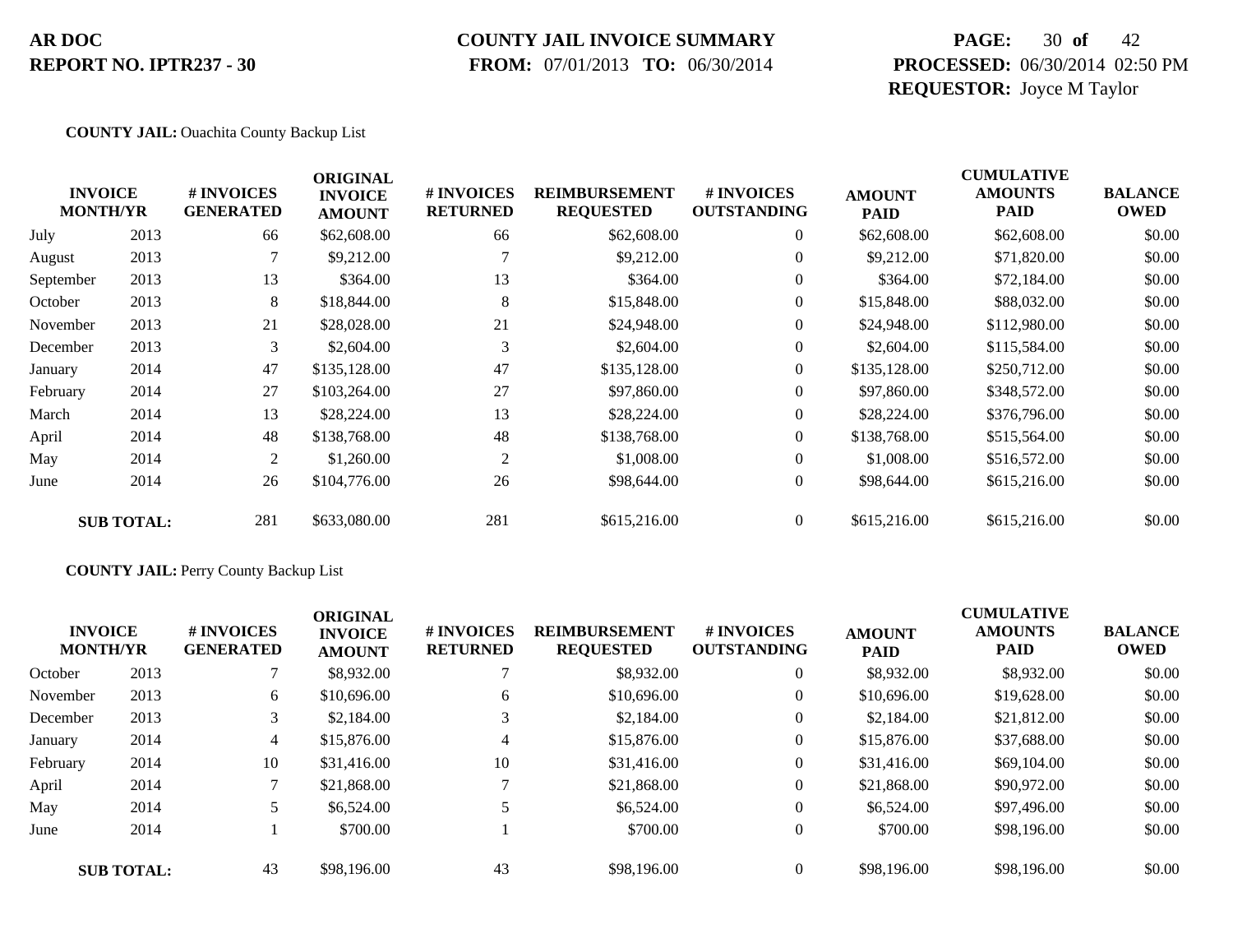**AR DOC**
**REPORT NO. IPTR237 - 30**

**COUNTY JAIL INVOICE SUMMARY**
**FROM:** 07/01/2013 **TO:** 06/30/2014

**PROCESSED:** 06/30/2014 02:50 PM
**REQUESTOR:** Joyce M Taylor

**COUNTY JAIL:** Ouachita County Backup List

| INVOICE MONTH/YR | | # INVOICES GENERATED | ORIGINAL INVOICE AMOUNT | # INVOICES RETURNED | REIMBURSEMENT REQUESTED | # INVOICES OUTSTANDING | AMOUNT PAID | CUMULATIVE AMOUNTS PAID | BALANCE OWED |
|---|---|---|---|---|---|---|---|---|---|
| July | 2013 | 66 | $62,608.00 | 66 | $62,608.00 | 0 | $62,608.00 | $62,608.00 | $0.00 |
| August | 2013 | 7 | $9,212.00 | 7 | $9,212.00 | 0 | $9,212.00 | $71,820.00 | $0.00 |
| September | 2013 | 13 | $364.00 | 13 | $364.00 | 0 | $364.00 | $72,184.00 | $0.00 |
| October | 2013 | 8 | $18,844.00 | 8 | $15,848.00 | 0 | $15,848.00 | $88,032.00 | $0.00 |
| November | 2013 | 21 | $28,028.00 | 21 | $24,948.00 | 0 | $24,948.00 | $112,980.00 | $0.00 |
| December | 2013 | 3 | $2,604.00 | 3 | $2,604.00 | 0 | $2,604.00 | $115,584.00 | $0.00 |
| January | 2014 | 47 | $135,128.00 | 47 | $135,128.00 | 0 | $135,128.00 | $250,712.00 | $0.00 |
| February | 2014 | 27 | $103,264.00 | 27 | $97,860.00 | 0 | $97,860.00 | $348,572.00 | $0.00 |
| March | 2014 | 13 | $28,224.00 | 13 | $28,224.00 | 0 | $28,224.00 | $376,796.00 | $0.00 |
| April | 2014 | 48 | $138,768.00 | 48 | $138,768.00 | 0 | $138,768.00 | $515,564.00 | $0.00 |
| May | 2014 | 2 | $1,260.00 | 2 | $1,008.00 | 0 | $1,008.00 | $516,572.00 | $0.00 |
| June | 2014 | 26 | $104,776.00 | 26 | $98,644.00 | 0 | $98,644.00 | $615,216.00 | $0.00 |
| **SUB TOTAL:** | | 281 | $633,080.00 | 281 | $615,216.00 | 0 | $615,216.00 | $615,216.00 | $0.00 |

**COUNTY JAIL:** Perry County Backup List

| INVOICE MONTH/YR | | # INVOICES GENERATED | ORIGINAL INVOICE AMOUNT | # INVOICES RETURNED | REIMBURSEMENT REQUESTED | # INVOICES OUTSTANDING | AMOUNT PAID | CUMULATIVE AMOUNTS PAID | BALANCE OWED |
|---|---|---|---|---|---|---|---|---|---|
| October | 2013 | 7 | $8,932.00 | 7 | $8,932.00 | 0 | $8,932.00 | $8,932.00 | $0.00 |
| November | 2013 | 6 | $10,696.00 | 6 | $10,696.00 | 0 | $10,696.00 | $19,628.00 | $0.00 |
| December | 2013 | 3 | $2,184.00 | 3 | $2,184.00 | 0 | $2,184.00 | $21,812.00 | $0.00 |
| January | 2014 | 4 | $15,876.00 | 4 | $15,876.00 | 0 | $15,876.00 | $37,688.00 | $0.00 |
| February | 2014 | 10 | $31,416.00 | 10 | $31,416.00 | 0 | $31,416.00 | $69,104.00 | $0.00 |
| April | 2014 | 7 | $21,868.00 | 7 | $21,868.00 | 0 | $21,868.00 | $90,972.00 | $0.00 |
| May | 2014 | 5 | $6,524.00 | 5 | $6,524.00 | 0 | $6,524.00 | $97,496.00 | $0.00 |
| June | 2014 | 1 | $700.00 | 1 | $700.00 | 0 | $700.00 | $98,196.00 | $0.00 |
| **SUB TOTAL:** | | 43 | $98,196.00 | 43 | $98,196.00 | 0 | $98,196.00 | $98,196.00 | $0.00 |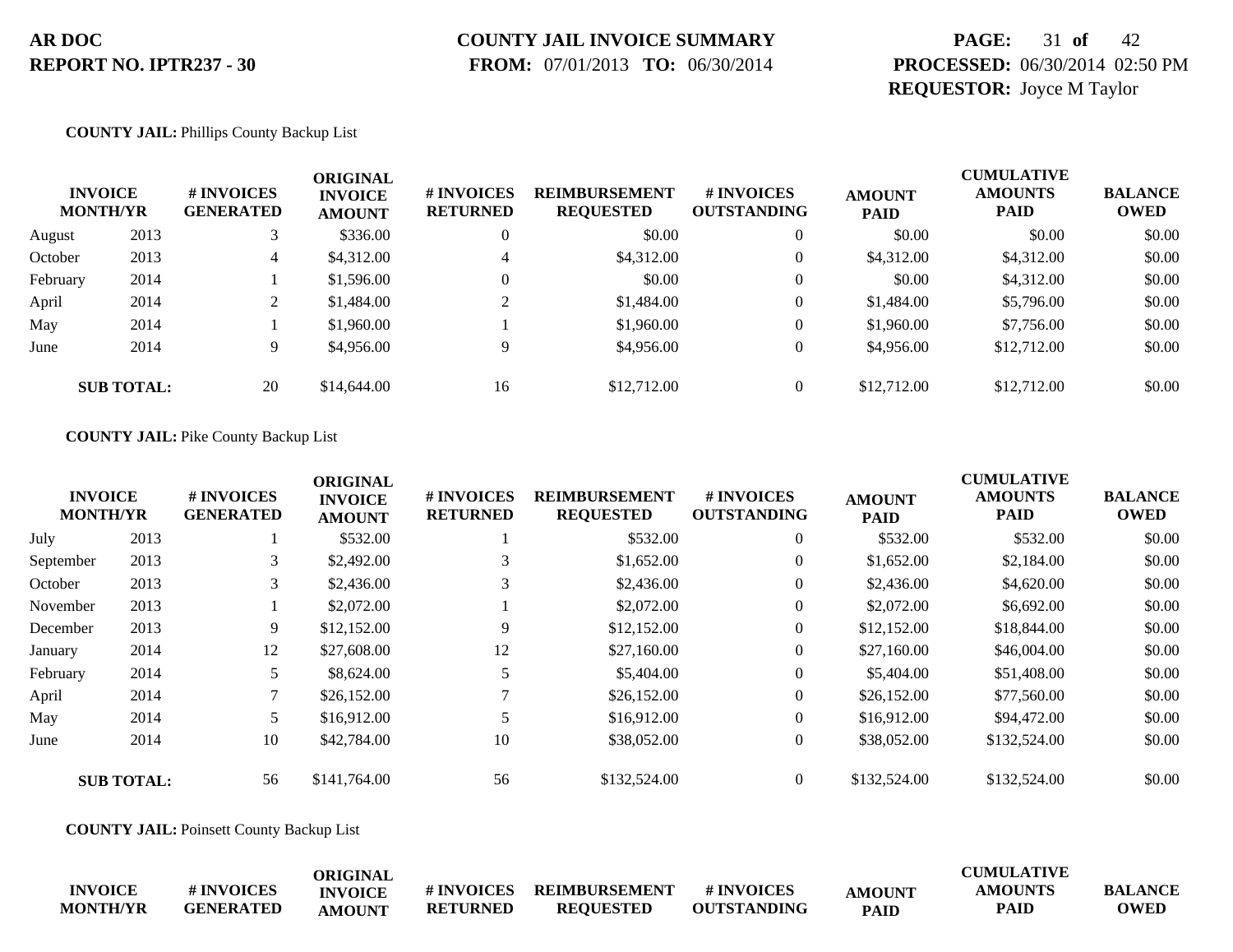**COUNTY JAIL:** Phillips County Backup List

| INVOICE MONTH/YR | | # INVOICES GENERATED | ORIGINAL INVOICE AMOUNT | # INVOICES RETURNED | REIMBURSEMENT REQUESTED | # INVOICES OUTSTANDING | AMOUNT PAID | CUMULATIVE AMOUNTS PAID | BALANCE OWED |
|---|---|---|---|---|---|---|---|---|---|
| August | 2013 | 3 | $336.00 | 0 | $0.00 | 0 | $0.00 | $0.00 | $0.00 |
| October | 2013 | 4 | $4,312.00 | 4 | $4,312.00 | 0 | $4,312.00 | $4,312.00 | $0.00 |
| February | 2014 | 1 | $1,596.00 | 0 | $0.00 | 0 | $0.00 | $4,312.00 | $0.00 |
| April | 2014 | 2 | $1,484.00 | 2 | $1,484.00 | 0 | $1,484.00 | $5,796.00 | $0.00 |
| May | 2014 | 1 | $1,960.00 | 1 | $1,960.00 | 0 | $1,960.00 | $7,756.00 | $0.00 |
| June | 2014 | 9 | $4,956.00 | 9 | $4,956.00 | 0 | $4,956.00 | $12,712.00 | $0.00 |
| **SUB TOTAL:** | | 20 | $14,644.00 | 16 | $12,712.00 | 0 | $12,712.00 | $12,712.00 | $0.00 |

**COUNTY JAIL:** Pike County Backup List

| INVOICE MONTH/YR | | # INVOICES GENERATED | ORIGINAL INVOICE AMOUNT | # INVOICES RETURNED | REIMBURSEMENT REQUESTED | # INVOICES OUTSTANDING | AMOUNT PAID | CUMULATIVE AMOUNTS PAID | BALANCE OWED |
|---|---|---|---|---|---|---|---|---|---|
| July | 2013 | 1 | $532.00 | 1 | $532.00 | 0 | $532.00 | $532.00 | $0.00 |
| September | 2013 | 3 | $2,492.00 | 3 | $1,652.00 | 0 | $1,652.00 | $2,184.00 | $0.00 |
| October | 2013 | 3 | $2,436.00 | 3 | $2,436.00 | 0 | $2,436.00 | $4,620.00 | $0.00 |
| November | 2013 | 1 | $2,072.00 | 1 | $2,072.00 | 0 | $2,072.00 | $6,692.00 | $0.00 |
| December | 2013 | 9 | $12,152.00 | 9 | $12,152.00 | 0 | $12,152.00 | $18,844.00 | $0.00 |
| January | 2014 | 12 | $27,608.00 | 12 | $27,160.00 | 0 | $27,160.00 | $46,004.00 | $0.00 |
| February | 2014 | 5 | $8,624.00 | 5 | $5,404.00 | 0 | $5,404.00 | $51,408.00 | $0.00 |
| April | 2014 | 7 | $26,152.00 | 7 | $26,152.00 | 0 | $26,152.00 | $77,560.00 | $0.00 |
| May | 2014 | 5 | $16,912.00 | 5 | $16,912.00 | 0 | $16,912.00 | $94,472.00 | $0.00 |
| June | 2014 | 10 | $42,784.00 | 10 | $38,052.00 | 0 | $38,052.00 | $132,524.00 | $0.00 |
| **SUB TOTAL:** | | 56 | $141,764.00 | 56 | $132,524.00 | 0 | $132,524.00 | $132,524.00 | $0.00 |

**COUNTY JAIL:** Poinsett County Backup List

| INVOICE MONTH/YR | # INVOICES GENERATED | ORIGINAL INVOICE AMOUNT | # INVOICES RETURNED | REIMBURSEMENT REQUESTED | # INVOICES OUTSTANDING | AMOUNT PAID | CUMULATIVE AMOUNTS PAID | BALANCE OWED |
|---|---|---|---|---|---|---|---|---|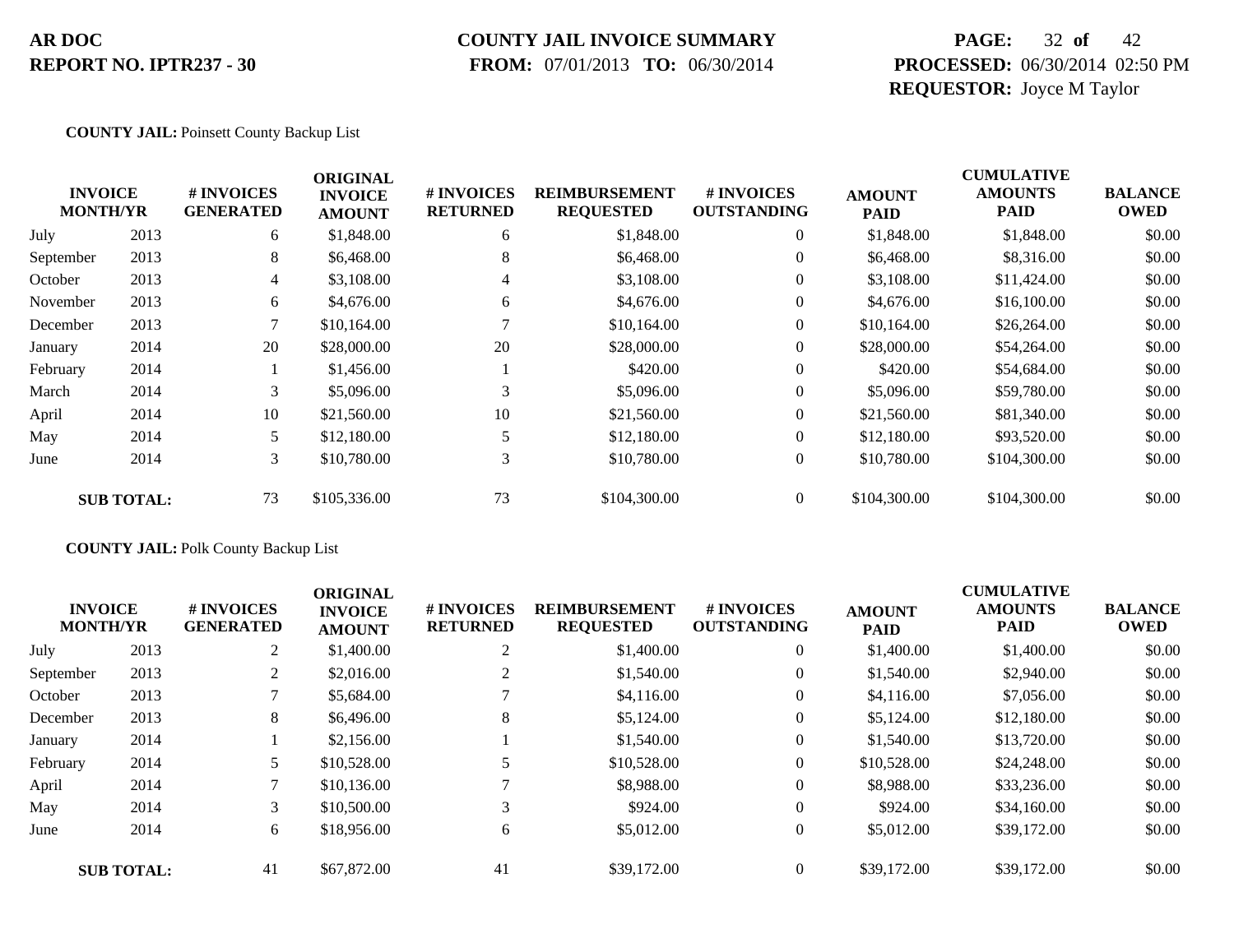**AR DOC**
**REPORT NO. IPTR237 - 30**

**COUNTY JAIL INVOICE SUMMARY**
**FROM:** 07/01/2013 **TO:** 06/30/2014

**PROCESSED:** 06/30/2014 02:50 PM
**REQUESTOR:** Joyce M Taylor

**COUNTY JAIL:** Poinsett County Backup List

| INVOICE MONTH/YR | | # INVOICES GENERATED | ORIGINAL INVOICE AMOUNT | # INVOICES RETURNED | REIMBURSEMENT REQUESTED | # INVOICES OUTSTANDING | AMOUNT PAID | CUMULATIVE AMOUNTS PAID | BALANCE OWED |
|---|---|---|---|---|---|---|---|---|---|
| July | 2013 | 6 | $1,848.00 | 6 | $1,848.00 | 0 | $1,848.00 | $1,848.00 | $0.00 |
| September | 2013 | 8 | $6,468.00 | 8 | $6,468.00 | 0 | $6,468.00 | $8,316.00 | $0.00 |
| October | 2013 | 4 | $3,108.00 | 4 | $3,108.00 | 0 | $3,108.00 | $11,424.00 | $0.00 |
| November | 2013 | 6 | $4,676.00 | 6 | $4,676.00 | 0 | $4,676.00 | $16,100.00 | $0.00 |
| December | 2013 | 7 | $10,164.00 | 7 | $10,164.00 | 0 | $10,164.00 | $26,264.00 | $0.00 |
| January | 2014 | 20 | $28,000.00 | 20 | $28,000.00 | 0 | $28,000.00 | $54,264.00 | $0.00 |
| February | 2014 | 1 | $1,456.00 | 1 | $420.00 | 0 | $420.00 | $54,684.00 | $0.00 |
| March | 2014 | 3 | $5,096.00 | 3 | $5,096.00 | 0 | $5,096.00 | $59,780.00 | $0.00 |
| April | 2014 | 10 | $21,560.00 | 10 | $21,560.00 | 0 | $21,560.00 | $81,340.00 | $0.00 |
| May | 2014 | 5 | $12,180.00 | 5 | $12,180.00 | 0 | $12,180.00 | $93,520.00 | $0.00 |
| June | 2014 | 3 | $10,780.00 | 3 | $10,780.00 | 0 | $10,780.00 | $104,300.00 | $0.00 |
| **SUB TOTAL:** | | 73 | $105,336.00 | 73 | $104,300.00 | 0 | $104,300.00 | $104,300.00 | $0.00 |

**COUNTY JAIL:** Polk County Backup List

| INVOICE MONTH/YR | | # INVOICES GENERATED | ORIGINAL INVOICE AMOUNT | # INVOICES RETURNED | REIMBURSEMENT REQUESTED | # INVOICES OUTSTANDING | AMOUNT PAID | CUMULATIVE AMOUNTS PAID | BALANCE OWED |
|---|---|---|---|---|---|---|---|---|---|
| July | 2013 | 2 | $1,400.00 | 2 | $1,400.00 | 0 | $1,400.00 | $1,400.00 | $0.00 |
| September | 2013 | 2 | $2,016.00 | 2 | $1,540.00 | 0 | $1,540.00 | $2,940.00 | $0.00 |
| October | 2013 | 7 | $5,684.00 | 7 | $4,116.00 | 0 | $4,116.00 | $7,056.00 | $0.00 |
| December | 2013 | 8 | $6,496.00 | 8 | $5,124.00 | 0 | $5,124.00 | $12,180.00 | $0.00 |
| January | 2014 | 1 | $2,156.00 | 1 | $1,540.00 | 0 | $1,540.00 | $13,720.00 | $0.00 |
| February | 2014 | 5 | $10,528.00 | 5 | $10,528.00 | 0 | $10,528.00 | $24,248.00 | $0.00 |
| April | 2014 | 7 | $10,136.00 | 7 | $8,988.00 | 0 | $8,988.00 | $33,236.00 | $0.00 |
| May | 2014 | 3 | $10,500.00 | 3 | $924.00 | 0 | $924.00 | $34,160.00 | $0.00 |
| June | 2014 | 6 | $18,956.00 | 6 | $5,012.00 | 0 | $5,012.00 | $39,172.00 | $0.00 |
| **SUB TOTAL:** | | 41 | $67,872.00 | 41 | $39,172.00 | 0 | $39,172.00 | $39,172.00 | $0.00 |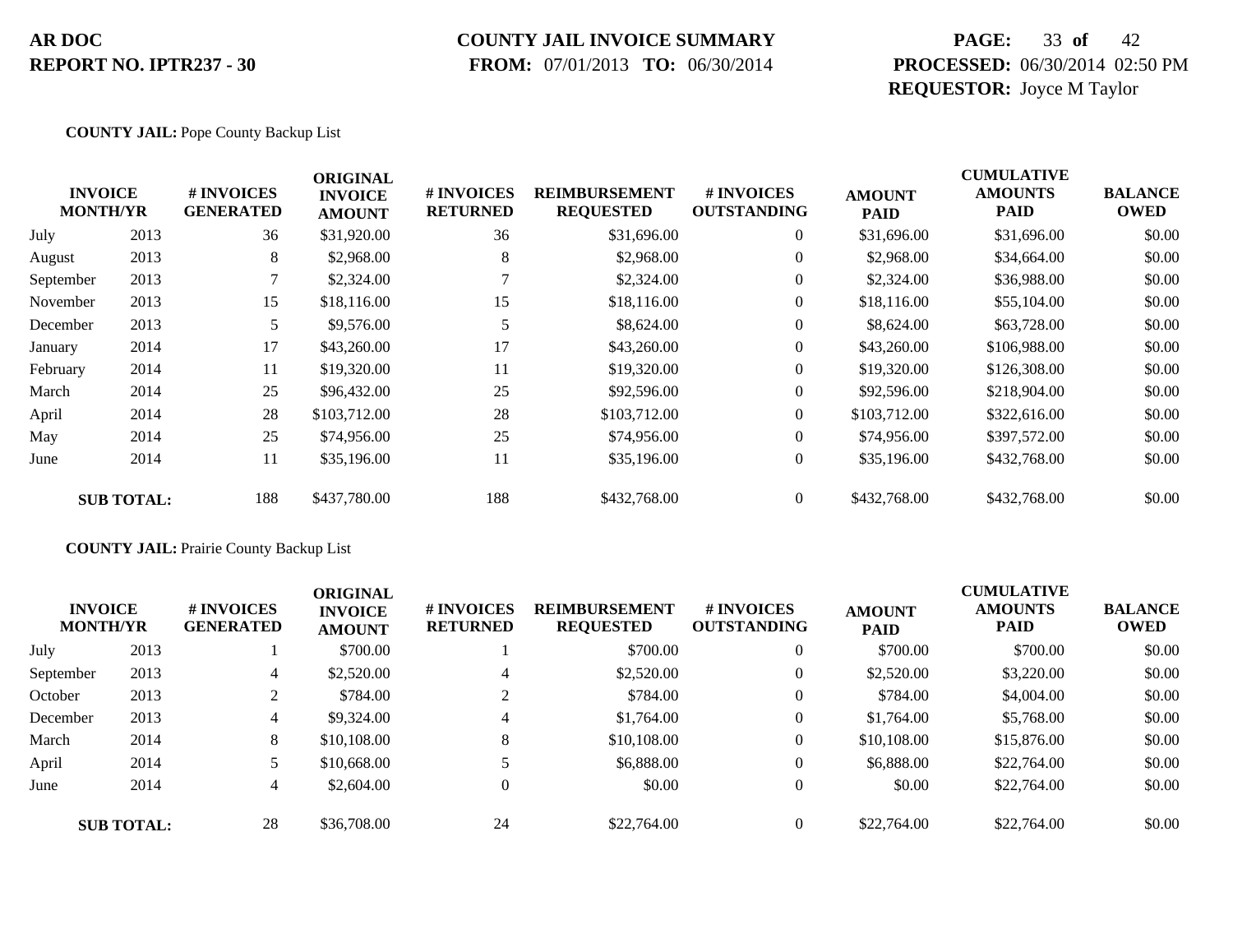**AR DOC**
**REPORT NO. IPTR237 - 30**

**COUNTY JAIL INVOICE SUMMARY**
**FROM:** 07/01/2013 **TO:** 06/30/2014

**PROCESSED:** 06/30/2014 02:50 PM
**REQUESTOR:** Joyce M Taylor

**COUNTY JAIL:** Pope County Backup List

| INVOICE MONTH/YR | | # INVOICES GENERATED | ORIGINAL INVOICE AMOUNT | # INVOICES RETURNED | REIMBURSEMENT REQUESTED | # INVOICES OUTSTANDING | AMOUNT PAID | CUMULATIVE AMOUNTS PAID | BALANCE OWED |
|---|---|---|---|---|---|---|---|---|---|
| July | 2013 | 36 | $31,920.00 | 36 | $31,696.00 | 0 | $31,696.00 | $31,696.00 | $0.00 |
| August | 2013 | 8 | $2,968.00 | 8 | $2,968.00 | 0 | $2,968.00 | $34,664.00 | $0.00 |
| September | 2013 | 7 | $2,324.00 | 7 | $2,324.00 | 0 | $2,324.00 | $36,988.00 | $0.00 |
| November | 2013 | 15 | $18,116.00 | 15 | $18,116.00 | 0 | $18,116.00 | $55,104.00 | $0.00 |
| December | 2013 | 5 | $9,576.00 | 5 | $8,624.00 | 0 | $8,624.00 | $63,728.00 | $0.00 |
| January | 2014 | 17 | $43,260.00 | 17 | $43,260.00 | 0 | $43,260.00 | $106,988.00 | $0.00 |
| February | 2014 | 11 | $19,320.00 | 11 | $19,320.00 | 0 | $19,320.00 | $126,308.00 | $0.00 |
| March | 2014 | 25 | $96,432.00 | 25 | $92,596.00 | 0 | $92,596.00 | $218,904.00 | $0.00 |
| April | 2014 | 28 | $103,712.00 | 28 | $103,712.00 | 0 | $103,712.00 | $322,616.00 | $0.00 |
| May | 2014 | 25 | $74,956.00 | 25 | $74,956.00 | 0 | $74,956.00 | $397,572.00 | $0.00 |
| June | 2014 | 11 | $35,196.00 | 11 | $35,196.00 | 0 | $35,196.00 | $432,768.00 | $0.00 |
| **SUB TOTAL:** | | 188 | $437,780.00 | 188 | $432,768.00 | 0 | $432,768.00 | $432,768.00 | $0.00 |

**COUNTY JAIL:** Prairie County Backup List

| INVOICE MONTH/YR | | # INVOICES GENERATED | ORIGINAL INVOICE AMOUNT | # INVOICES RETURNED | REIMBURSEMENT REQUESTED | # INVOICES OUTSTANDING | AMOUNT PAID | CUMULATIVE AMOUNTS PAID | BALANCE OWED |
|---|---|---|---|---|---|---|---|---|---|
| July | 2013 | 1 | $700.00 | 1 | $700.00 | 0 | $700.00 | $700.00 | $0.00 |
| September | 2013 | 4 | $2,520.00 | 4 | $2,520.00 | 0 | $2,520.00 | $3,220.00 | $0.00 |
| October | 2013 | 2 | $784.00 | 2 | $784.00 | 0 | $784.00 | $4,004.00 | $0.00 |
| December | 2013 | 4 | $9,324.00 | 4 | $1,764.00 | 0 | $1,764.00 | $5,768.00 | $0.00 |
| March | 2014 | 8 | $10,108.00 | 8 | $10,108.00 | 0 | $10,108.00 | $15,876.00 | $0.00 |
| April | 2014 | 5 | $10,668.00 | 5 | $6,888.00 | 0 | $6,888.00 | $22,764.00 | $0.00 |
| June | 2014 | 4 | $2,604.00 | 0 | $0.00 | 0 | $0.00 | $22,764.00 | $0.00 |
| **SUB TOTAL:** | | 28 | $36,708.00 | 24 | $22,764.00 | 0 | $22,764.00 | $22,764.00 | $0.00 |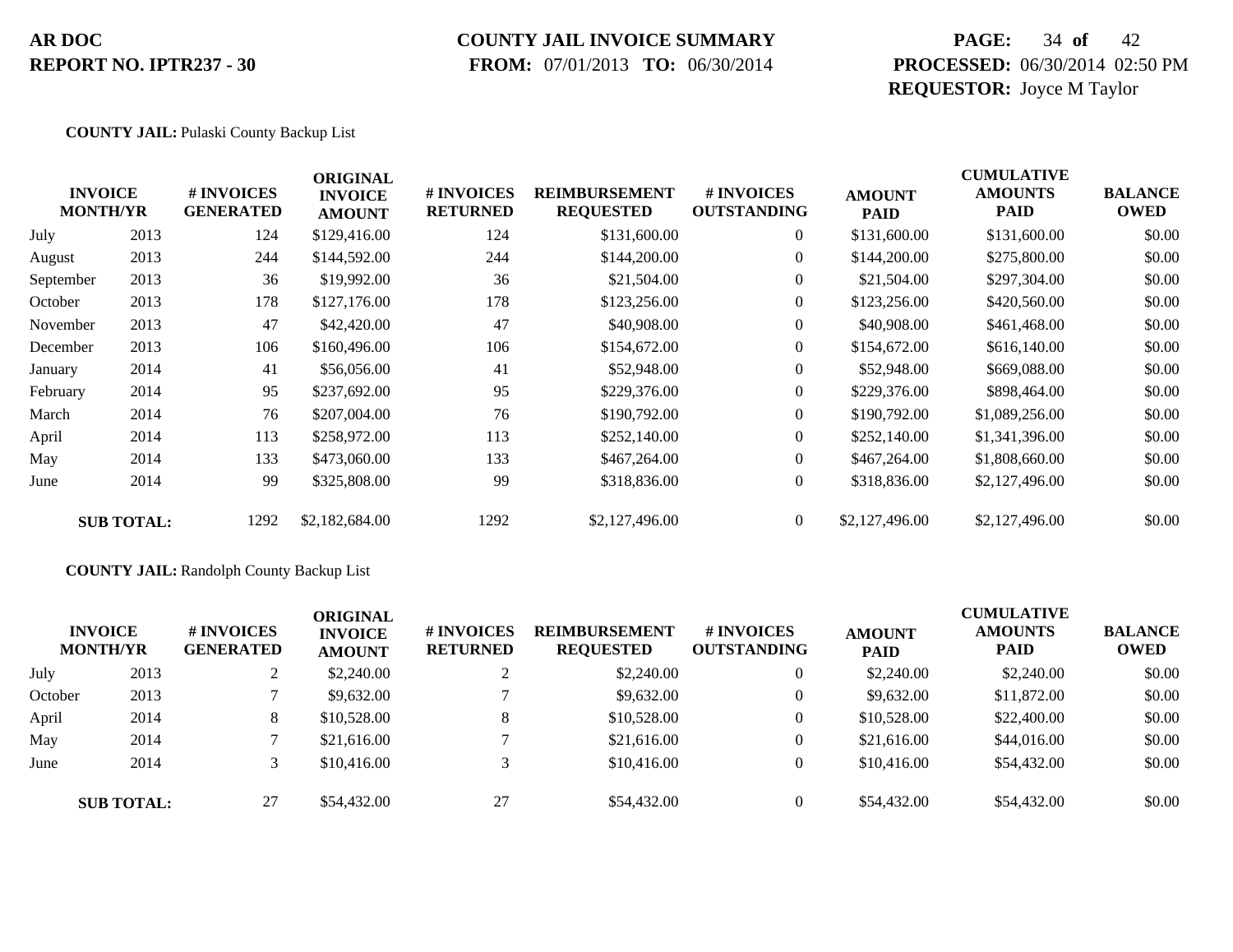**COUNTY JAIL:** Pulaski County Backup List

| INVOICE MONTH/YR | | # INVOICES GENERATED | ORIGINAL INVOICE AMOUNT | # INVOICES RETURNED | REIMBURSEMENT REQUESTED | # INVOICES OUTSTANDING | AMOUNT PAID | CUMULATIVE AMOUNTS PAID | BALANCE OWED |
|---|---|---|---|---|---|---|---|---|---|
| July | 2013 | 124 | $129,416.00 | 124 | $131,600.00 | 0 | $131,600.00 | $131,600.00 | $0.00 |
| August | 2013 | 244 | $144,592.00 | 244 | $144,200.00 | 0 | $144,200.00 | $275,800.00 | $0.00 |
| September | 2013 | 36 | $19,992.00 | 36 | $21,504.00 | 0 | $21,504.00 | $297,304.00 | $0.00 |
| October | 2013 | 178 | $127,176.00 | 178 | $123,256.00 | 0 | $123,256.00 | $420,560.00 | $0.00 |
| November | 2013 | 47 | $42,420.00 | 47 | $40,908.00 | 0 | $40,908.00 | $461,468.00 | $0.00 |
| December | 2013 | 106 | $160,496.00 | 106 | $154,672.00 | 0 | $154,672.00 | $616,140.00 | $0.00 |
| January | 2014 | 41 | $56,056.00 | 41 | $52,948.00 | 0 | $52,948.00 | $669,088.00 | $0.00 |
| February | 2014 | 95 | $237,692.00 | 95 | $229,376.00 | 0 | $229,376.00 | $898,464.00 | $0.00 |
| March | 2014 | 76 | $207,004.00 | 76 | $190,792.00 | 0 | $190,792.00 | $1,089,256.00 | $0.00 |
| April | 2014 | 113 | $258,972.00 | 113 | $252,140.00 | 0 | $252,140.00 | $1,341,396.00 | $0.00 |
| May | 2014 | 133 | $473,060.00 | 133 | $467,264.00 | 0 | $467,264.00 | $1,808,660.00 | $0.00 |
| June | 2014 | 99 | $325,808.00 | 99 | $318,836.00 | 0 | $318,836.00 | $2,127,496.00 | $0.00 |
| **SUB TOTAL:** | | 1292 | $2,182,684.00 | 1292 | $2,127,496.00 | 0 | $2,127,496.00 | $2,127,496.00 | $0.00 |

**COUNTY JAIL:** Randolph County Backup List

| INVOICE MONTH/YR | | # INVOICES GENERATED | ORIGINAL INVOICE AMOUNT | # INVOICES RETURNED | REIMBURSEMENT REQUESTED | # INVOICES OUTSTANDING | AMOUNT PAID | CUMULATIVE AMOUNTS PAID | BALANCE OWED |
|---|---|---|---|---|---|---|---|---|---|
| July | 2013 | 2 | $2,240.00 | 2 | $2,240.00 | 0 | $2,240.00 | $2,240.00 | $0.00 |
| October | 2013 | 7 | $9,632.00 | 7 | $9,632.00 | 0 | $9,632.00 | $11,872.00 | $0.00 |
| April | 2014 | 8 | $10,528.00 | 8 | $10,528.00 | 0 | $10,528.00 | $22,400.00 | $0.00 |
| May | 2014 | 7 | $21,616.00 | 7 | $21,616.00 | 0 | $21,616.00 | $44,016.00 | $0.00 |
| June | 2014 | 3 | $10,416.00 | 3 | $10,416.00 | 0 | $10,416.00 | $54,432.00 | $0.00 |
| **SUB TOTAL:** | | 27 | $54,432.00 | 27 | $54,432.00 | 0 | $54,432.00 | $54,432.00 | $0.00 |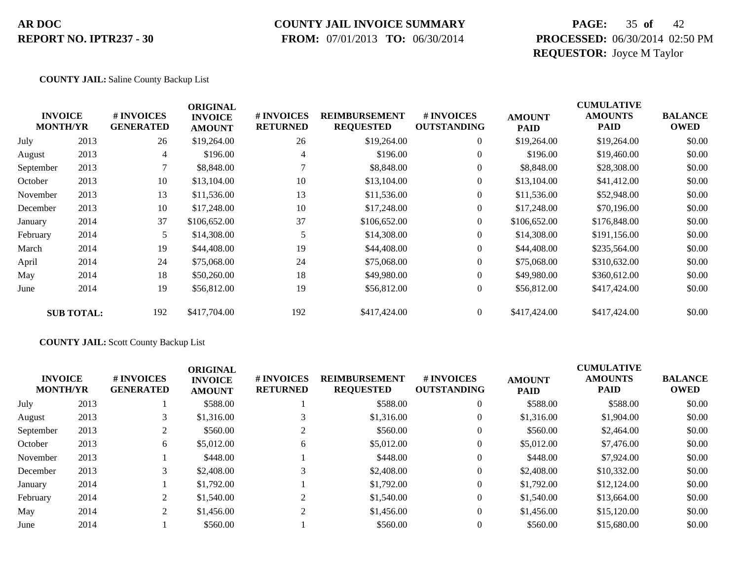**COUNTY JAIL:** Saline County Backup List

| INVOICE MONTH/YR | | # INVOICES GENERATED | ORIGINAL INVOICE AMOUNT | # INVOICES RETURNED | REIMBURSEMENT REQUESTED | # INVOICES OUTSTANDING | AMOUNT PAID | CUMULATIVE AMOUNTS PAID | BALANCE OWED |
|---|---|---|---|---|---|---|---|---|---|
| July | 2013 | 26 | $19,264.00 | 26 | $19,264.00 | 0 | $19,264.00 | $19,264.00 | $0.00 |
| August | 2013 | 4 | $196.00 | 4 | $196.00 | 0 | $196.00 | $19,460.00 | $0.00 |
| September | 2013 | 7 | $8,848.00 | 7 | $8,848.00 | 0 | $8,848.00 | $28,308.00 | $0.00 |
| October | 2013 | 10 | $13,104.00 | 10 | $13,104.00 | 0 | $13,104.00 | $41,412.00 | $0.00 |
| November | 2013 | 13 | $11,536.00 | 13 | $11,536.00 | 0 | $11,536.00 | $52,948.00 | $0.00 |
| December | 2013 | 10 | $17,248.00 | 10 | $17,248.00 | 0 | $17,248.00 | $70,196.00 | $0.00 |
| January | 2014 | 37 | $106,652.00 | 37 | $106,652.00 | 0 | $106,652.00 | $176,848.00 | $0.00 |
| February | 2014 | 5 | $14,308.00 | 5 | $14,308.00 | 0 | $14,308.00 | $191,156.00 | $0.00 |
| March | 2014 | 19 | $44,408.00 | 19 | $44,408.00 | 0 | $44,408.00 | $235,564.00 | $0.00 |
| April | 2014 | 24 | $75,068.00 | 24 | $75,068.00 | 0 | $75,068.00 | $310,632.00 | $0.00 |
| May | 2014 | 18 | $50,260.00 | 18 | $49,980.00 | 0 | $49,980.00 | $360,612.00 | $0.00 |
| June | 2014 | 19 | $56,812.00 | 19 | $56,812.00 | 0 | $56,812.00 | $417,424.00 | $0.00 |
| **SUB TOTAL:** | | 192 | $417,704.00 | 192 | $417,424.00 | 0 | $417,424.00 | $417,424.00 | $0.00 |

**COUNTY JAIL:** Scott County Backup List

| INVOICE MONTH/YR | | # INVOICES GENERATED | ORIGINAL INVOICE AMOUNT | # INVOICES RETURNED | REIMBURSEMENT REQUESTED | # INVOICES OUTSTANDING | AMOUNT PAID | CUMULATIVE AMOUNTS PAID | BALANCE OWED |
|---|---|---|---|---|---|---|---|---|---|
| July | 2013 | 1 | $588.00 | 1 | $588.00 | 0 | $588.00 | $588.00 | $0.00 |
| August | 2013 | 3 | $1,316.00 | 3 | $1,316.00 | 0 | $1,316.00 | $1,904.00 | $0.00 |
| September | 2013 | 2 | $560.00 | 2 | $560.00 | 0 | $560.00 | $2,464.00 | $0.00 |
| October | 2013 | 6 | $5,012.00 | 6 | $5,012.00 | 0 | $5,012.00 | $7,476.00 | $0.00 |
| November | 2013 | 1 | $448.00 | 1 | $448.00 | 0 | $448.00 | $7,924.00 | $0.00 |
| December | 2013 | 3 | $2,408.00 | 3 | $2,408.00 | 0 | $2,408.00 | $10,332.00 | $0.00 |
| January | 2014 | 1 | $1,792.00 | 1 | $1,792.00 | 0 | $1,792.00 | $12,124.00 | $0.00 |
| February | 2014 | 2 | $1,540.00 | 2 | $1,540.00 | 0 | $1,540.00 | $13,664.00 | $0.00 |
| May | 2014 | 2 | $1,456.00 | 2 | $1,456.00 | 0 | $1,456.00 | $15,120.00 | $0.00 |
| June | 2014 | 1 | $560.00 | 1 | $560.00 | 0 | $560.00 | $15,680.00 | $0.00 |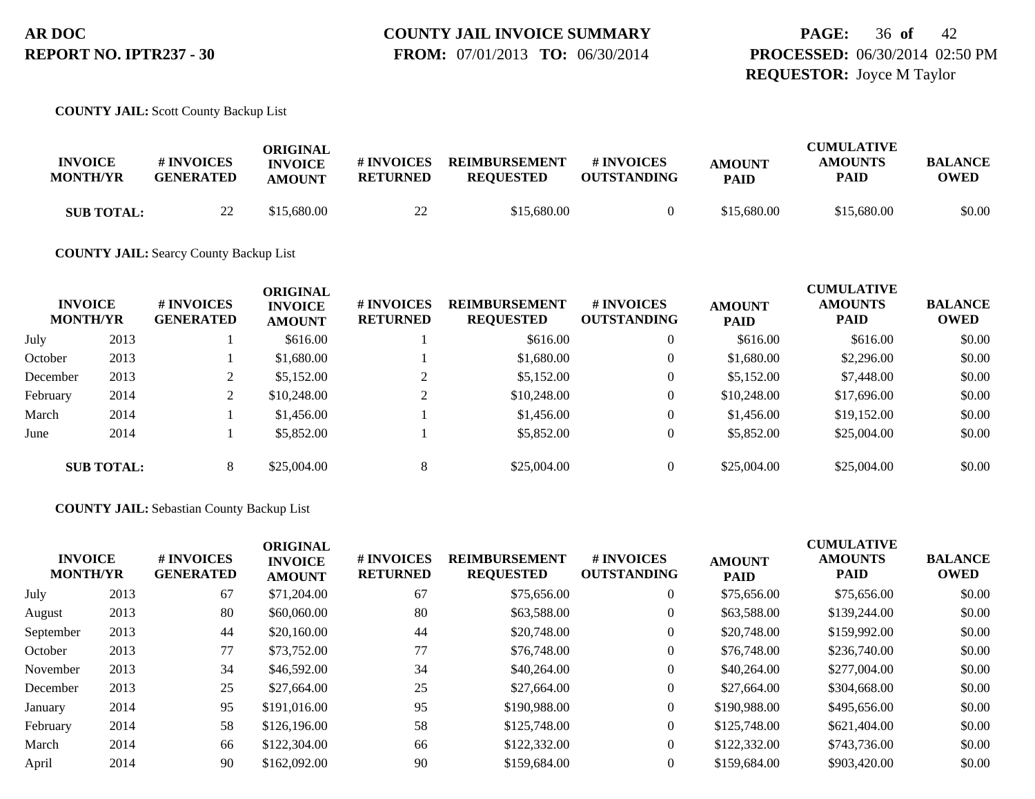**AR DOC**
**REPORT NO. IPTR237 - 30**

**COUNTY JAIL INVOICE SUMMARY**
**FROM:** 07/01/2013 **TO:** 06/30/2014

**PROCESSED:** 06/30/2014 02:50 PM
**REQUESTOR:** Joyce M Taylor

**COUNTY JAIL:** Scott County Backup List

| INVOICE MONTH/YR | | # INVOICES GENERATED | ORIGINAL INVOICE AMOUNT | # INVOICES RETURNED | REIMBURSEMENT REQUESTED | # INVOICES OUTSTANDING | AMOUNT PAID | CUMULATIVE AMOUNTS PAID | BALANCE OWED |
|---|---|---|---|---|---|---|---|---|---|
| **SUB TOTAL:** | | 22 | $15,680.00 | 22 | $15,680.00 | 0 | $15,680.00 | $15,680.00 | $0.00 |

**COUNTY JAIL:** Searcy County Backup List

| INVOICE MONTH/YR | | # INVOICES GENERATED | ORIGINAL INVOICE AMOUNT | # INVOICES RETURNED | REIMBURSEMENT REQUESTED | # INVOICES OUTSTANDING | AMOUNT PAID | CUMULATIVE AMOUNTS PAID | BALANCE OWED |
|---|---|---|---|---|---|---|---|---|---|
| July | 2013 | 1 | $616.00 | 1 | $616.00 | 0 | $616.00 | $616.00 | $0.00 |
| October | 2013 | 1 | $1,680.00 | 1 | $1,680.00 | 0 | $1,680.00 | $2,296.00 | $0.00 |
| December | 2013 | 2 | $5,152.00 | 2 | $5,152.00 | 0 | $5,152.00 | $7,448.00 | $0.00 |
| February | 2014 | 2 | $10,248.00 | 2 | $10,248.00 | 0 | $10,248.00 | $17,696.00 | $0.00 |
| March | 2014 | 1 | $1,456.00 | 1 | $1,456.00 | 0 | $1,456.00 | $19,152.00 | $0.00 |
| June | 2014 | 1 | $5,852.00 | 1 | $5,852.00 | 0 | $5,852.00 | $25,004.00 | $0.00 |
| **SUB TOTAL:** | | 8 | $25,004.00 | 8 | $25,004.00 | 0 | $25,004.00 | $25,004.00 | $0.00 |

**COUNTY JAIL:** Sebastian County Backup List

| INVOICE MONTH/YR | | # INVOICES GENERATED | ORIGINAL INVOICE AMOUNT | # INVOICES RETURNED | REIMBURSEMENT REQUESTED | # INVOICES OUTSTANDING | AMOUNT PAID | CUMULATIVE AMOUNTS PAID | BALANCE OWED |
|---|---|---|---|---|---|---|---|---|---|
| July | 2013 | 67 | $71,204.00 | 67 | $75,656.00 | 0 | $75,656.00 | $75,656.00 | $0.00 |
| August | 2013 | 80 | $60,060.00 | 80 | $63,588.00 | 0 | $63,588.00 | $139,244.00 | $0.00 |
| September | 2013 | 44 | $20,160.00 | 44 | $20,748.00 | 0 | $20,748.00 | $159,992.00 | $0.00 |
| October | 2013 | 77 | $73,752.00 | 77 | $76,748.00 | 0 | $76,748.00 | $236,740.00 | $0.00 |
| November | 2013 | 34 | $46,592.00 | 34 | $40,264.00 | 0 | $40,264.00 | $277,004.00 | $0.00 |
| December | 2013 | 25 | $27,664.00 | 25 | $27,664.00 | 0 | $27,664.00 | $304,668.00 | $0.00 |
| January | 2014 | 95 | $191,016.00 | 95 | $190,988.00 | 0 | $190,988.00 | $495,656.00 | $0.00 |
| February | 2014 | 58 | $126,196.00 | 58 | $125,748.00 | 0 | $125,748.00 | $621,404.00 | $0.00 |
| March | 2014 | 66 | $122,304.00 | 66 | $122,332.00 | 0 | $122,332.00 | $743,736.00 | $0.00 |
| April | 2014 | 90 | $162,092.00 | 90 | $159,684.00 | 0 | $159,684.00 | $903,420.00 | $0.00 |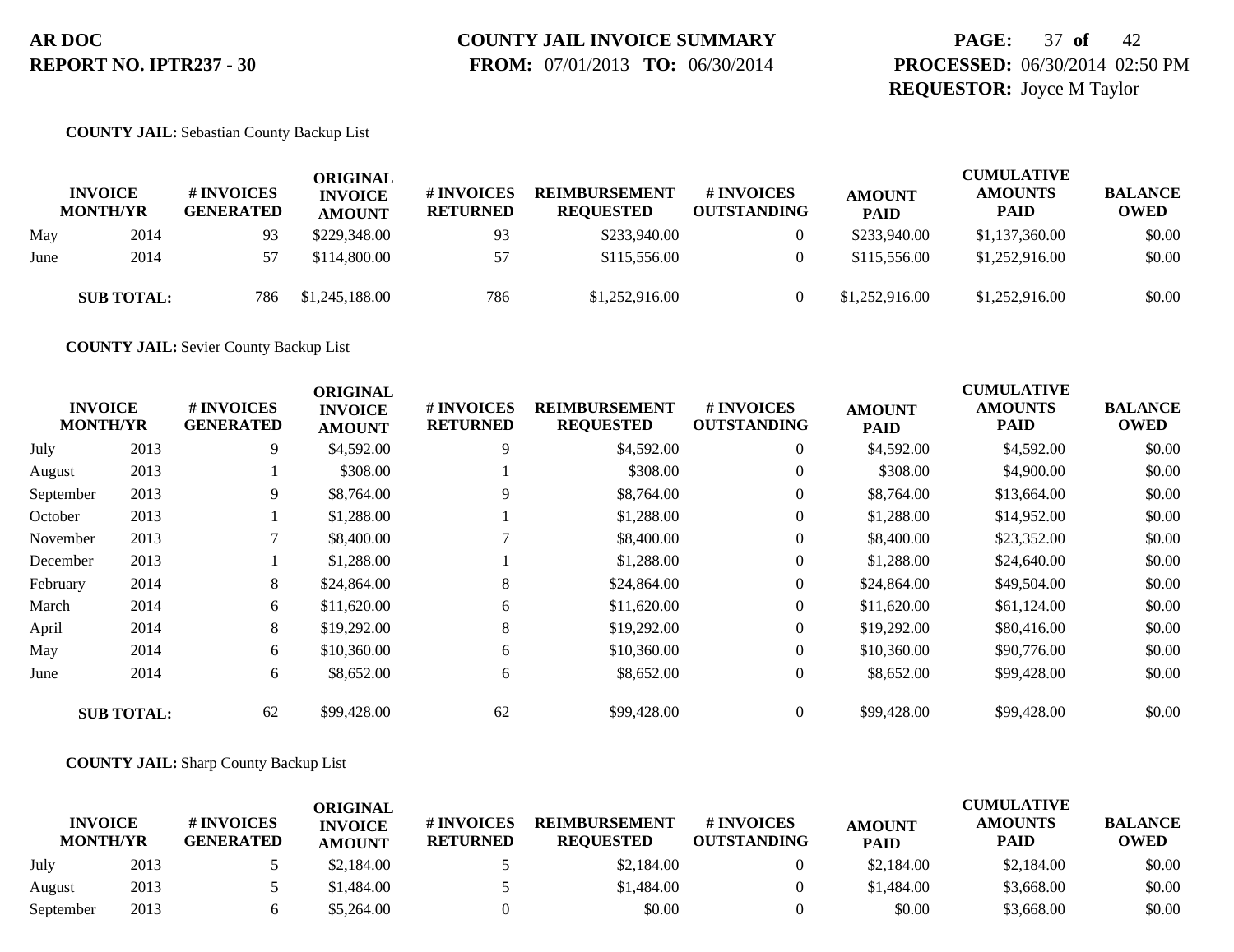**COUNTY JAIL:** Sebastian County Backup List

| INVOICE MONTH/YR | | # INVOICES GENERATED | ORIGINAL INVOICE AMOUNT | # INVOICES RETURNED | REIMBURSEMENT REQUESTED | # INVOICES OUTSTANDING | AMOUNT PAID | CUMULATIVE AMOUNTS PAID | BALANCE OWED |
|---|---|---|---|---|---|---|---|---|---|
| May | 2014 | 93 | $229,348.00 | 93 | $233,940.00 | 0 | $233,940.00 | $1,137,360.00 | $0.00 |
| June | 2014 | 57 | $114,800.00 | 57 | $115,556.00 | 0 | $115,556.00 | $1,252,916.00 | $0.00 |
| **SUB TOTAL:** | | 786 | $1,245,188.00 | 786 | $1,252,916.00 | 0 | $1,252,916.00 | $1,252,916.00 | $0.00 |

**COUNTY JAIL:** Sevier County Backup List

| INVOICE MONTH/YR | | # INVOICES GENERATED | ORIGINAL INVOICE AMOUNT | # INVOICES RETURNED | REIMBURSEMENT REQUESTED | # INVOICES OUTSTANDING | AMOUNT PAID | CUMULATIVE AMOUNTS PAID | BALANCE OWED |
|---|---|---|---|---|---|---|---|---|---|
| July | 2013 | 9 | $4,592.00 | 9 | $4,592.00 | 0 | $4,592.00 | $4,592.00 | $0.00 |
| August | 2013 | 1 | $308.00 | 1 | $308.00 | 0 | $308.00 | $4,900.00 | $0.00 |
| September | 2013 | 9 | $8,764.00 | 9 | $8,764.00 | 0 | $8,764.00 | $13,664.00 | $0.00 |
| October | 2013 | 1 | $1,288.00 | 1 | $1,288.00 | 0 | $1,288.00 | $14,952.00 | $0.00 |
| November | 2013 | 7 | $8,400.00 | 7 | $8,400.00 | 0 | $8,400.00 | $23,352.00 | $0.00 |
| December | 2013 | 1 | $1,288.00 | 1 | $1,288.00 | 0 | $1,288.00 | $24,640.00 | $0.00 |
| February | 2014 | 8 | $24,864.00 | 8 | $24,864.00 | 0 | $24,864.00 | $49,504.00 | $0.00 |
| March | 2014 | 6 | $11,620.00 | 6 | $11,620.00 | 0 | $11,620.00 | $61,124.00 | $0.00 |
| April | 2014 | 8 | $19,292.00 | 8 | $19,292.00 | 0 | $19,292.00 | $80,416.00 | $0.00 |
| May | 2014 | 6 | $10,360.00 | 6 | $10,360.00 | 0 | $10,360.00 | $90,776.00 | $0.00 |
| June | 2014 | 6 | $8,652.00 | 6 | $8,652.00 | 0 | $8,652.00 | $99,428.00 | $0.00 |
| **SUB TOTAL:** | | 62 | $99,428.00 | 62 | $99,428.00 | 0 | $99,428.00 | $99,428.00 | $0.00 |

**COUNTY JAIL:** Sharp County Backup List

| INVOICE MONTH/YR | | # INVOICES GENERATED | ORIGINAL INVOICE AMOUNT | # INVOICES RETURNED | REIMBURSEMENT REQUESTED | # INVOICES OUTSTANDING | AMOUNT PAID | CUMULATIVE AMOUNTS PAID | BALANCE OWED |
|---|---|---|---|---|---|---|---|---|---|
| July | 2013 | 5 | $2,184.00 | 5 | $2,184.00 | 0 | $2,184.00 | $2,184.00 | $0.00 |
| August | 2013 | 5 | $1,484.00 | 5 | $1,484.00 | 0 | $1,484.00 | $3,668.00 | $0.00 |
| September | 2013 | 6 | $5,264.00 | 0 | $0.00 | 0 | $0.00 | $3,668.00 | $0.00 |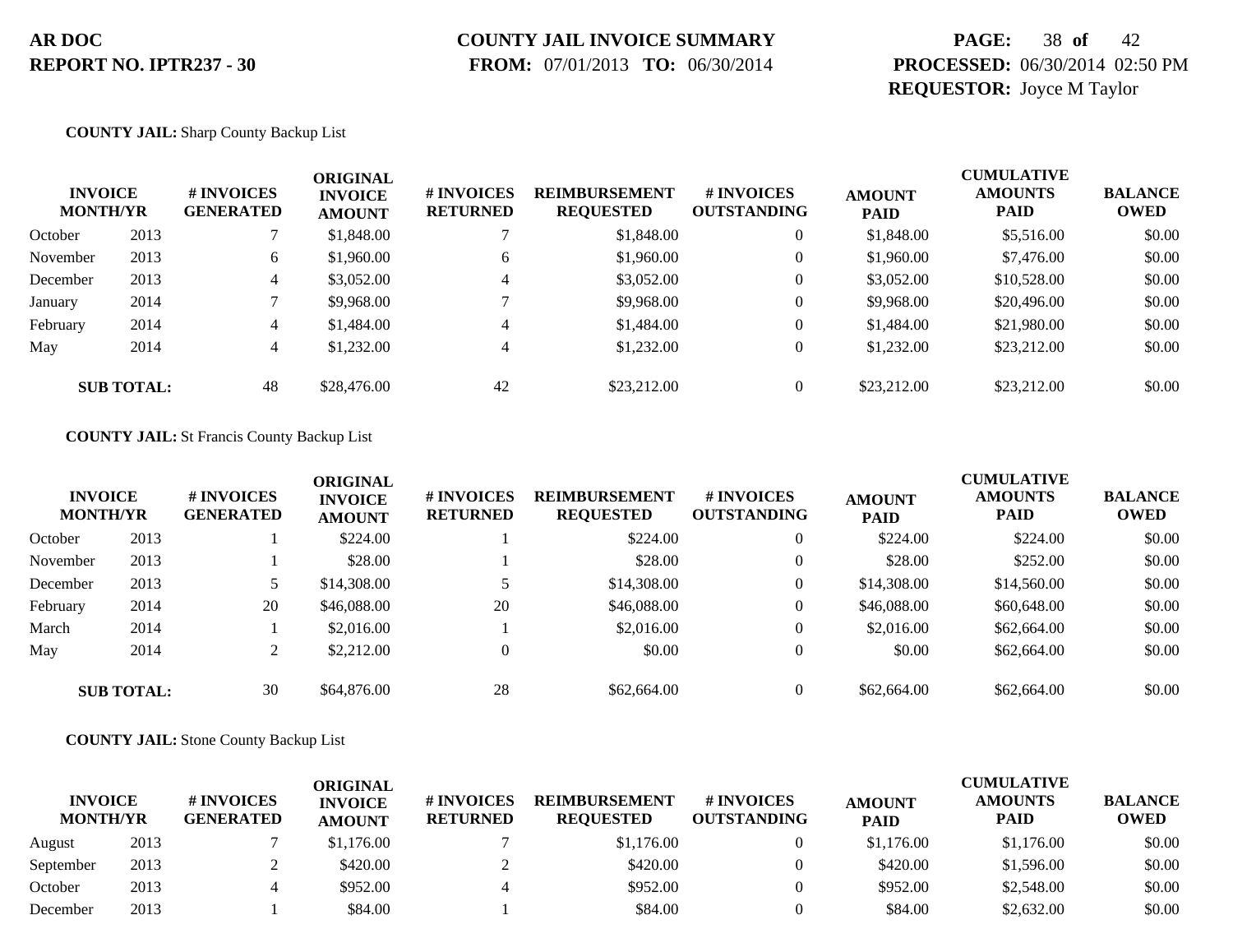**AR DOC**
**REPORT NO. IPTR237 - 30**

**COUNTY JAIL INVOICE SUMMARY**
**FROM:** 07/01/2013 **TO:** 06/30/2014

**PROCESSED:** 06/30/2014 02:50 PM
**REQUESTOR:** Joyce M Taylor

**COUNTY JAIL:** Sharp County Backup List

| INVOICE MONTH/YR | | # INVOICES GENERATED | ORIGINAL INVOICE AMOUNT | # INVOICES RETURNED | REIMBURSEMENT REQUESTED | # INVOICES OUTSTANDING | AMOUNT PAID | CUMULATIVE AMOUNTS PAID | BALANCE OWED |
|---|---|---|---|---|---|---|---|---|---|
| October | 2013 | 7 | $1,848.00 | 7 | $1,848.00 | 0 | $1,848.00 | $5,516.00 | $0.00 |
| November | 2013 | 6 | $1,960.00 | 6 | $1,960.00 | 0 | $1,960.00 | $7,476.00 | $0.00 |
| December | 2013 | 4 | $3,052.00 | 4 | $3,052.00 | 0 | $3,052.00 | $10,528.00 | $0.00 |
| January | 2014 | 7 | $9,968.00 | 7 | $9,968.00 | 0 | $9,968.00 | $20,496.00 | $0.00 |
| February | 2014 | 4 | $1,484.00 | 4 | $1,484.00 | 0 | $1,484.00 | $21,980.00 | $0.00 |
| May | 2014 | 4 | $1,232.00 | 4 | $1,232.00 | 0 | $1,232.00 | $23,212.00 | $0.00 |
| **SUB TOTAL:** | | 48 | $28,476.00 | 42 | $23,212.00 | 0 | $23,212.00 | $23,212.00 | $0.00 |

**COUNTY JAIL:** St Francis County Backup List

| INVOICE MONTH/YR | | # INVOICES GENERATED | ORIGINAL INVOICE AMOUNT | # INVOICES RETURNED | REIMBURSEMENT REQUESTED | # INVOICES OUTSTANDING | AMOUNT PAID | CUMULATIVE AMOUNTS PAID | BALANCE OWED |
|---|---|---|---|---|---|---|---|---|---|
| October | 2013 | 1 | $224.00 | 1 | $224.00 | 0 | $224.00 | $224.00 | $0.00 |
| November | 2013 | 1 | $28.00 | 1 | $28.00 | 0 | $28.00 | $252.00 | $0.00 |
| December | 2013 | 5 | $14,308.00 | 5 | $14,308.00 | 0 | $14,308.00 | $14,560.00 | $0.00 |
| February | 2014 | 20 | $46,088.00 | 20 | $46,088.00 | 0 | $46,088.00 | $60,648.00 | $0.00 |
| March | 2014 | 1 | $2,016.00 | 1 | $2,016.00 | 0 | $2,016.00 | $62,664.00 | $0.00 |
| May | 2014 | 2 | $2,212.00 | 0 | $0.00 | 0 | $0.00 | $62,664.00 | $0.00 |
| **SUB TOTAL:** | | 30 | $64,876.00 | 28 | $62,664.00 | 0 | $62,664.00 | $62,664.00 | $0.00 |

**COUNTY JAIL:** Stone County Backup List

| INVOICE MONTH/YR | | # INVOICES GENERATED | ORIGINAL INVOICE AMOUNT | # INVOICES RETURNED | REIMBURSEMENT REQUESTED | # INVOICES OUTSTANDING | AMOUNT PAID | CUMULATIVE AMOUNTS PAID | BALANCE OWED |
|---|---|---|---|---|---|---|---|---|---|
| August | 2013 | 7 | $1,176.00 | 7 | $1,176.00 | 0 | $1,176.00 | $1,176.00 | $0.00 |
| September | 2013 | 2 | $420.00 | 2 | $420.00 | 0 | $420.00 | $1,596.00 | $0.00 |
| October | 2013 | 4 | $952.00 | 4 | $952.00 | 0 | $952.00 | $2,548.00 | $0.00 |
| December | 2013 | 1 | $84.00 | 1 | $84.00 | 0 | $84.00 | $2,632.00 | $0.00 |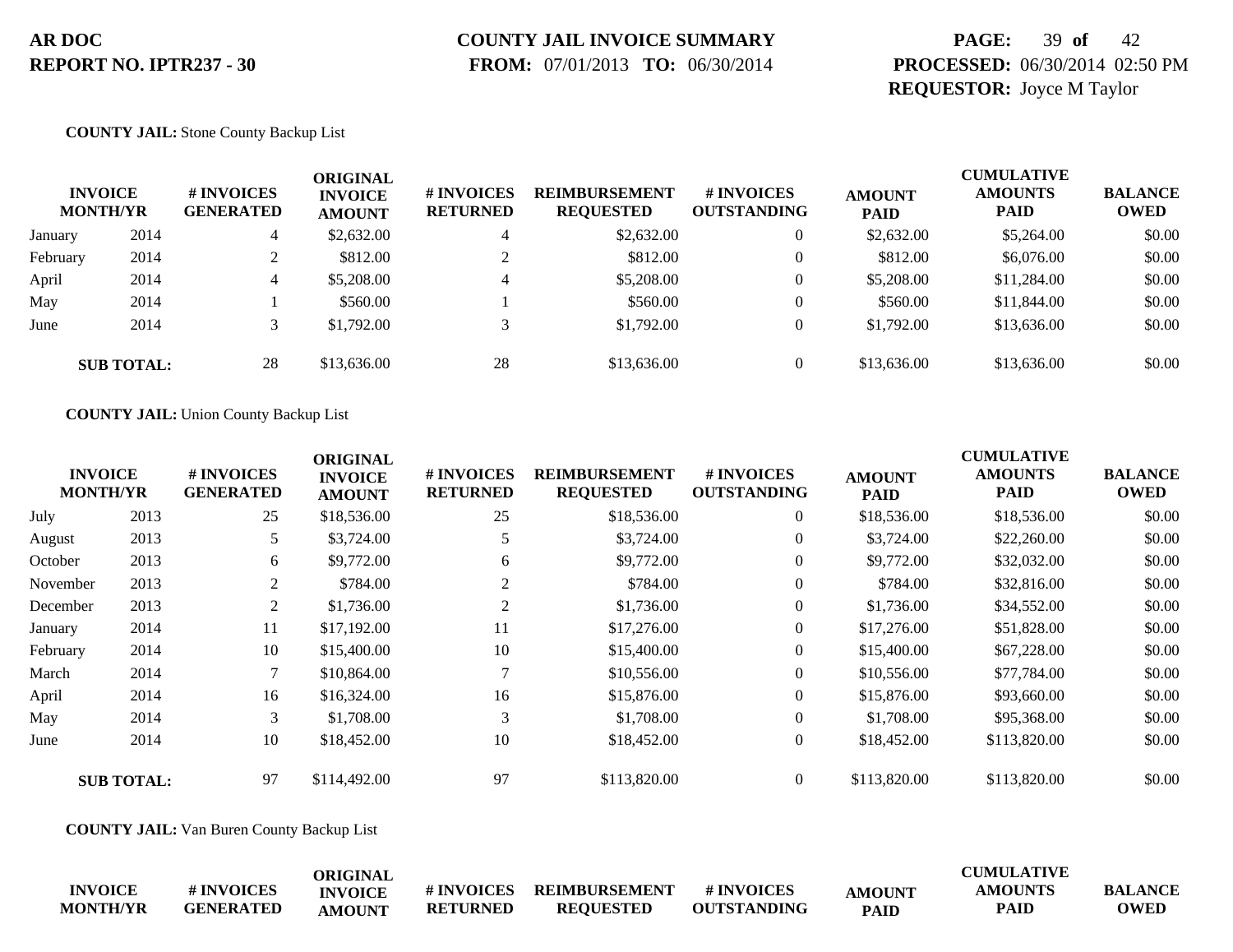**COUNTY JAIL:** Stone County Backup List

| INVOICE MONTH/YR | | # INVOICES GENERATED | ORIGINAL INVOICE AMOUNT | # INVOICES RETURNED | REIMBURSEMENT REQUESTED | # INVOICES OUTSTANDING | AMOUNT PAID | CUMULATIVE AMOUNTS PAID | BALANCE OWED |
|---|---|---|---|---|---|---|---|---|---|
| January | 2014 | 4 | $2,632.00 | 4 | $2,632.00 | 0 | $2,632.00 | $5,264.00 | $0.00 |
| February | 2014 | 2 | $812.00 | 2 | $812.00 | 0 | $812.00 | $6,076.00 | $0.00 |
| April | 2014 | 4 | $5,208.00 | 4 | $5,208.00 | 0 | $5,208.00 | $11,284.00 | $0.00 |
| May | 2014 | 1 | $560.00 | 1 | $560.00 | 0 | $560.00 | $11,844.00 | $0.00 |
| June | 2014 | 3 | $1,792.00 | 3 | $1,792.00 | 0 | $1,792.00 | $13,636.00 | $0.00 |
| **SUB TOTAL:** | | 28 | $13,636.00 | 28 | $13,636.00 | 0 | $13,636.00 | $13,636.00 | $0.00 |

**COUNTY JAIL:** Union County Backup List

| INVOICE MONTH/YR | | # INVOICES GENERATED | ORIGINAL INVOICE AMOUNT | # INVOICES RETURNED | REIMBURSEMENT REQUESTED | # INVOICES OUTSTANDING | AMOUNT PAID | CUMULATIVE AMOUNTS PAID | BALANCE OWED |
|---|---|---|---|---|---|---|---|---|---|
| July | 2013 | 25 | $18,536.00 | 25 | $18,536.00 | 0 | $18,536.00 | $18,536.00 | $0.00 |
| August | 2013 | 5 | $3,724.00 | 5 | $3,724.00 | 0 | $3,724.00 | $22,260.00 | $0.00 |
| October | 2013 | 6 | $9,772.00 | 6 | $9,772.00 | 0 | $9,772.00 | $32,032.00 | $0.00 |
| November | 2013 | 2 | $784.00 | 2 | $784.00 | 0 | $784.00 | $32,816.00 | $0.00 |
| December | 2013 | 2 | $1,736.00 | 2 | $1,736.00 | 0 | $1,736.00 | $34,552.00 | $0.00 |
| January | 2014 | 11 | $17,192.00 | 11 | $17,276.00 | 0 | $17,276.00 | $51,828.00 | $0.00 |
| February | 2014 | 10 | $15,400.00 | 10 | $15,400.00 | 0 | $15,400.00 | $67,228.00 | $0.00 |
| March | 2014 | 7 | $10,864.00 | 7 | $10,556.00 | 0 | $10,556.00 | $77,784.00 | $0.00 |
| April | 2014 | 16 | $16,324.00 | 16 | $15,876.00 | 0 | $15,876.00 | $93,660.00 | $0.00 |
| May | 2014 | 3 | $1,708.00 | 3 | $1,708.00 | 0 | $1,708.00 | $95,368.00 | $0.00 |
| June | 2014 | 10 | $18,452.00 | 10 | $18,452.00 | 0 | $18,452.00 | $113,820.00 | $0.00 |
| **SUB TOTAL:** | | 97 | $114,492.00 | 97 | $113,820.00 | 0 | $113,820.00 | $113,820.00 | $0.00 |

**COUNTY JAIL:** Van Buren County Backup List

| INVOICE MONTH/YR | | # INVOICES GENERATED | ORIGINAL INVOICE AMOUNT | # INVOICES RETURNED | REIMBURSEMENT REQUESTED | # INVOICES OUTSTANDING | AMOUNT PAID | CUMULATIVE AMOUNTS PAID | BALANCE OWED |
|---|---|---|---|---|---|---|---|---|---|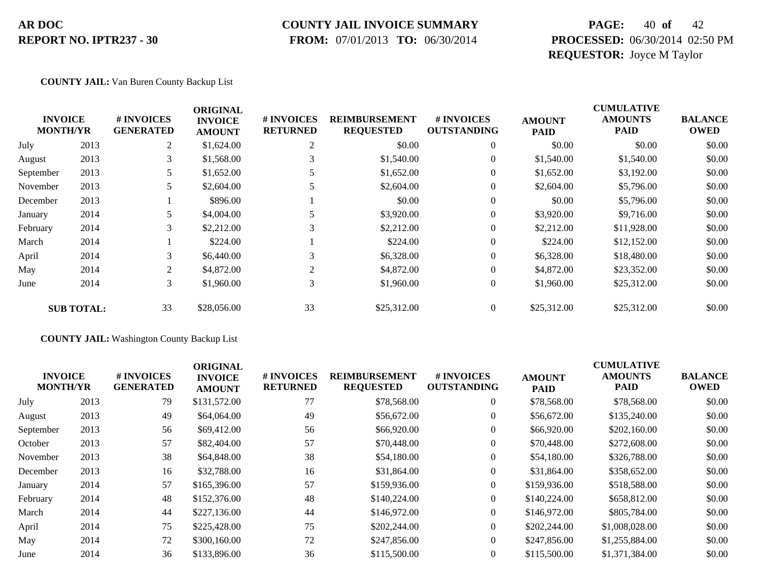**COUNTY JAIL:** Van Buren County Backup List

| INVOICE MONTH/YR | | # INVOICES GENERATED | ORIGINAL INVOICE AMOUNT | # INVOICES RETURNED | REIMBURSEMENT REQUESTED | # INVOICES OUTSTANDING | AMOUNT PAID | CUMULATIVE AMOUNTS PAID | BALANCE OWED |
|---|---|---|---|---|---|---|---|---|---|
| July | 2013 | 2 | $1,624.00 | 2 | $0.00 | 0 | $0.00 | $0.00 | $0.00 |
| August | 2013 | 3 | $1,568.00 | 3 | $1,540.00 | 0 | $1,540.00 | $1,540.00 | $0.00 |
| September | 2013 | 5 | $1,652.00 | 5 | $1,652.00 | 0 | $1,652.00 | $3,192.00 | $0.00 |
| November | 2013 | 5 | $2,604.00 | 5 | $2,604.00 | 0 | $2,604.00 | $5,796.00 | $0.00 |
| December | 2013 | 1 | $896.00 | 1 | $0.00 | 0 | $0.00 | $5,796.00 | $0.00 |
| January | 2014 | 5 | $4,004.00 | 5 | $3,920.00 | 0 | $3,920.00 | $9,716.00 | $0.00 |
| February | 2014 | 3 | $2,212.00 | 3 | $2,212.00 | 0 | $2,212.00 | $11,928.00 | $0.00 |
| March | 2014 | 1 | $224.00 | 1 | $224.00 | 0 | $224.00 | $12,152.00 | $0.00 |
| April | 2014 | 3 | $6,440.00 | 3 | $6,328.00 | 0 | $6,328.00 | $18,480.00 | $0.00 |
| May | 2014 | 2 | $4,872.00 | 2 | $4,872.00 | 0 | $4,872.00 | $23,352.00 | $0.00 |
| June | 2014 | 3 | $1,960.00 | 3 | $1,960.00 | 0 | $1,960.00 | $25,312.00 | $0.00 |
| **SUB TOTAL:** | | 33 | $28,056.00 | 33 | $25,312.00 | 0 | $25,312.00 | $25,312.00 | $0.00 |

**COUNTY JAIL:** Washington County Backup List

| INVOICE MONTH/YR | | # INVOICES GENERATED | ORIGINAL INVOICE AMOUNT | # INVOICES RETURNED | REIMBURSEMENT REQUESTED | # INVOICES OUTSTANDING | AMOUNT PAID | CUMULATIVE AMOUNTS PAID | BALANCE OWED |
|---|---|---|---|---|---|---|---|---|---|
| July | 2013 | 79 | $131,572.00 | 77 | $78,568.00 | 0 | $78,568.00 | $78,568.00 | $0.00 |
| August | 2013 | 49 | $64,064.00 | 49 | $56,672.00 | 0 | $56,672.00 | $135,240.00 | $0.00 |
| September | 2013 | 56 | $69,412.00 | 56 | $66,920.00 | 0 | $66,920.00 | $202,160.00 | $0.00 |
| October | 2013 | 57 | $82,404.00 | 57 | $70,448.00 | 0 | $70,448.00 | $272,608.00 | $0.00 |
| November | 2013 | 38 | $64,848.00 | 38 | $54,180.00 | 0 | $54,180.00 | $326,788.00 | $0.00 |
| December | 2013 | 16 | $32,788.00 | 16 | $31,864.00 | 0 | $31,864.00 | $358,652.00 | $0.00 |
| January | 2014 | 57 | $165,396.00 | 57 | $159,936.00 | 0 | $159,936.00 | $518,588.00 | $0.00 |
| February | 2014 | 48 | $152,376.00 | 48 | $140,224.00 | 0 | $140,224.00 | $658,812.00 | $0.00 |
| March | 2014 | 44 | $227,136.00 | 44 | $146,972.00 | 0 | $146,972.00 | $805,784.00 | $0.00 |
| April | 2014 | 75 | $225,428.00 | 75 | $202,244.00 | 0 | $202,244.00 | $1,008,028.00 | $0.00 |
| May | 2014 | 72 | $300,160.00 | 72 | $247,856.00 | 0 | $247,856.00 | $1,255,884.00 | $0.00 |
| June | 2014 | 36 | $133,896.00 | 36 | $115,500.00 | 0 | $115,500.00 | $1,371,384.00 | $0.00 |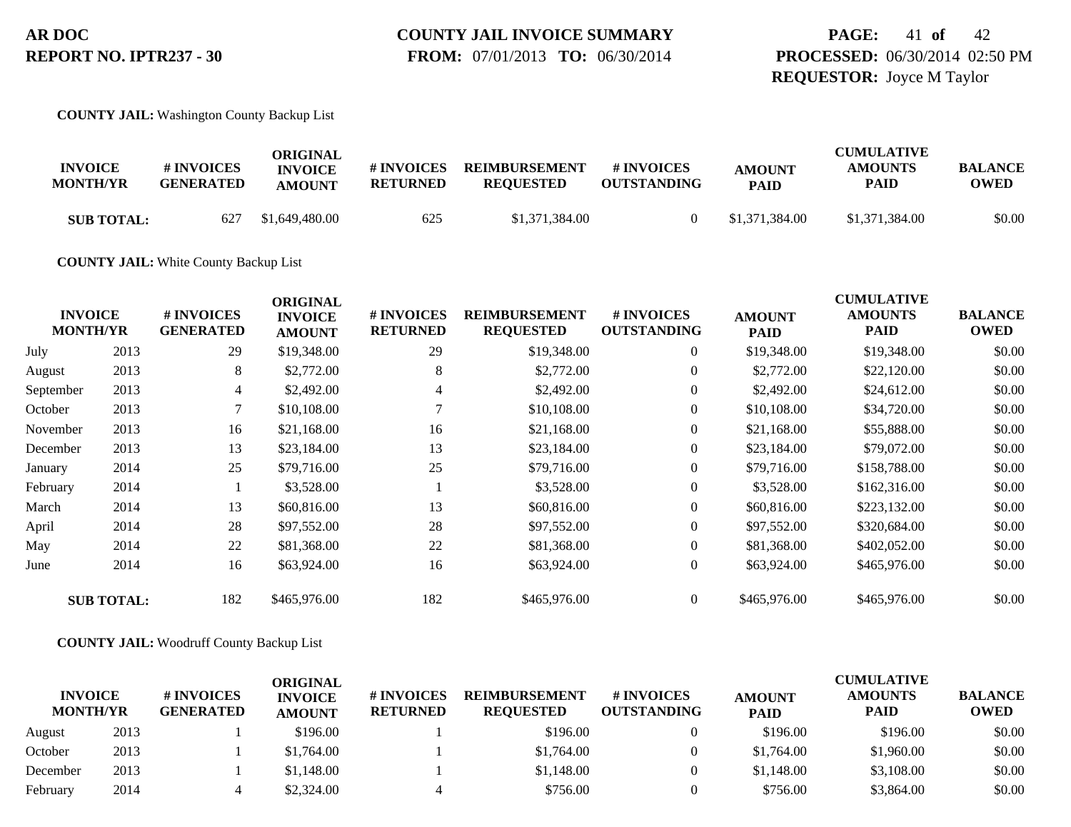**COUNTY JAIL:** Washington County Backup List

| INVOICE MONTH/YR | | # INVOICES GENERATED | ORIGINAL INVOICE AMOUNT | # INVOICES RETURNED | REIMBURSEMENT REQUESTED | # INVOICES OUTSTANDING | AMOUNT PAID | CUMULATIVE AMOUNTS PAID | BALANCE OWED |
|---|---|---|---|---|---|---|---|---|---|
| **SUB TOTAL:** | | 627 | $1,649,480.00 | 625 | $1,371,384.00 | 0 | $1,371,384.00 | $1,371,384.00 | $0.00 |

**COUNTY JAIL:** White County Backup List

| INVOICE MONTH/YR | | # INVOICES GENERATED | ORIGINAL INVOICE AMOUNT | # INVOICES RETURNED | REIMBURSEMENT REQUESTED | # INVOICES OUTSTANDING | AMOUNT PAID | CUMULATIVE AMOUNTS PAID | BALANCE OWED |
|---|---|---|---|---|---|---|---|---|---|
| July | 2013 | 29 | $19,348.00 | 29 | $19,348.00 | 0 | $19,348.00 | $19,348.00 | $0.00 |
| August | 2013 | 8 | $2,772.00 | 8 | $2,772.00 | 0 | $2,772.00 | $22,120.00 | $0.00 |
| September | 2013 | 4 | $2,492.00 | 4 | $2,492.00 | 0 | $2,492.00 | $24,612.00 | $0.00 |
| October | 2013 | 7 | $10,108.00 | 7 | $10,108.00 | 0 | $10,108.00 | $34,720.00 | $0.00 |
| November | 2013 | 16 | $21,168.00 | 16 | $21,168.00 | 0 | $21,168.00 | $55,888.00 | $0.00 |
| December | 2013 | 13 | $23,184.00 | 13 | $23,184.00 | 0 | $23,184.00 | $79,072.00 | $0.00 |
| January | 2014 | 25 | $79,716.00 | 25 | $79,716.00 | 0 | $79,716.00 | $158,788.00 | $0.00 |
| February | 2014 | 1 | $3,528.00 | 1 | $3,528.00 | 0 | $3,528.00 | $162,316.00 | $0.00 |
| March | 2014 | 13 | $60,816.00 | 13 | $60,816.00 | 0 | $60,816.00 | $223,132.00 | $0.00 |
| April | 2014 | 28 | $97,552.00 | 28 | $97,552.00 | 0 | $97,552.00 | $320,684.00 | $0.00 |
| May | 2014 | 22 | $81,368.00 | 22 | $81,368.00 | 0 | $81,368.00 | $402,052.00 | $0.00 |
| June | 2014 | 16 | $63,924.00 | 16 | $63,924.00 | 0 | $63,924.00 | $465,976.00 | $0.00 |
| **SUB TOTAL:** | | 182 | $465,976.00 | 182 | $465,976.00 | 0 | $465,976.00 | $465,976.00 | $0.00 |

**COUNTY JAIL:** Woodruff County Backup List

| INVOICE MONTH/YR | | # INVOICES GENERATED | ORIGINAL INVOICE AMOUNT | # INVOICES RETURNED | REIMBURSEMENT REQUESTED | # INVOICES OUTSTANDING | AMOUNT PAID | CUMULATIVE AMOUNTS PAID | BALANCE OWED |
|---|---|---|---|---|---|---|---|---|---|
| August | 2013 | 1 | $196.00 | 1 | $196.00 | 0 | $196.00 | $196.00 | $0.00 |
| October | 2013 | 1 | $1,764.00 | 1 | $1,764.00 | 0 | $1,764.00 | $1,960.00 | $0.00 |
| December | 2013 | 1 | $1,148.00 | 1 | $1,148.00 | 0 | $1,148.00 | $3,108.00 | $0.00 |
| February | 2014 | 4 | $2,324.00 | 4 | $756.00 | 0 | $756.00 | $3,864.00 | $0.00 |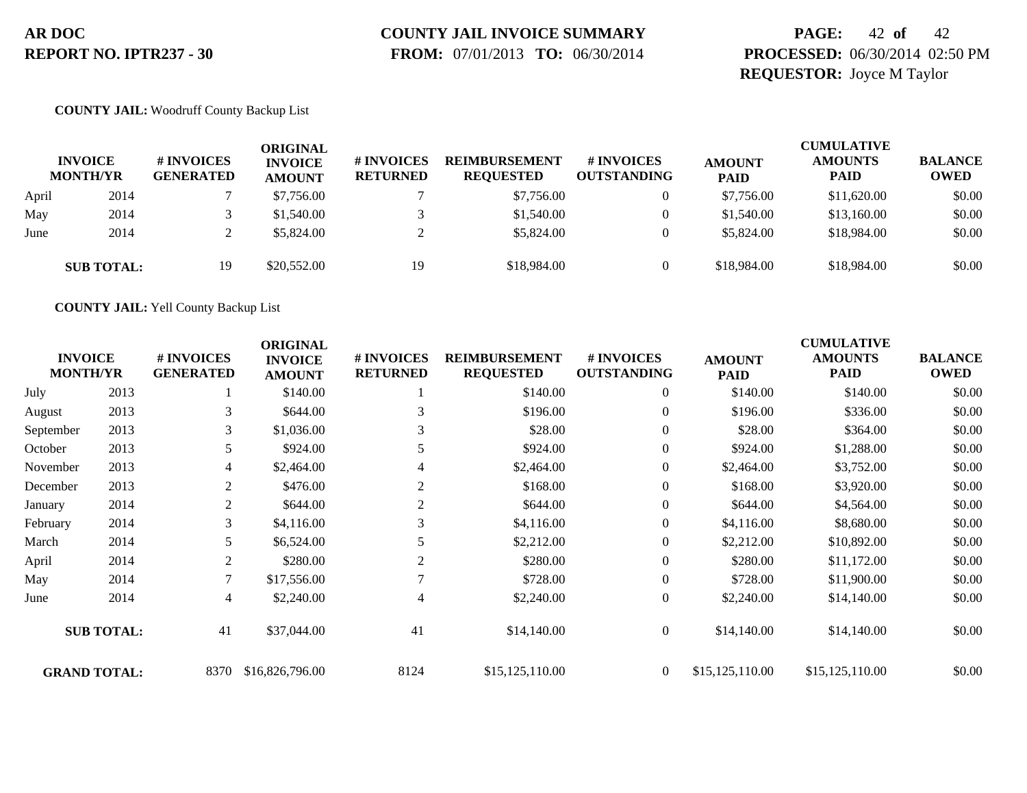**COUNTY JAIL:** Woodruff County Backup List

| INVOICE MONTH/YR | | # INVOICES GENERATED | ORIGINAL INVOICE AMOUNT | # INVOICES RETURNED | REIMBURSEMENT REQUESTED | # INVOICES OUTSTANDING | AMOUNT PAID | CUMULATIVE AMOUNTS PAID | BALANCE OWED |
|---|---|---|---|---|---|---|---|---|---|
| April | 2014 | 7 | $7,756.00 | 7 | $7,756.00 | 0 | $7,756.00 | $11,620.00 | $0.00 |
| May | 2014 | 3 | $1,540.00 | 3 | $1,540.00 | 0 | $1,540.00 | $13,160.00 | $0.00 |
| June | 2014 | 2 | $5,824.00 | 2 | $5,824.00 | 0 | $5,824.00 | $18,984.00 | $0.00 |
| **SUB TOTAL:** | | 19 | $20,552.00 | 19 | $18,984.00 | 0 | $18,984.00 | $18,984.00 | $0.00 |

**COUNTY JAIL:** Yell County Backup List

| INVOICE MONTH/YR | | # INVOICES GENERATED | ORIGINAL INVOICE AMOUNT | # INVOICES RETURNED | REIMBURSEMENT REQUESTED | # INVOICES OUTSTANDING | AMOUNT PAID | CUMULATIVE AMOUNTS PAID | BALANCE OWED |
|---|---|---|---|---|---|---|---|---|---|
| July | 2013 | 1 | $140.00 | 1 | $140.00 | 0 | $140.00 | $140.00 | $0.00 |
| August | 2013 | 3 | $644.00 | 3 | $196.00 | 0 | $196.00 | $336.00 | $0.00 |
| September | 2013 | 3 | $1,036.00 | 3 | $28.00 | 0 | $28.00 | $364.00 | $0.00 |
| October | 2013 | 5 | $924.00 | 5 | $924.00 | 0 | $924.00 | $1,288.00 | $0.00 |
| November | 2013 | 4 | $2,464.00 | 4 | $2,464.00 | 0 | $2,464.00 | $3,752.00 | $0.00 |
| December | 2013 | 2 | $476.00 | 2 | $168.00 | 0 | $168.00 | $3,920.00 | $0.00 |
| January | 2014 | 2 | $644.00 | 2 | $644.00 | 0 | $644.00 | $4,564.00 | $0.00 |
| February | 2014 | 3 | $4,116.00 | 3 | $4,116.00 | 0 | $4,116.00 | $8,680.00 | $0.00 |
| March | 2014 | 5 | $6,524.00 | 5 | $2,212.00 | 0 | $2,212.00 | $10,892.00 | $0.00 |
| April | 2014 | 2 | $280.00 | 2 | $280.00 | 0 | $280.00 | $11,172.00 | $0.00 |
| May | 2014 | 7 | $17,556.00 | 7 | $728.00 | 0 | $728.00 | $11,900.00 | $0.00 |
| June | 2014 | 4 | $2,240.00 | 4 | $2,240.00 | 0 | $2,240.00 | $14,140.00 | $0.00 |
| **SUB TOTAL:** | | 41 | $37,044.00 | 41 | $14,140.00 | 0 | $14,140.00 | $14,140.00 | $0.00 |
| **GRAND TOTAL:** | | 8370 | $16,826,796.00 | 8124 | $15,125,110.00 | 0 | $15,125,110.00 | $15,125,110.00 | $0.00 |